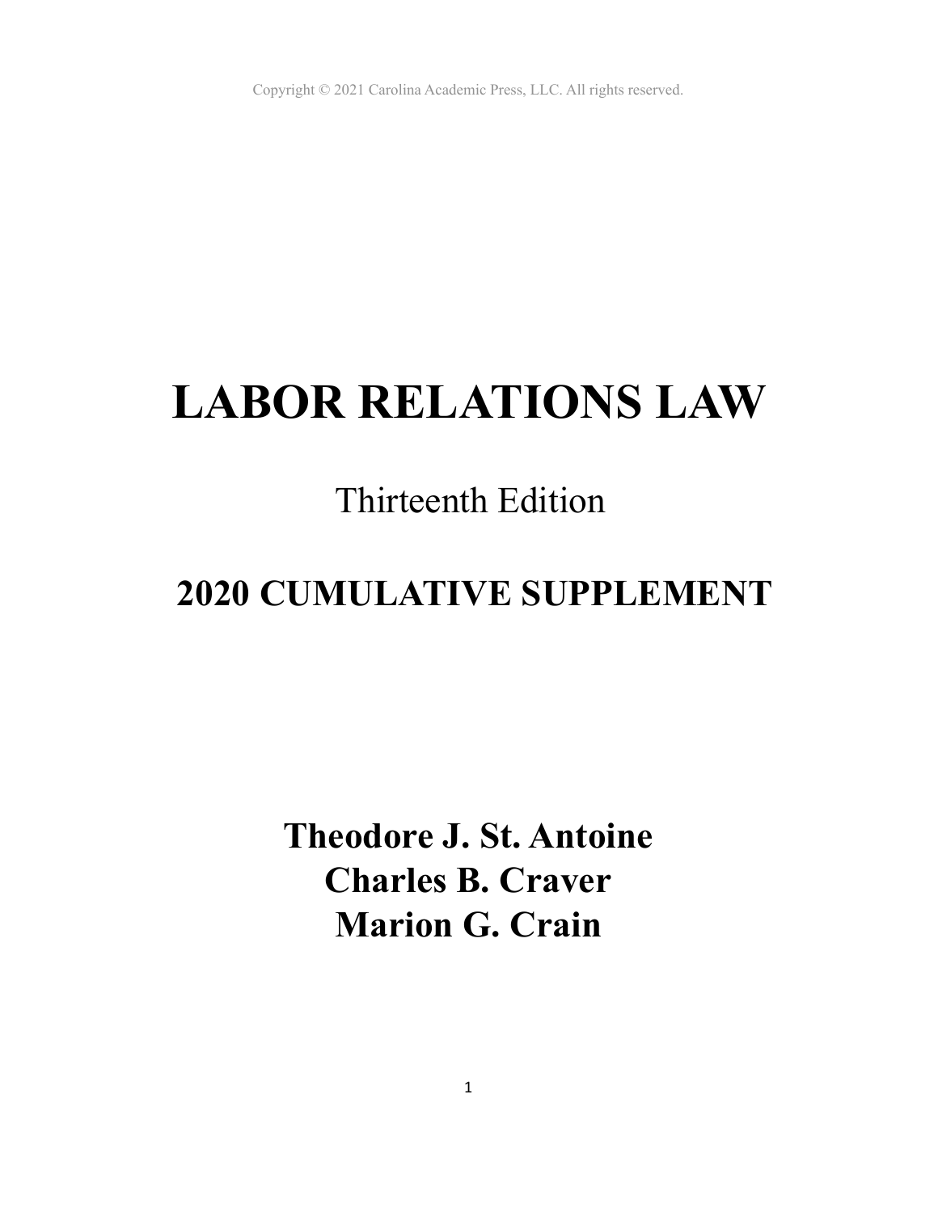Copyright © 2021 Carolina Academic Press, LLC. All rights reserved.

# LABOR RELATIONS LAW

Thirteenth Edition

## 2020 CUMULATIVE SUPPLEMENT

**Theodore J. St. Antoine**
**Charles B. Craver**
**Marion G. Crain**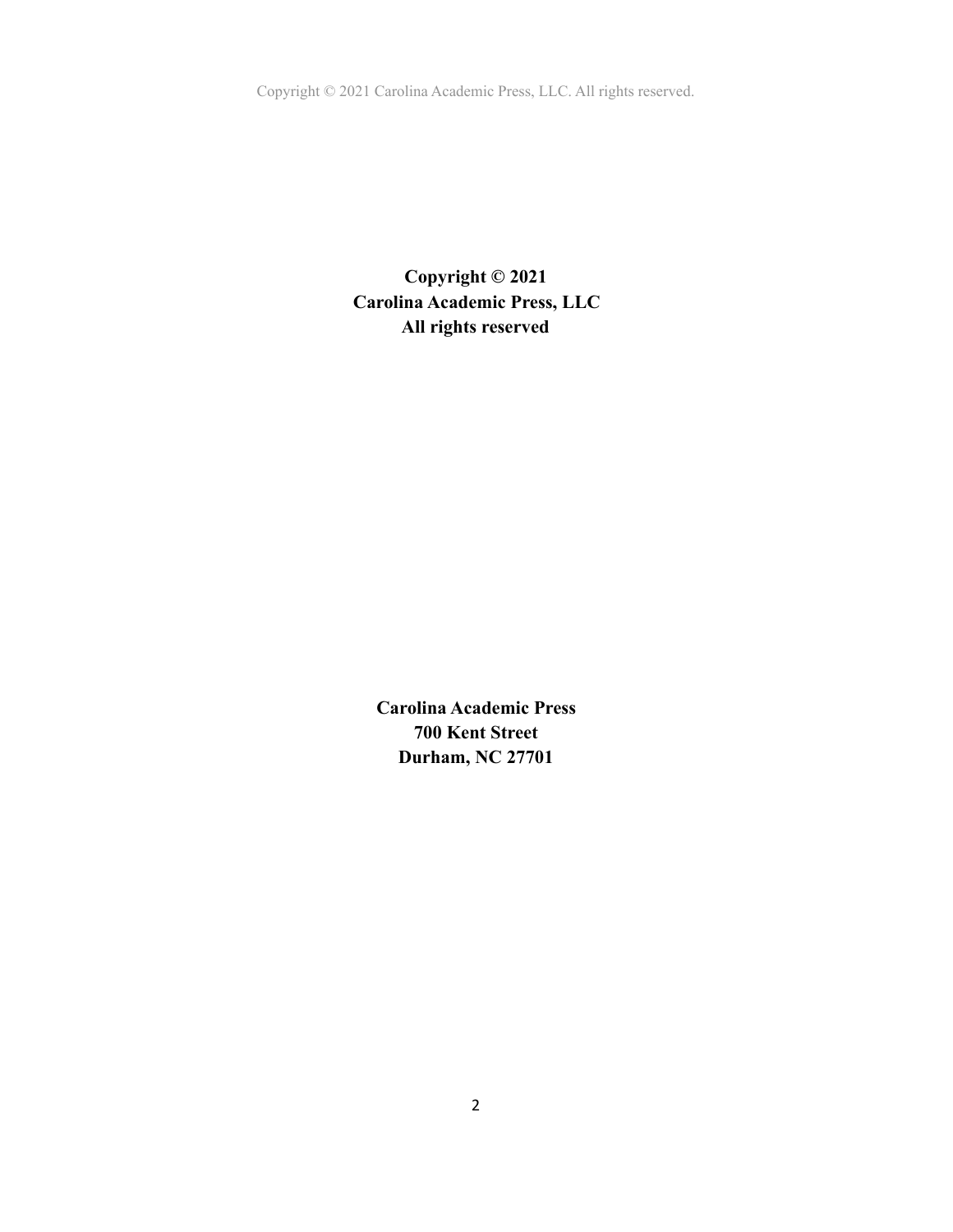**Copyright © 2021**
**Carolina Academic Press, LLC**
**All rights reserved**

**Carolina Academic Press**
**700 Kent Street**
**Durham, NC 27701**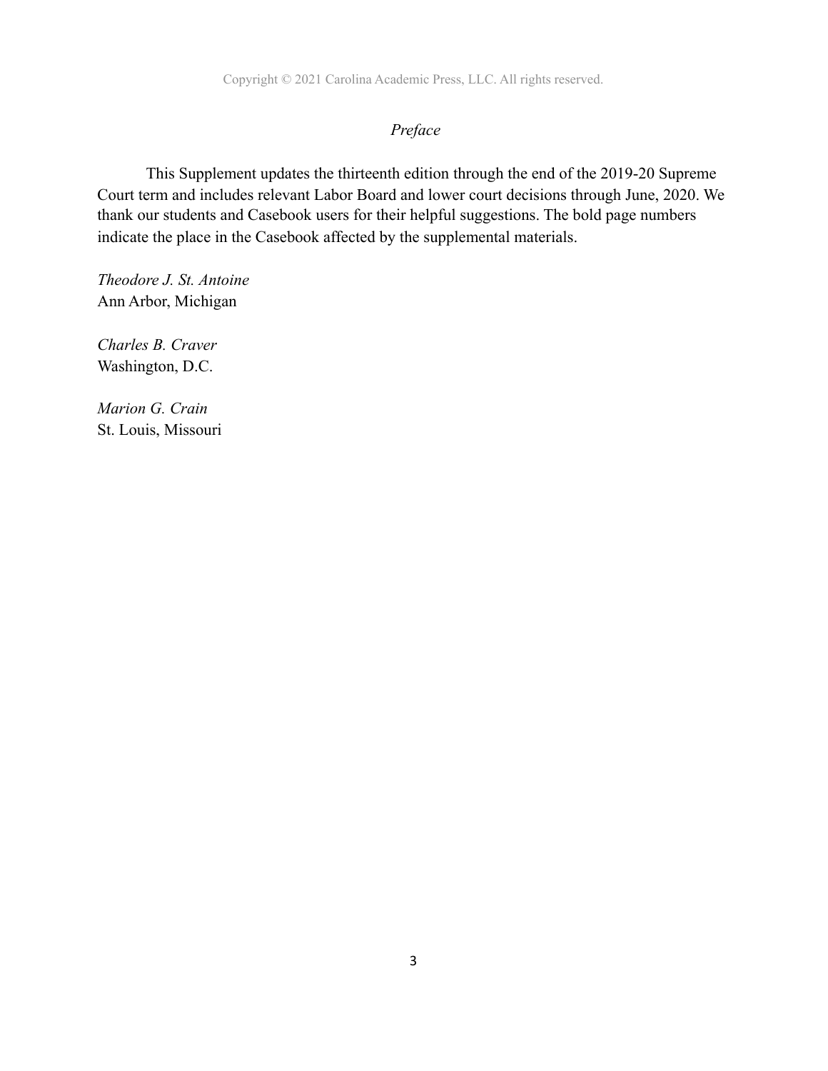Copyright © 2021 Carolina Academic Press, LLC. All rights reserved.

## *Preface*

This Supplement updates the thirteenth edition through the end of the 2019-20 Supreme Court term and includes relevant Labor Board and lower court decisions through June, 2020. We thank our students and Casebook users for their helpful suggestions. The bold page numbers indicate the place in the Casebook affected by the supplemental materials.

*Theodore J. St. Antoine*
Ann Arbor, Michigan

*Charles B. Craver*
Washington, D.C.

*Marion G. Crain*
St. Louis, Missouri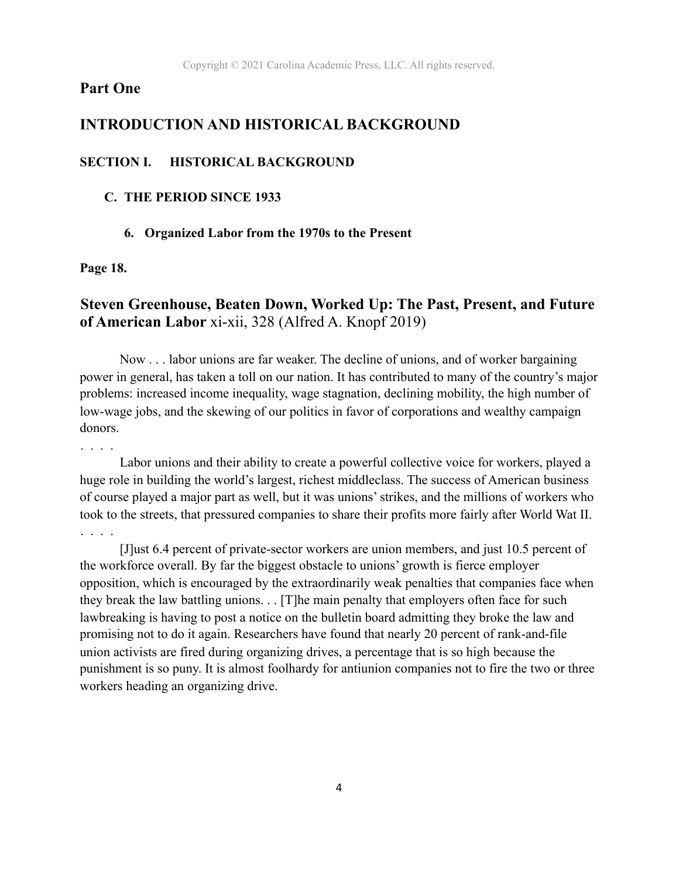## Part One

## INTRODUCTION AND HISTORICAL BACKGROUND

### SECTION I. HISTORICAL BACKGROUND

#### C. THE PERIOD SINCE 1933

##### 6. Organized Labor from the 1970s to the Present

**Page 18.**

### Steven Greenhouse, Beaten Down, Worked Up: The Past, Present, and Future of American Labor xi-xii, 328 (Alfred A. Knopf 2019)

Now . . . labor unions are far weaker. The decline of unions, and of worker bargaining power in general, has taken a toll on our nation. It has contributed to many of the country's major problems: increased income inequality, wage stagnation, declining mobility, the high number of low-wage jobs, and the skewing of our politics in favor of corporations and wealthy campaign donors.

. . . .

Labor unions and their ability to create a powerful collective voice for workers, played a huge role in building the world's largest, richest middleclass. The success of American business of course played a major part as well, but it was unions' strikes, and the millions of workers who took to the streets, that pressured companies to share their profits more fairly after World Wat II.

. . . .

[J]ust 6.4 percent of private-sector workers are union members, and just 10.5 percent of the workforce overall. By far the biggest obstacle to unions' growth is fierce employer opposition, which is encouraged by the extraordinarily weak penalties that companies face when they break the law battling unions. . . [T]he main penalty that employers often face for such lawbreaking is having to post a notice on the bulletin board admitting they broke the law and promising not to do it again. Researchers have found that nearly 20 percent of rank-and-file union activists are fired during organizing drives, a percentage that is so high because the punishment is so puny. It is almost foolhardy for antiunion companies not to fire the two or three workers heading an organizing drive.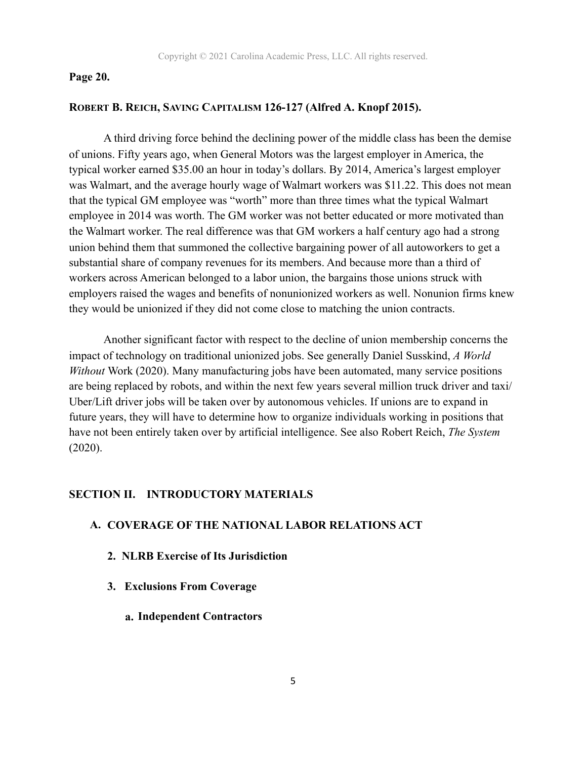**Page 20.**

**ROBERT B. REICH, SAVING CAPITALISM 126-127 (Alfred A. Knopf 2015).**

A third driving force behind the declining power of the middle class has been the demise of unions. Fifty years ago, when General Motors was the largest employer in America, the typical worker earned $35.00 an hour in today's dollars. By 2014, America's largest employer was Walmart, and the average hourly wage of Walmart workers was $11.22. This does not mean that the typical GM employee was "worth" more than three times what the typical Walmart employee in 2014 was worth. The GM worker was not better educated or more motivated than the Walmart worker. The real difference was that GM workers a half century ago had a strong union behind them that summoned the collective bargaining power of all autoworkers to get a substantial share of company revenues for its members. And because more than a third of workers across American belonged to a labor union, the bargains those unions struck with employers raised the wages and benefits of nonunionized workers as well. Nonunion firms knew they would be unionized if they did not come close to matching the union contracts.

Another significant factor with respect to the decline of union membership concerns the impact of technology on traditional unionized jobs. See generally Daniel Susskind, *A World Without* Work (2020). Many manufacturing jobs have been automated, many service positions are being replaced by robots, and within the next few years several million truck driver and taxi/ Uber/Lift driver jobs will be taken over by autonomous vehicles. If unions are to expand in future years, they will have to determine how to organize individuals working in positions that have not been entirely taken over by artificial intelligence. See also Robert Reich, *The System* (2020).

## SECTION II. INTRODUCTORY MATERIALS

### A. COVERAGE OF THE NATIONAL LABOR RELATIONS ACT

#### 2. NLRB Exercise of Its Jurisdiction

#### 3. Exclusions From Coverage

##### a. Independent Contractors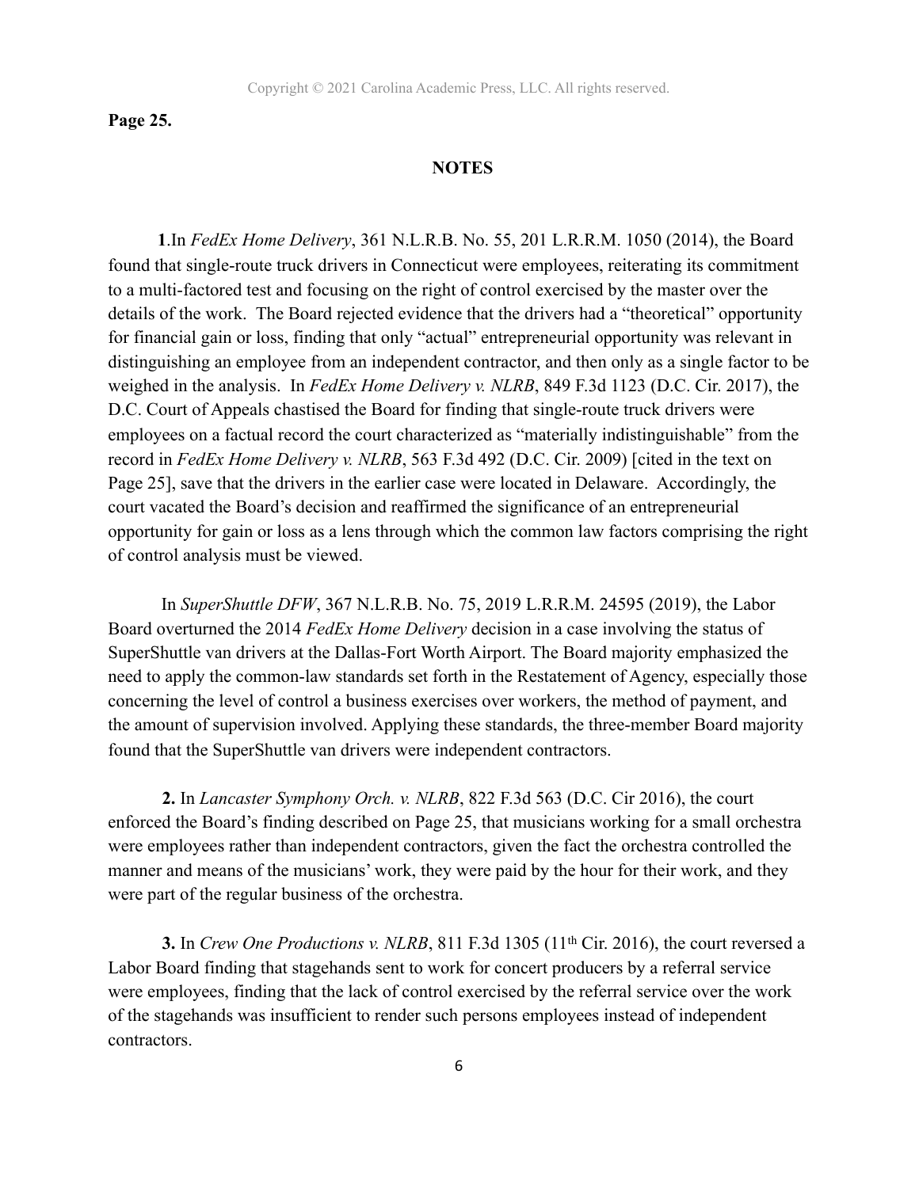**Page 25.**

## NOTES

**1**.In *FedEx Home Delivery*, 361 N.L.R.B. No. 55, 201 L.R.R.M. 1050 (2014), the Board found that single-route truck drivers in Connecticut were employees, reiterating its commitment to a multi-factored test and focusing on the right of control exercised by the master over the details of the work. The Board rejected evidence that the drivers had a "theoretical" opportunity for financial gain or loss, finding that only "actual" entrepreneurial opportunity was relevant in distinguishing an employee from an independent contractor, and then only as a single factor to be weighed in the analysis. In *FedEx Home Delivery v. NLRB*, 849 F.3d 1123 (D.C. Cir. 2017), the D.C. Court of Appeals chastised the Board for finding that single-route truck drivers were employees on a factual record the court characterized as "materially indistinguishable" from the record in *FedEx Home Delivery v. NLRB*, 563 F.3d 492 (D.C. Cir. 2009) [cited in the text on Page 25], save that the drivers in the earlier case were located in Delaware. Accordingly, the court vacated the Board's decision and reaffirmed the significance of an entrepreneurial opportunity for gain or loss as a lens through which the common law factors comprising the right of control analysis must be viewed.

In *SuperShuttle DFW*, 367 N.L.R.B. No. 75, 2019 L.R.R.M. 24595 (2019), the Labor Board overturned the 2014 *FedEx Home Delivery* decision in a case involving the status of SuperShuttle van drivers at the Dallas-Fort Worth Airport. The Board majority emphasized the need to apply the common-law standards set forth in the Restatement of Agency, especially those concerning the level of control a business exercises over workers, the method of payment, and the amount of supervision involved. Applying these standards, the three-member Board majority found that the SuperShuttle van drivers were independent contractors.

**2.** In *Lancaster Symphony Orch. v. NLRB*, 822 F.3d 563 (D.C. Cir 2016), the court enforced the Board's finding described on Page 25, that musicians working for a small orchestra were employees rather than independent contractors, given the fact the orchestra controlled the manner and means of the musicians' work, they were paid by the hour for their work, and they were part of the regular business of the orchestra.

**3.** In *Crew One Productions v. NLRB*, 811 F.3d 1305 (11th Cir. 2016), the court reversed a Labor Board finding that stagehands sent to work for concert producers by a referral service were employees, finding that the lack of control exercised by the referral service over the work of the stagehands was insufficient to render such persons employees instead of independent contractors.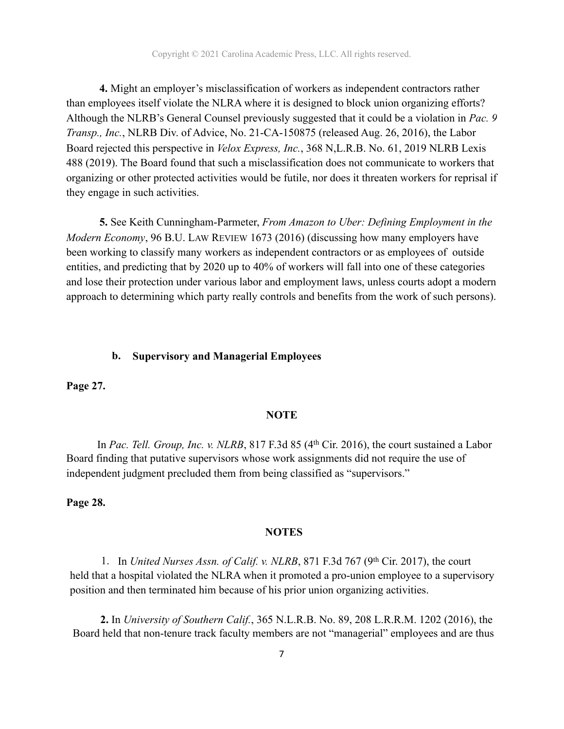**4.** Might an employer's misclassification of workers as independent contractors rather than employees itself violate the NLRA where it is designed to block union organizing efforts? Although the NLRB's General Counsel previously suggested that it could be a violation in *Pac. 9 Transp., Inc.*, NLRB Div. of Advice, No. 21-CA-150875 (released Aug. 26, 2016), the Labor Board rejected this perspective in *Velox Express, Inc.*, 368 N,L.R.B. No. 61, 2019 NLRB Lexis 488 (2019). The Board found that such a misclassification does not communicate to workers that organizing or other protected activities would be futile, nor does it threaten workers for reprisal if they engage in such activities.

**5.** See Keith Cunningham-Parmeter, *From Amazon to Uber: Defining Employment in the Modern Economy*, 96 B.U. LAW REVIEW 1673 (2016) (discussing how many employers have been working to classify many workers as independent contractors or as employees of outside entities, and predicting that by 2020 up to 40% of workers will fall into one of these categories and lose their protection under various labor and employment laws, unless courts adopt a modern approach to determining which party really controls and benefits from the work of such persons).

### b. Supervisory and Managerial Employees

**Page 27.**

**NOTE**

In *Pac. Tell. Group, Inc. v. NLRB*, 817 F.3d 85 (4th Cir. 2016), the court sustained a Labor Board finding that putative supervisors whose work assignments did not require the use of independent judgment precluded them from being classified as "supervisors."

**Page 28.**

**NOTES**

1. In *United Nurses Assn. of Calif. v. NLRB*, 871 F.3d 767 (9th Cir. 2017), the court held that a hospital violated the NLRA when it promoted a pro-union employee to a supervisory position and then terminated him because of his prior union organizing activities.

**2.** In *University of Southern Calif.*, 365 N.L.R.B. No. 89, 208 L.R.R.M. 1202 (2016), the Board held that non-tenure track faculty members are not "managerial" employees and are thus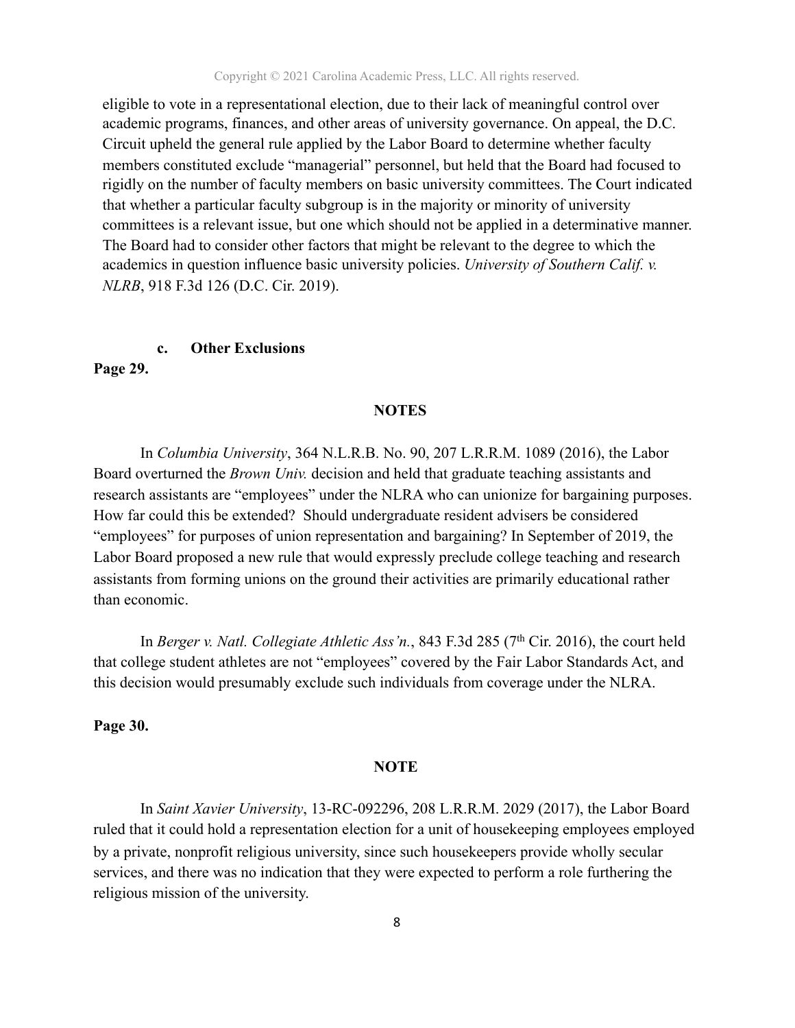eligible to vote in a representational election, due to their lack of meaningful control over academic programs, finances, and other areas of university governance. On appeal, the D.C. Circuit upheld the general rule applied by the Labor Board to determine whether faculty members constituted exclude "managerial" personnel, but held that the Board had focused to rigidly on the number of faculty members on basic university committees. The Court indicated that whether a particular faculty subgroup is in the majority or minority of university committees is a relevant issue, but one which should not be applied in a determinative manner. The Board had to consider other factors that might be relevant to the degree to which the academics in question influence basic university policies. *University of Southern Calif. v. NLRB*, 918 F.3d 126 (D.C. Cir. 2019).

### c. Other Exclusions

**Page 29.**

**NOTES**

In *Columbia University*, 364 N.L.R.B. No. 90, 207 L.R.R.M. 1089 (2016), the Labor Board overturned the *Brown Univ.* decision and held that graduate teaching assistants and research assistants are "employees" under the NLRA who can unionize for bargaining purposes. How far could this be extended? Should undergraduate resident advisers be considered "employees" for purposes of union representation and bargaining? In September of 2019, the Labor Board proposed a new rule that would expressly preclude college teaching and research assistants from forming unions on the ground their activities are primarily educational rather than economic.

In *Berger v. Natl. Collegiate Athletic Ass'n.*, 843 F.3d 285 (7th Cir. 2016), the court held that college student athletes are not "employees" covered by the Fair Labor Standards Act, and this decision would presumably exclude such individuals from coverage under the NLRA.

**Page 30.**

**NOTE**

In *Saint Xavier University*, 13-RC-092296, 208 L.R.R.M. 2029 (2017), the Labor Board ruled that it could hold a representation election for a unit of housekeeping employees employed by a private, nonprofit religious university, since such housekeepers provide wholly secular services, and there was no indication that they were expected to perform a role furthering the religious mission of the university.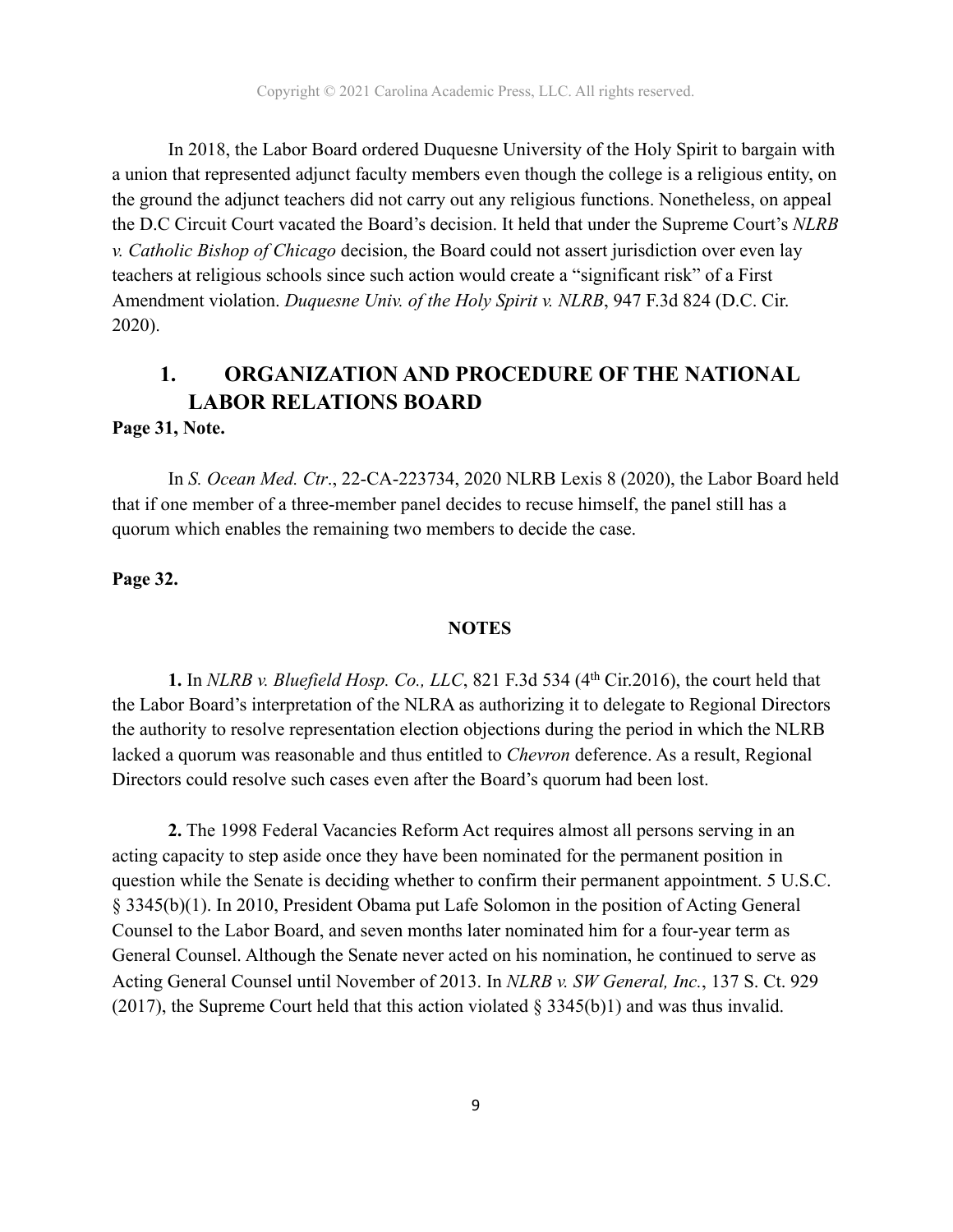In 2018, the Labor Board ordered Duquesne University of the Holy Spirit to bargain with a union that represented adjunct faculty members even though the college is a religious entity, on the ground the adjunct teachers did not carry out any religious functions. Nonetheless, on appeal the D.C Circuit Court vacated the Board's decision. It held that under the Supreme Court's *NLRB v. Catholic Bishop of Chicago* decision, the Board could not assert jurisdiction over even lay teachers at religious schools since such action would create a "significant risk" of a First Amendment violation. *Duquesne Univ. of the Holy Spirit v. NLRB*, 947 F.3d 824 (D.C. Cir. 2020).

## 1. ORGANIZATION AND PROCEDURE OF THE NATIONAL LABOR RELATIONS BOARD

**Page 31, Note.**

In *S. Ocean Med. Ctr*., 22-CA-223734, 2020 NLRB Lexis 8 (2020), the Labor Board held that if one member of a three-member panel decides to recuse himself, the panel still has a quorum which enables the remaining two members to decide the case.

**Page 32.**

**NOTES**

**1.** In *NLRB v. Bluefield Hosp. Co., LLC*, 821 F.3d 534 (4th Cir.2016), the court held that the Labor Board's interpretation of the NLRA as authorizing it to delegate to Regional Directors the authority to resolve representation election objections during the period in which the NLRB lacked a quorum was reasonable and thus entitled to *Chevron* deference. As a result, Regional Directors could resolve such cases even after the Board's quorum had been lost.

**2.** The 1998 Federal Vacancies Reform Act requires almost all persons serving in an acting capacity to step aside once they have been nominated for the permanent position in question while the Senate is deciding whether to confirm their permanent appointment. 5 U.S.C. § 3345(b)(1). In 2010, President Obama put Lafe Solomon in the position of Acting General Counsel to the Labor Board, and seven months later nominated him for a four-year term as General Counsel. Although the Senate never acted on his nomination, he continued to serve as Acting General Counsel until November of 2013. In *NLRB v. SW General, Inc.*, 137 S. Ct. 929 (2017), the Supreme Court held that this action violated § 3345(b)1) and was thus invalid.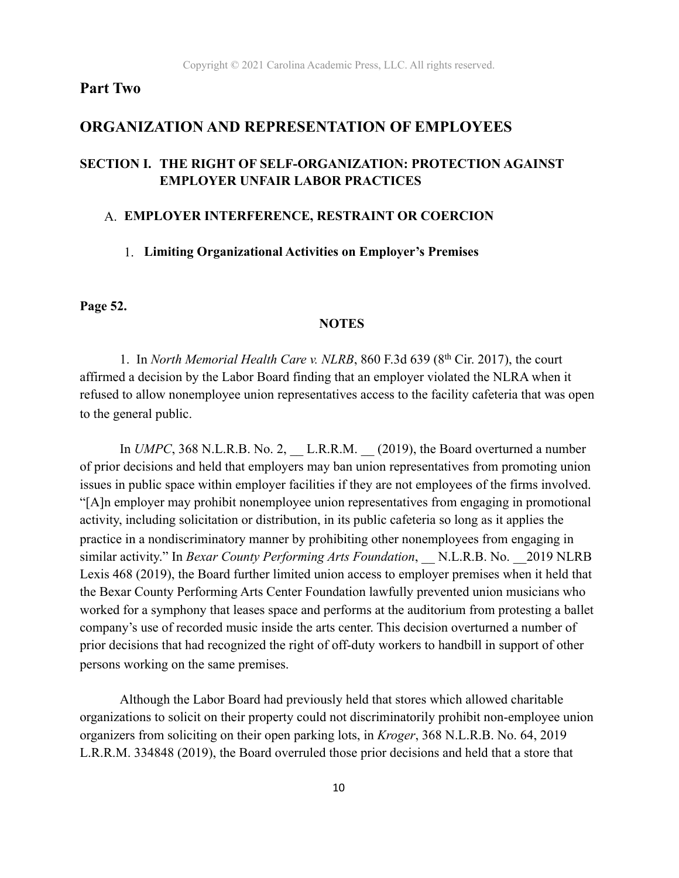## Part Two

## ORGANIZATION AND REPRESENTATION OF EMPLOYEES

### SECTION I. THE RIGHT OF SELF-ORGANIZATION: PROTECTION AGAINST EMPLOYER UNFAIR LABOR PRACTICES

#### A. EMPLOYER INTERFERENCE, RESTRAINT OR COERCION

##### 1. Limiting Organizational Activities on Employer's Premises

**Page 52.**

**NOTES**

1. In *North Memorial Health Care v. NLRB*, 860 F.3d 639 (8th Cir. 2017), the court affirmed a decision by the Labor Board finding that an employer violated the NLRA when it refused to allow nonemployee union representatives access to the facility cafeteria that was open to the general public.

In *UMPC*, 368 N.L.R.B. No. 2, __ L.R.R.M. __ (2019), the Board overturned a number of prior decisions and held that employers may ban union representatives from promoting union issues in public space within employer facilities if they are not employees of the firms involved. "[A]n employer may prohibit nonemployee union representatives from engaging in promotional activity, including solicitation or distribution, in its public cafeteria so long as it applies the practice in a nondiscriminatory manner by prohibiting other nonemployees from engaging in similar activity." In *Bexar County Performing Arts Foundation*, __ N.L.R.B. No. __2019 NLRB Lexis 468 (2019), the Board further limited union access to employer premises when it held that the Bexar County Performing Arts Center Foundation lawfully prevented union musicians who worked for a symphony that leases space and performs at the auditorium from protesting a ballet company's use of recorded music inside the arts center. This decision overturned a number of prior decisions that had recognized the right of off-duty workers to handbill in support of other persons working on the same premises.

Although the Labor Board had previously held that stores which allowed charitable organizations to solicit on their property could not discriminatorily prohibit non-employee union organizers from soliciting on their open parking lots, in *Kroger*, 368 N.L.R.B. No. 64, 2019 L.R.R.M. 334848 (2019), the Board overruled those prior decisions and held that a store that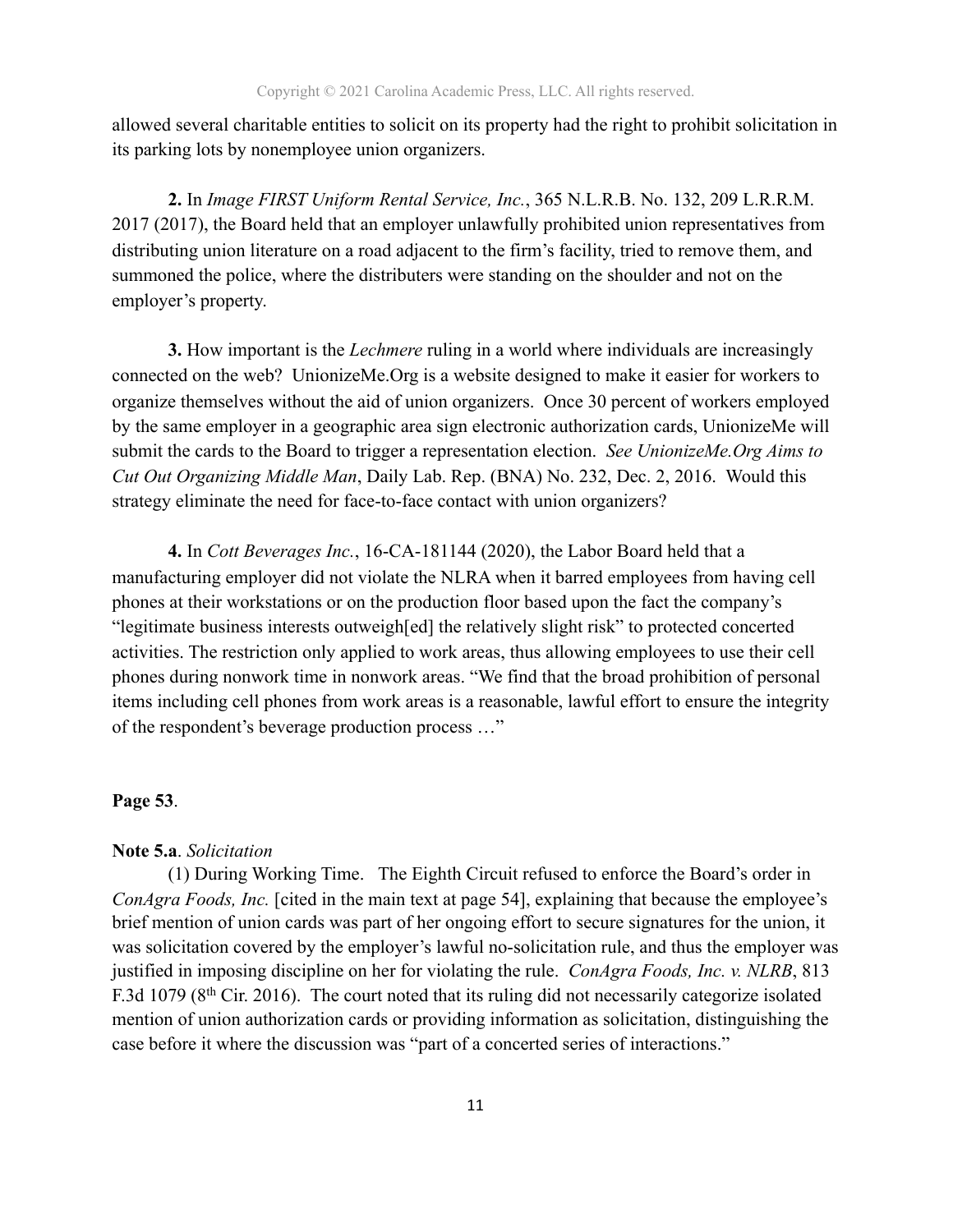allowed several charitable entities to solicit on its property had the right to prohibit solicitation in its parking lots by nonemployee union organizers.

**2.** In *Image FIRST Uniform Rental Service, Inc.*, 365 N.L.R.B. No. 132, 209 L.R.R.M. 2017 (2017), the Board held that an employer unlawfully prohibited union representatives from distributing union literature on a road adjacent to the firm's facility, tried to remove them, and summoned the police, where the distributers were standing on the shoulder and not on the employer's property.

**3.** How important is the *Lechmere* ruling in a world where individuals are increasingly connected on the web? UnionizeMe.Org is a website designed to make it easier for workers to organize themselves without the aid of union organizers. Once 30 percent of workers employed by the same employer in a geographic area sign electronic authorization cards, UnionizeMe will submit the cards to the Board to trigger a representation election. *See UnionizeMe.Org Aims to Cut Out Organizing Middle Man*, Daily Lab. Rep. (BNA) No. 232, Dec. 2, 2016. Would this strategy eliminate the need for face-to-face contact with union organizers?

**4.** In *Cott Beverages Inc.*, 16-CA-181144 (2020), the Labor Board held that a manufacturing employer did not violate the NLRA when it barred employees from having cell phones at their workstations or on the production floor based upon the fact the company's "legitimate business interests outweigh[ed] the relatively slight risk" to protected concerted activities. The restriction only applied to work areas, thus allowing employees to use their cell phones during nonwork time in nonwork areas. "We find that the broad prohibition of personal items including cell phones from work areas is a reasonable, lawful effort to ensure the integrity of the respondent's beverage production process …"

**Page 53**.

**Note 5.a**. *Solicitation*

(1) During Working Time. The Eighth Circuit refused to enforce the Board's order in *ConAgra Foods, Inc.* [cited in the main text at page 54], explaining that because the employee's brief mention of union cards was part of her ongoing effort to secure signatures for the union, it was solicitation covered by the employer's lawful no-solicitation rule, and thus the employer was justified in imposing discipline on her for violating the rule. *ConAgra Foods, Inc. v. NLRB*, 813 F.3d 1079 (8th Cir. 2016). The court noted that its ruling did not necessarily categorize isolated mention of union authorization cards or providing information as solicitation, distinguishing the case before it where the discussion was "part of a concerted series of interactions."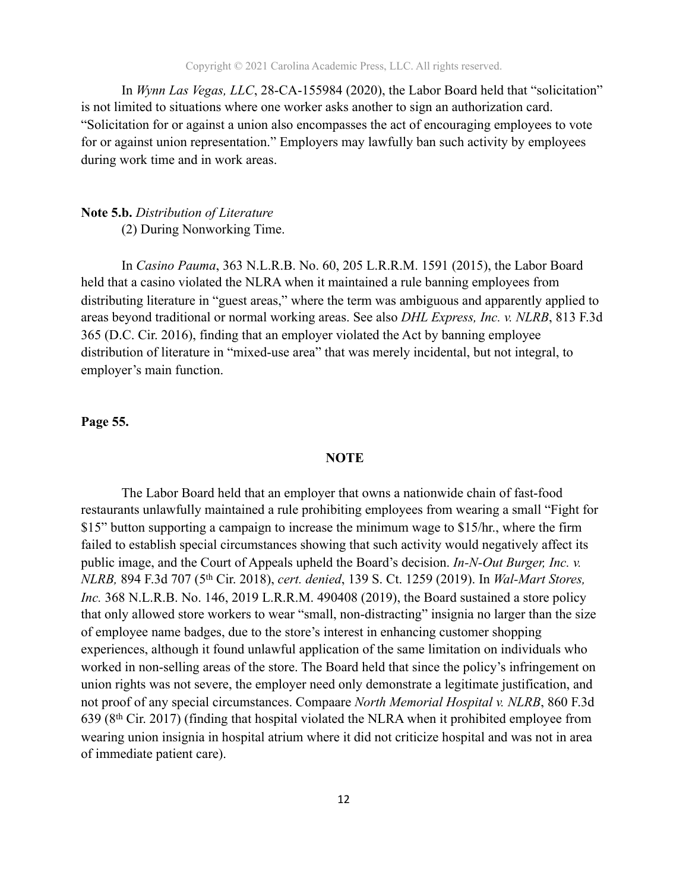In *Wynn Las Vegas, LLC*, 28-CA-155984 (2020), the Labor Board held that "solicitation" is not limited to situations where one worker asks another to sign an authorization card. "Solicitation for or against a union also encompasses the act of encouraging employees to vote for or against union representation." Employers may lawfully ban such activity by employees during work time and in work areas.

**Note 5.b.** *Distribution of Literature*

(2) During Nonworking Time.

In *Casino Pauma*, 363 N.L.R.B. No. 60, 205 L.R.R.M. 1591 (2015), the Labor Board held that a casino violated the NLRA when it maintained a rule banning employees from distributing literature in "guest areas," where the term was ambiguous and apparently applied to areas beyond traditional or normal working areas. See also *DHL Express, Inc. v. NLRB*, 813 F.3d 365 (D.C. Cir. 2016), finding that an employer violated the Act by banning employee distribution of literature in "mixed-use area" that was merely incidental, but not integral, to employer's main function.

**Page 55.**

**NOTE**

The Labor Board held that an employer that owns a nationwide chain of fast-food restaurants unlawfully maintained a rule prohibiting employees from wearing a small "Fight for $15" button supporting a campaign to increase the minimum wage to $15/hr., where the firm failed to establish special circumstances showing that such activity would negatively affect its public image, and the Court of Appeals upheld the Board's decision. *In-N-Out Burger, Inc. v. NLRB,* 894 F.3d 707 (5th Cir. 2018), *cert. denied*, 139 S. Ct. 1259 (2019). In *Wal-Mart Stores, Inc.* 368 N.L.R.B. No. 146, 2019 L.R.R.M. 490408 (2019), the Board sustained a store policy that only allowed store workers to wear "small, non-distracting" insignia no larger than the size of employee name badges, due to the store's interest in enhancing customer shopping experiences, although it found unlawful application of the same limitation on individuals who worked in non-selling areas of the store. The Board held that since the policy's infringement on union rights was not severe, the employer need only demonstrate a legitimate justification, and not proof of any special circumstances. Compaare *North Memorial Hospital v. NLRB*, 860 F.3d 639 (8th Cir. 2017) (finding that hospital violated the NLRA when it prohibited employee from wearing union insignia in hospital atrium where it did not criticize hospital and was not in area of immediate patient care).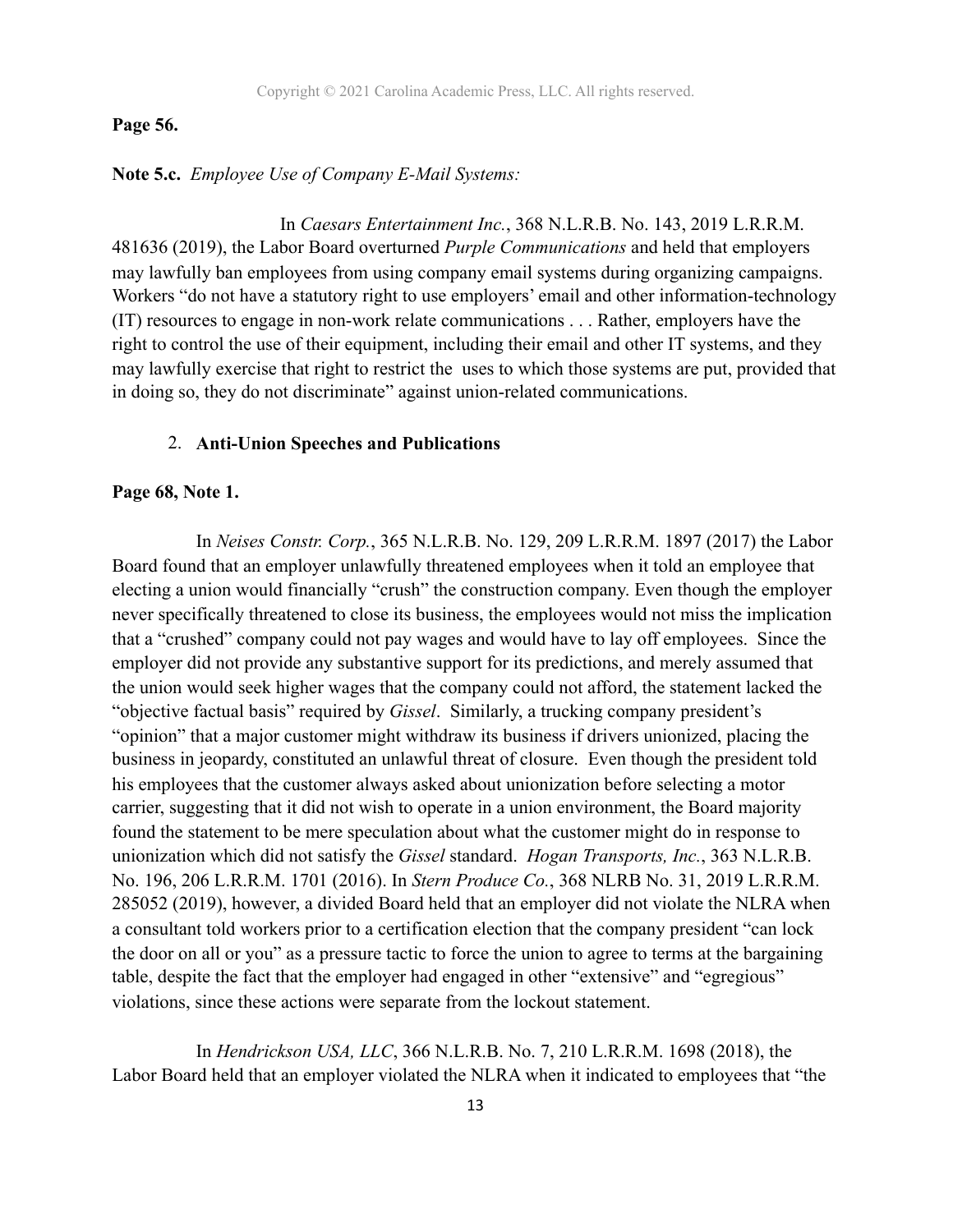**Page 56.**

**Note 5.c.** *Employee Use of Company E-Mail Systems:*

In *Caesars Entertainment Inc.*, 368 N.L.R.B. No. 143, 2019 L.R.R.M. 481636 (2019), the Labor Board overturned *Purple Communications* and held that employers may lawfully ban employees from using company email systems during organizing campaigns. Workers "do not have a statutory right to use employers' email and other information-technology (IT) resources to engage in non-work relate communications . . . Rather, employers have the right to control the use of their equipment, including their email and other IT systems, and they may lawfully exercise that right to restrict the uses to which those systems are put, provided that in doing so, they do not discriminate" against union-related communications.

2. **Anti-Union Speeches and Publications**

**Page 68, Note 1.**

In *Neises Constr. Corp.*, 365 N.L.R.B. No. 129, 209 L.R.R.M. 1897 (2017) the Labor Board found that an employer unlawfully threatened employees when it told an employee that electing a union would financially "crush" the construction company. Even though the employer never specifically threatened to close its business, the employees would not miss the implication that a "crushed" company could not pay wages and would have to lay off employees. Since the employer did not provide any substantive support for its predictions, and merely assumed that the union would seek higher wages that the company could not afford, the statement lacked the "objective factual basis" required by *Gissel*. Similarly, a trucking company president's "opinion" that a major customer might withdraw its business if drivers unionized, placing the business in jeopardy, constituted an unlawful threat of closure. Even though the president told his employees that the customer always asked about unionization before selecting a motor carrier, suggesting that it did not wish to operate in a union environment, the Board majority found the statement to be mere speculation about what the customer might do in response to unionization which did not satisfy the *Gissel* standard. *Hogan Transports, Inc.*, 363 N.L.R.B. No. 196, 206 L.R.R.M. 1701 (2016). In *Stern Produce Co.*, 368 NLRB No. 31, 2019 L.R.R.M. 285052 (2019), however, a divided Board held that an employer did not violate the NLRA when a consultant told workers prior to a certification election that the company president "can lock the door on all or you" as a pressure tactic to force the union to agree to terms at the bargaining table, despite the fact that the employer had engaged in other "extensive" and "egregious" violations, since these actions were separate from the lockout statement.

In *Hendrickson USA, LLC*, 366 N.L.R.B. No. 7, 210 L.R.R.M. 1698 (2018), the Labor Board held that an employer violated the NLRA when it indicated to employees that "the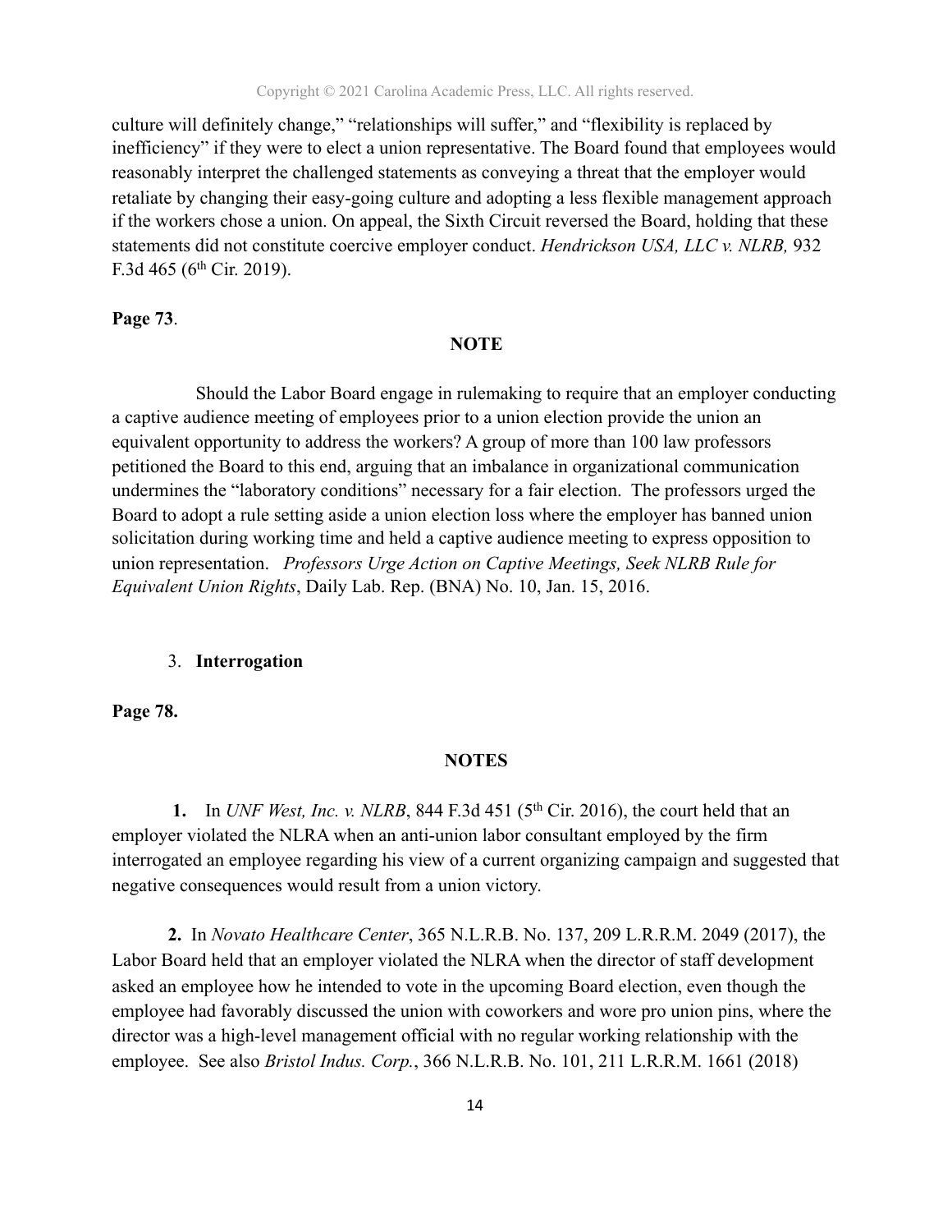culture will definitely change," "relationships will suffer," and "flexibility is replaced by inefficiency" if they were to elect a union representative. The Board found that employees would reasonably interpret the challenged statements as conveying a threat that the employer would retaliate by changing their easy-going culture and adopting a less flexible management approach if the workers chose a union. On appeal, the Sixth Circuit reversed the Board, holding that these statements did not constitute coercive employer conduct. *Hendrickson USA, LLC v. NLRB,* 932 F.3d 465 (6th Cir. 2019).

**Page 73**.

**NOTE**

Should the Labor Board engage in rulemaking to require that an employer conducting a captive audience meeting of employees prior to a union election provide the union an equivalent opportunity to address the workers? A group of more than 100 law professors petitioned the Board to this end, arguing that an imbalance in organizational communication undermines the "laboratory conditions" necessary for a fair election. The professors urged the Board to adopt a rule setting aside a union election loss where the employer has banned union solicitation during working time and held a captive audience meeting to express opposition to union representation. *Professors Urge Action on Captive Meetings, Seek NLRB Rule for Equivalent Union Rights*, Daily Lab. Rep. (BNA) No. 10, Jan. 15, 2016.

3. **Interrogation**

**Page 78.**

**NOTES**

**1.** In *UNF West, Inc. v. NLRB*, 844 F.3d 451 (5th Cir. 2016), the court held that an employer violated the NLRA when an anti-union labor consultant employed by the firm interrogated an employee regarding his view of a current organizing campaign and suggested that negative consequences would result from a union victory.

**2.** In *Novato Healthcare Center*, 365 N.L.R.B. No. 137, 209 L.R.R.M. 2049 (2017), the Labor Board held that an employer violated the NLRA when the director of staff development asked an employee how he intended to vote in the upcoming Board election, even though the employee had favorably discussed the union with coworkers and wore pro union pins, where the director was a high-level management official with no regular working relationship with the employee. See also *Bristol Indus. Corp.*, 366 N.L.R.B. No. 101, 211 L.R.R.M. 1661 (2018)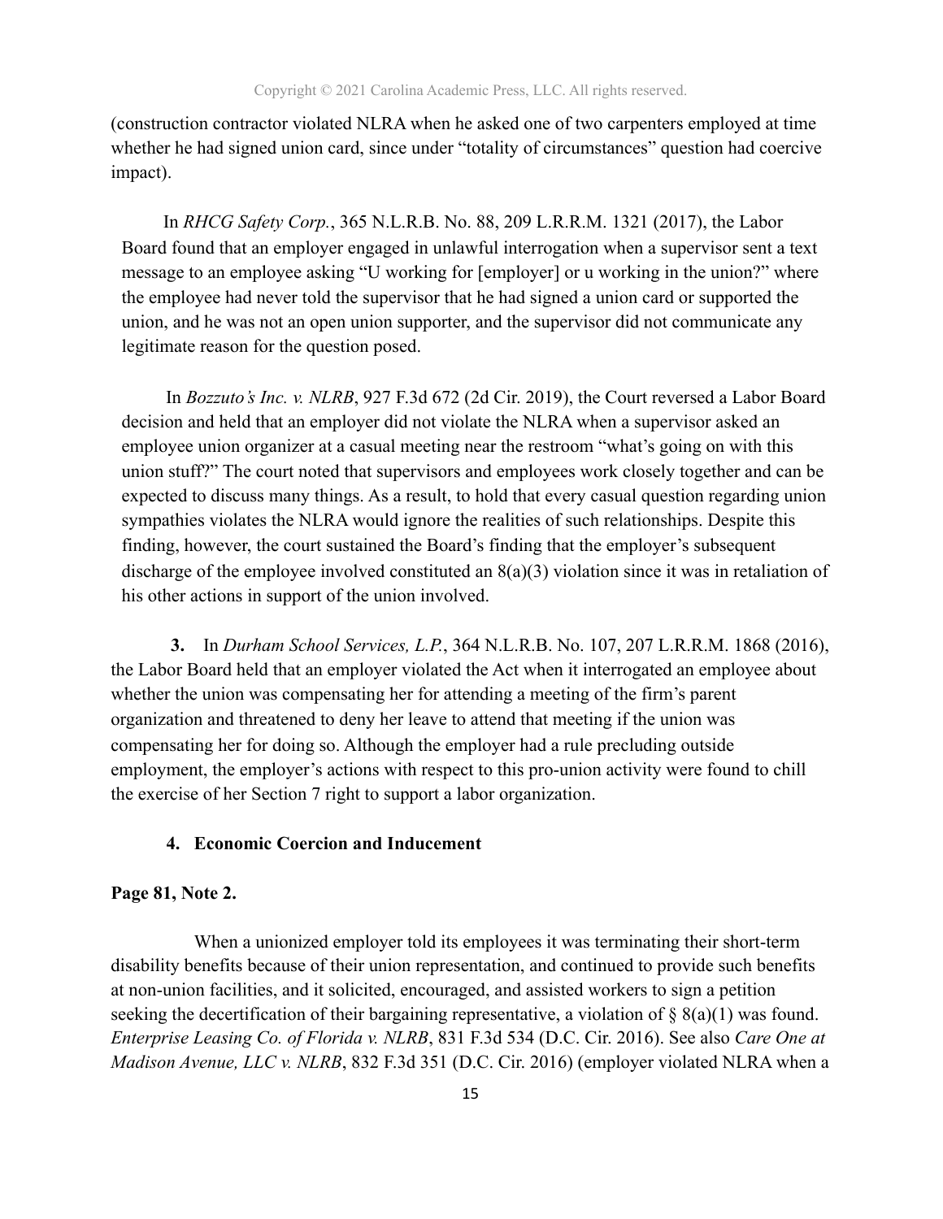(construction contractor violated NLRA when he asked one of two carpenters employed at time whether he had signed union card, since under "totality of circumstances" question had coercive impact).

In *RHCG Safety Corp.*, 365 N.L.R.B. No. 88, 209 L.R.R.M. 1321 (2017), the Labor Board found that an employer engaged in unlawful interrogation when a supervisor sent a text message to an employee asking "U working for [employer] or u working in the union?" where the employee had never told the supervisor that he had signed a union card or supported the union, and he was not an open union supporter, and the supervisor did not communicate any legitimate reason for the question posed.

In *Bozzuto's Inc. v. NLRB*, 927 F.3d 672 (2d Cir. 2019), the Court reversed a Labor Board decision and held that an employer did not violate the NLRA when a supervisor asked an employee union organizer at a casual meeting near the restroom "what's going on with this union stuff?" The court noted that supervisors and employees work closely together and can be expected to discuss many things. As a result, to hold that every casual question regarding union sympathies violates the NLRA would ignore the realities of such relationships. Despite this finding, however, the court sustained the Board's finding that the employer's subsequent discharge of the employee involved constituted an 8(a)(3) violation since it was in retaliation of his other actions in support of the union involved.

**3.** In *Durham School Services, L.P.*, 364 N.L.R.B. No. 107, 207 L.R.R.M. 1868 (2016), the Labor Board held that an employer violated the Act when it interrogated an employee about whether the union was compensating her for attending a meeting of the firm's parent organization and threatened to deny her leave to attend that meeting if the union was compensating her for doing so. Although the employer had a rule precluding outside employment, the employer's actions with respect to this pro-union activity were found to chill the exercise of her Section 7 right to support a labor organization.

### 4. Economic Coercion and Inducement

**Page 81, Note 2.**

When a unionized employer told its employees it was terminating their short-term disability benefits because of their union representation, and continued to provide such benefits at non-union facilities, and it solicited, encouraged, and assisted workers to sign a petition seeking the decertification of their bargaining representative, a violation of § 8(a)(1) was found. *Enterprise Leasing Co. of Florida v. NLRB*, 831 F.3d 534 (D.C. Cir. 2016). See also *Care One at Madison Avenue, LLC v. NLRB*, 832 F.3d 351 (D.C. Cir. 2016) (employer violated NLRA when a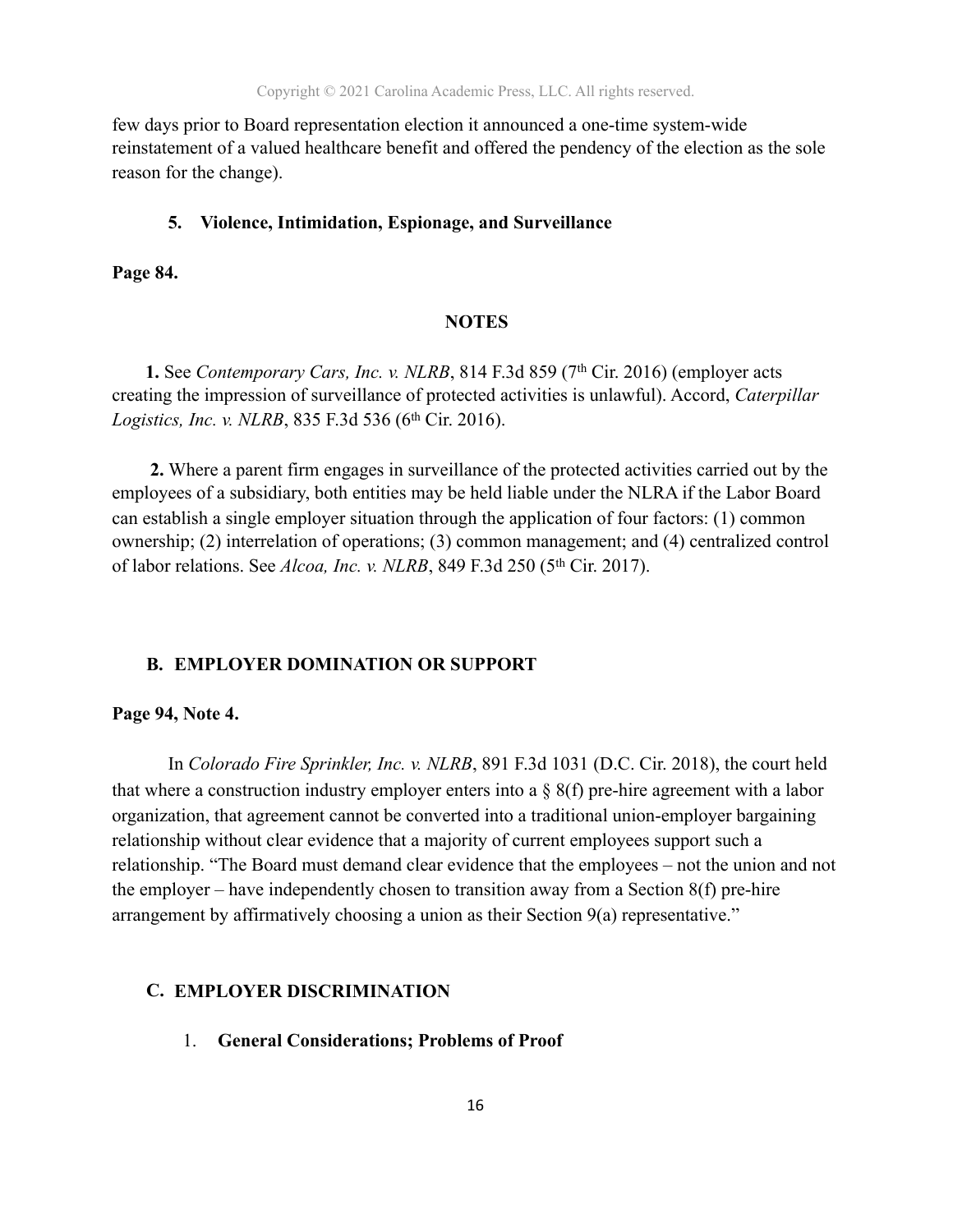few days prior to Board representation election it announced a one-time system-wide reinstatement of a valued healthcare benefit and offered the pendency of the election as the sole reason for the change).

### 5. Violence, Intimidation, Espionage, and Surveillance

**Page 84.**

**NOTES**

**1.** See *Contemporary Cars, Inc. v. NLRB*, 814 F.3d 859 (7th Cir. 2016) (employer acts creating the impression of surveillance of protected activities is unlawful). Accord, *Caterpillar Logistics, Inc. v. NLRB*, 835 F.3d 536 (6th Cir. 2016).

**2.** Where a parent firm engages in surveillance of the protected activities carried out by the employees of a subsidiary, both entities may be held liable under the NLRA if the Labor Board can establish a single employer situation through the application of four factors: (1) common ownership; (2) interrelation of operations; (3) common management; and (4) centralized control of labor relations. See *Alcoa, Inc. v. NLRB*, 849 F.3d 250 (5th Cir. 2017).

## B. EMPLOYER DOMINATION OR SUPPORT

**Page 94, Note 4.**

In *Colorado Fire Sprinkler, Inc. v. NLRB*, 891 F.3d 1031 (D.C. Cir. 2018), the court held that where a construction industry employer enters into a § 8(f) pre-hire agreement with a labor organization, that agreement cannot be converted into a traditional union-employer bargaining relationship without clear evidence that a majority of current employees support such a relationship. "The Board must demand clear evidence that the employees – not the union and not the employer – have independently chosen to transition away from a Section 8(f) pre-hire arrangement by affirmatively choosing a union as their Section 9(a) representative."

## C. EMPLOYER DISCRIMINATION

### 1. General Considerations; Problems of Proof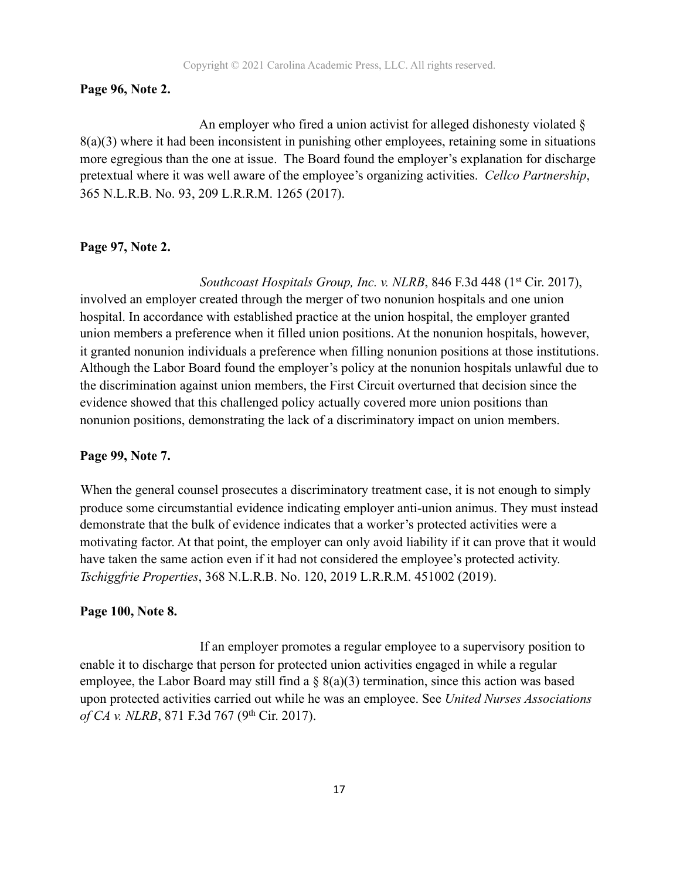**Page 96, Note 2.**

An employer who fired a union activist for alleged dishonesty violated § 8(a)(3) where it had been inconsistent in punishing other employees, retaining some in situations more egregious than the one at issue. The Board found the employer's explanation for discharge pretextual where it was well aware of the employee's organizing activities. *Cellco Partnership*, 365 N.L.R.B. No. 93, 209 L.R.R.M. 1265 (2017).

**Page 97, Note 2.**

*Southcoast Hospitals Group, Inc. v. NLRB*, 846 F.3d 448 (1st Cir. 2017), involved an employer created through the merger of two nonunion hospitals and one union hospital. In accordance with established practice at the union hospital, the employer granted union members a preference when it filled union positions. At the nonunion hospitals, however, it granted nonunion individuals a preference when filling nonunion positions at those institutions. Although the Labor Board found the employer's policy at the nonunion hospitals unlawful due to the discrimination against union members, the First Circuit overturned that decision since the evidence showed that this challenged policy actually covered more union positions than nonunion positions, demonstrating the lack of a discriminatory impact on union members.

**Page 99, Note 7.**

When the general counsel prosecutes a discriminatory treatment case, it is not enough to simply produce some circumstantial evidence indicating employer anti-union animus. They must instead demonstrate that the bulk of evidence indicates that a worker's protected activities were a motivating factor. At that point, the employer can only avoid liability if it can prove that it would have taken the same action even if it had not considered the employee's protected activity. *Tschiggfrie Properties*, 368 N.L.R.B. No. 120, 2019 L.R.R.M. 451002 (2019).

**Page 100, Note 8.**

If an employer promotes a regular employee to a supervisory position to enable it to discharge that person for protected union activities engaged in while a regular employee, the Labor Board may still find a § 8(a)(3) termination, since this action was based upon protected activities carried out while he was an employee. See *United Nurses Associations of CA v. NLRB*, 871 F.3d 767 (9th Cir. 2017).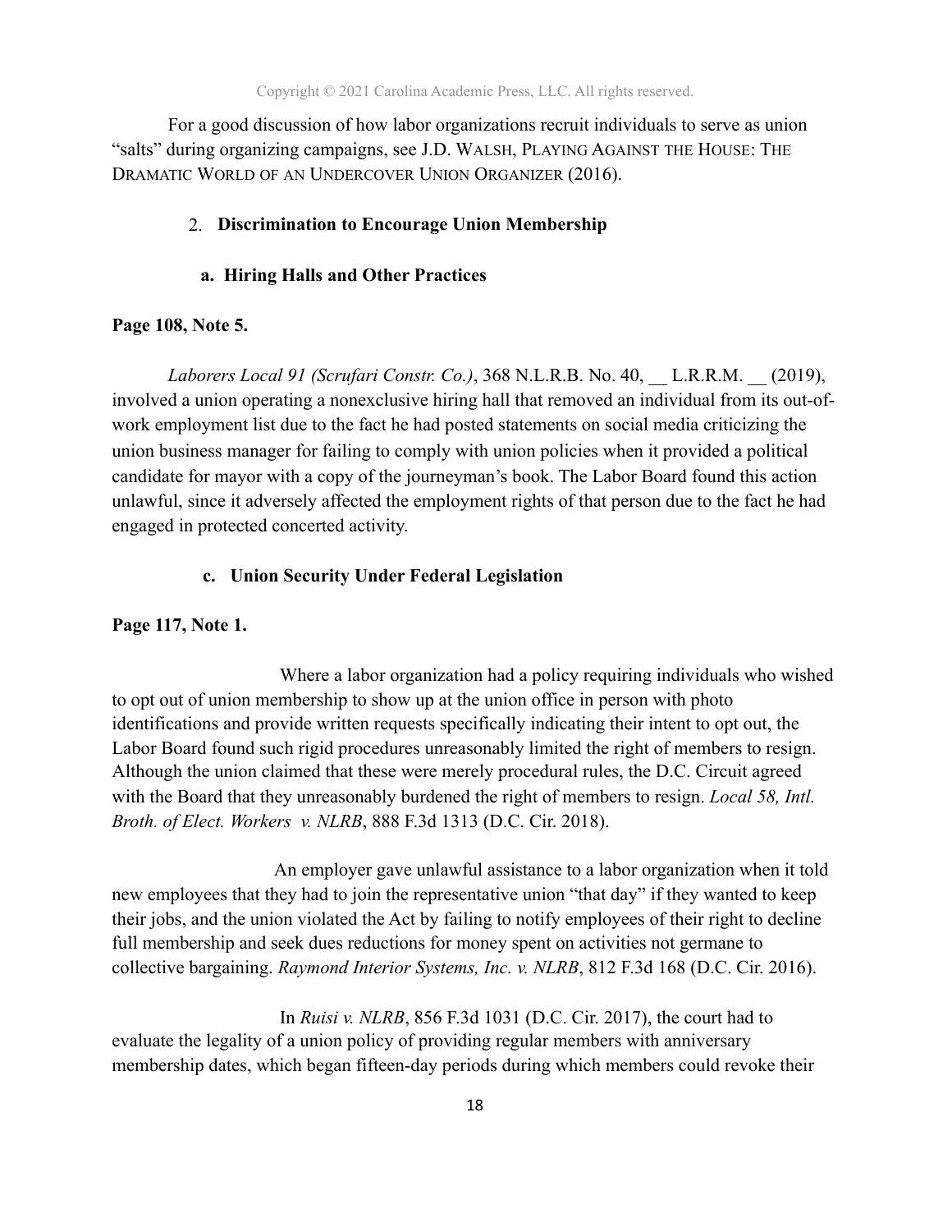For a good discussion of how labor organizations recruit individuals to serve as union "salts" during organizing campaigns, see J.D. Walsh, Playing Against the House: The Dramatic World of an Undercover Union Organizer (2016).

## 2. Discrimination to Encourage Union Membership

### a. Hiring Halls and Other Practices

**Page 108, Note 5.**

*Laborers Local 91 (Scrufari Constr. Co.)*, 368 N.L.R.B. No. 40, __ L.R.R.M. __ (2019), involved a union operating a nonexclusive hiring hall that removed an individual from its out-of-work employment list due to the fact he had posted statements on social media criticizing the union business manager for failing to comply with union policies when it provided a political candidate for mayor with a copy of the journeyman's book. The Labor Board found this action unlawful, since it adversely affected the employment rights of that person due to the fact he had engaged in protected concerted activity.

### c. Union Security Under Federal Legislation

**Page 117, Note 1.**

Where a labor organization had a policy requiring individuals who wished to opt out of union membership to show up at the union office in person with photo identifications and provide written requests specifically indicating their intent to opt out, the Labor Board found such rigid procedures unreasonably limited the right of members to resign. Although the union claimed that these were merely procedural rules, the D.C. Circuit agreed with the Board that they unreasonably burdened the right of members to resign. *Local 58, Intl. Broth. of Elect. Workers v. NLRB*, 888 F.3d 1313 (D.C. Cir. 2018).

An employer gave unlawful assistance to a labor organization when it told new employees that they had to join the representative union "that day" if they wanted to keep their jobs, and the union violated the Act by failing to notify employees of their right to decline full membership and seek dues reductions for money spent on activities not germane to collective bargaining. *Raymond Interior Systems, Inc. v. NLRB*, 812 F.3d 168 (D.C. Cir. 2016).

In *Ruisi v. NLRB*, 856 F.3d 1031 (D.C. Cir. 2017), the court had to evaluate the legality of a union policy of providing regular members with anniversary membership dates, which began fifteen-day periods during which members could revoke their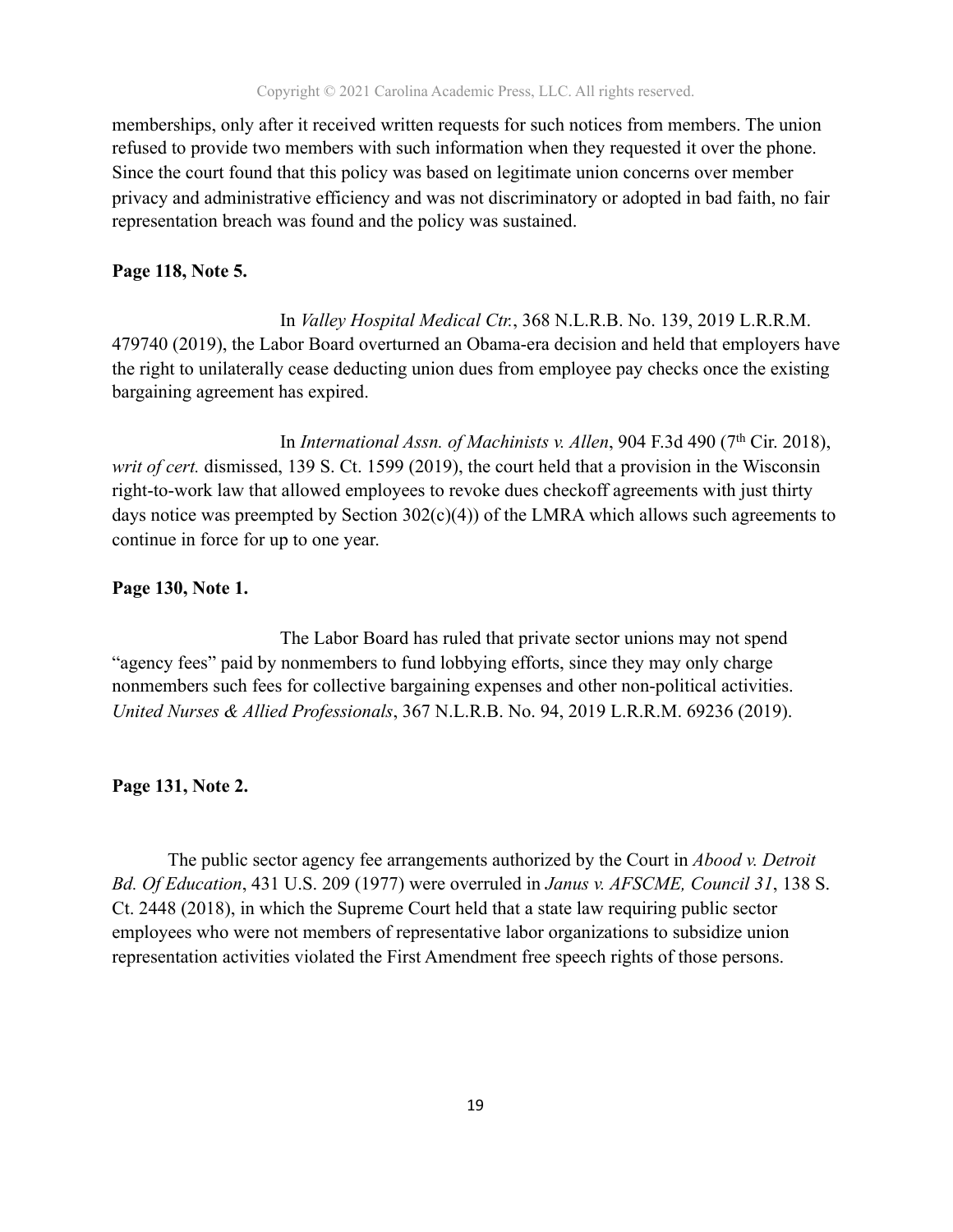memberships, only after it received written requests for such notices from members. The union refused to provide two members with such information when they requested it over the phone. Since the court found that this policy was based on legitimate union concerns over member privacy and administrative efficiency and was not discriminatory or adopted in bad faith, no fair representation breach was found and the policy was sustained.

**Page 118, Note 5.**

In *Valley Hospital Medical Ctr.*, 368 N.L.R.B. No. 139, 2019 L.R.R.M. 479740 (2019), the Labor Board overturned an Obama-era decision and held that employers have the right to unilaterally cease deducting union dues from employee pay checks once the existing bargaining agreement has expired.

In *International Assn. of Machinists v. Allen*, 904 F.3d 490 (7th Cir. 2018), *writ of cert.* dismissed, 139 S. Ct. 1599 (2019), the court held that a provision in the Wisconsin right-to-work law that allowed employees to revoke dues checkoff agreements with just thirty days notice was preempted by Section 302(c)(4)) of the LMRA which allows such agreements to continue in force for up to one year.

**Page 130, Note 1.**

The Labor Board has ruled that private sector unions may not spend "agency fees" paid by nonmembers to fund lobbying efforts, since they may only charge nonmembers such fees for collective bargaining expenses and other non-political activities. *United Nurses & Allied Professionals*, 367 N.L.R.B. No. 94, 2019 L.R.R.M. 69236 (2019).

**Page 131, Note 2.**

The public sector agency fee arrangements authorized by the Court in *Abood v. Detroit Bd. Of Education*, 431 U.S. 209 (1977) were overruled in *Janus v. AFSCME, Council 31*, 138 S. Ct. 2448 (2018), in which the Supreme Court held that a state law requiring public sector employees who were not members of representative labor organizations to subsidize union representation activities violated the First Amendment free speech rights of those persons.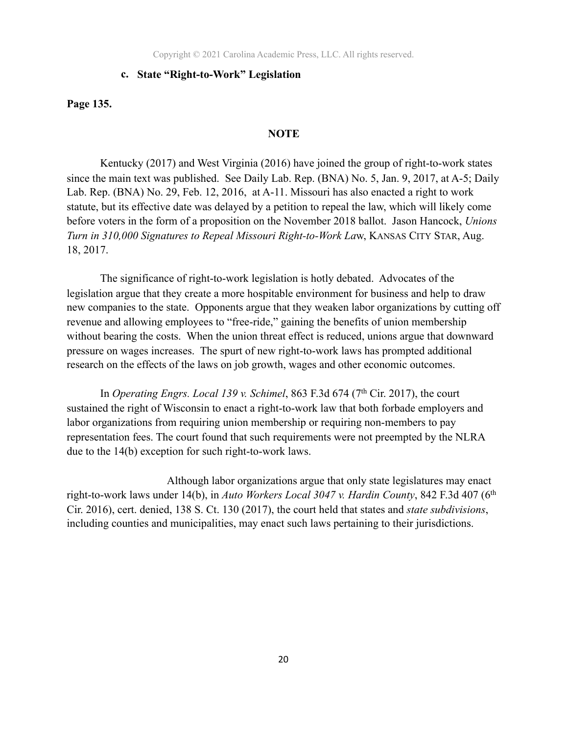### c. State "Right-to-Work" Legislation

**Page 135.**

**NOTE**

Kentucky (2017) and West Virginia (2016) have joined the group of right-to-work states since the main text was published. See Daily Lab. Rep. (BNA) No. 5, Jan. 9, 2017, at A-5; Daily Lab. Rep. (BNA) No. 29, Feb. 12, 2016, at A-11. Missouri has also enacted a right to work statute, but its effective date was delayed by a petition to repeal the law, which will likely come before voters in the form of a proposition on the November 2018 ballot. Jason Hancock, *Unions Turn in 310,000 Signatures to Repeal Missouri Right-to-Work Law*, KANSAS CITY STAR, Aug. 18, 2017.

The significance of right-to-work legislation is hotly debated. Advocates of the legislation argue that they create a more hospitable environment for business and help to draw new companies to the state. Opponents argue that they weaken labor organizations by cutting off revenue and allowing employees to "free-ride," gaining the benefits of union membership without bearing the costs. When the union threat effect is reduced, unions argue that downward pressure on wages increases. The spurt of new right-to-work laws has prompted additional research on the effects of the laws on job growth, wages and other economic outcomes.

In *Operating Engrs. Local 139 v. Schimel*, 863 F.3d 674 (7th Cir. 2017), the court sustained the right of Wisconsin to enact a right-to-work law that both forbade employers and labor organizations from requiring union membership or requiring non-members to pay representation fees. The court found that such requirements were not preempted by the NLRA due to the 14(b) exception for such right-to-work laws.

Although labor organizations argue that only state legislatures may enact right-to-work laws under 14(b), in *Auto Workers Local 3047 v. Hardin County*, 842 F.3d 407 (6th Cir. 2016), cert. denied, 138 S. Ct. 130 (2017), the court held that states and *state subdivisions*, including counties and municipalities, may enact such laws pertaining to their jurisdictions.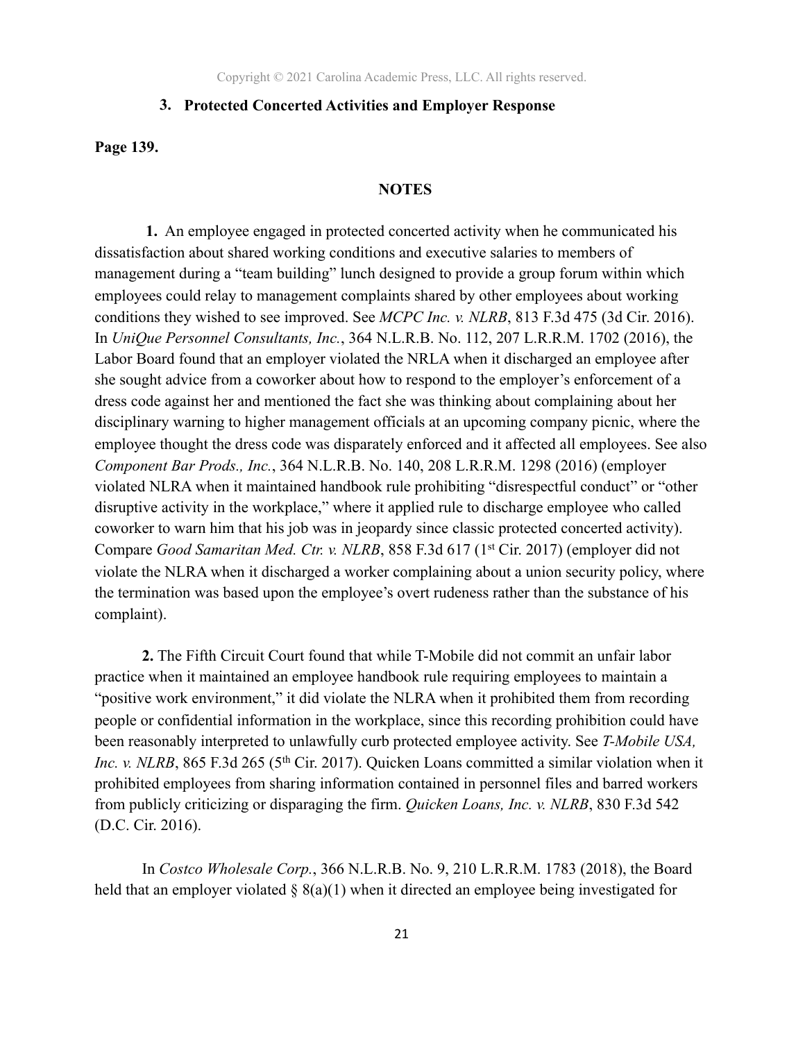### 3. Protected Concerted Activities and Employer Response

**Page 139.**

**NOTES**

**1.** An employee engaged in protected concerted activity when he communicated his dissatisfaction about shared working conditions and executive salaries to members of management during a "team building" lunch designed to provide a group forum within which employees could relay to management complaints shared by other employees about working conditions they wished to see improved. See *MCPC Inc. v. NLRB*, 813 F.3d 475 (3d Cir. 2016). In *UniQue Personnel Consultants, Inc.*, 364 N.L.R.B. No. 112, 207 L.R.R.M. 1702 (2016), the Labor Board found that an employer violated the NRLA when it discharged an employee after she sought advice from a coworker about how to respond to the employer's enforcement of a dress code against her and mentioned the fact she was thinking about complaining about her disciplinary warning to higher management officials at an upcoming company picnic, where the employee thought the dress code was disparately enforced and it affected all employees. See also *Component Bar Prods., Inc.*, 364 N.L.R.B. No. 140, 208 L.R.R.M. 1298 (2016) (employer violated NLRA when it maintained handbook rule prohibiting "disrespectful conduct" or "other disruptive activity in the workplace," where it applied rule to discharge employee who called coworker to warn him that his job was in jeopardy since classic protected concerted activity). Compare *Good Samaritan Med. Ctr. v. NLRB*, 858 F.3d 617 (1st Cir. 2017) (employer did not violate the NLRA when it discharged a worker complaining about a union security policy, where the termination was based upon the employee's overt rudeness rather than the substance of his complaint).

**2.** The Fifth Circuit Court found that while T-Mobile did not commit an unfair labor practice when it maintained an employee handbook rule requiring employees to maintain a "positive work environment," it did violate the NLRA when it prohibited them from recording people or confidential information in the workplace, since this recording prohibition could have been reasonably interpreted to unlawfully curb protected employee activity. See *T-Mobile USA, Inc. v. NLRB*, 865 F.3d 265 (5th Cir. 2017). Quicken Loans committed a similar violation when it prohibited employees from sharing information contained in personnel files and barred workers from publicly criticizing or disparaging the firm. *Quicken Loans, Inc. v. NLRB*, 830 F.3d 542 (D.C. Cir. 2016).

In *Costco Wholesale Corp.*, 366 N.L.R.B. No. 9, 210 L.R.R.M. 1783 (2018), the Board held that an employer violated § 8(a)(1) when it directed an employee being investigated for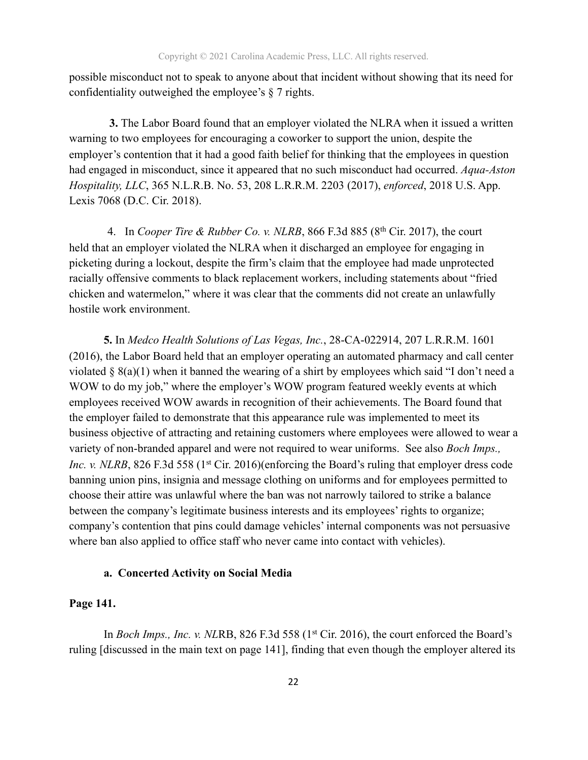possible misconduct not to speak to anyone about that incident without showing that its need for confidentiality outweighed the employee's § 7 rights.

**3.** The Labor Board found that an employer violated the NLRA when it issued a written warning to two employees for encouraging a coworker to support the union, despite the employer's contention that it had a good faith belief for thinking that the employees in question had engaged in misconduct, since it appeared that no such misconduct had occurred. *Aqua-Aston Hospitality, LLC*, 365 N.L.R.B. No. 53, 208 L.R.R.M. 2203 (2017), *enforced*, 2018 U.S. App. Lexis 7068 (D.C. Cir. 2018).

4. In *Cooper Tire & Rubber Co. v. NLRB*, 866 F.3d 885 (8th Cir. 2017), the court held that an employer violated the NLRA when it discharged an employee for engaging in picketing during a lockout, despite the firm's claim that the employee had made unprotected racially offensive comments to black replacement workers, including statements about "fried chicken and watermelon," where it was clear that the comments did not create an unlawfully hostile work environment.

**5.** In *Medco Health Solutions of Las Vegas, Inc.*, 28-CA-022914, 207 L.R.R.M. 1601 (2016), the Labor Board held that an employer operating an automated pharmacy and call center violated § 8(a)(1) when it banned the wearing of a shirt by employees which said "I don't need a WOW to do my job," where the employer's WOW program featured weekly events at which employees received WOW awards in recognition of their achievements. The Board found that the employer failed to demonstrate that this appearance rule was implemented to meet its business objective of attracting and retaining customers where employees were allowed to wear a variety of non-branded apparel and were not required to wear uniforms. See also *Boch Imps., Inc. v. NLRB*, 826 F.3d 558 (1st Cir. 2016)(enforcing the Board's ruling that employer dress code banning union pins, insignia and message clothing on uniforms and for employees permitted to choose their attire was unlawful where the ban was not narrowly tailored to strike a balance between the company's legitimate business interests and its employees' rights to organize; company's contention that pins could damage vehicles' internal components was not persuasive where ban also applied to office staff who never came into contact with vehicles).

**a. Concerted Activity on Social Media**

**Page 141.**

In *Boch Imps., Inc. v. NL*RB, 826 F.3d 558 (1st Cir. 2016), the court enforced the Board's ruling [discussed in the main text on page 141], finding that even though the employer altered its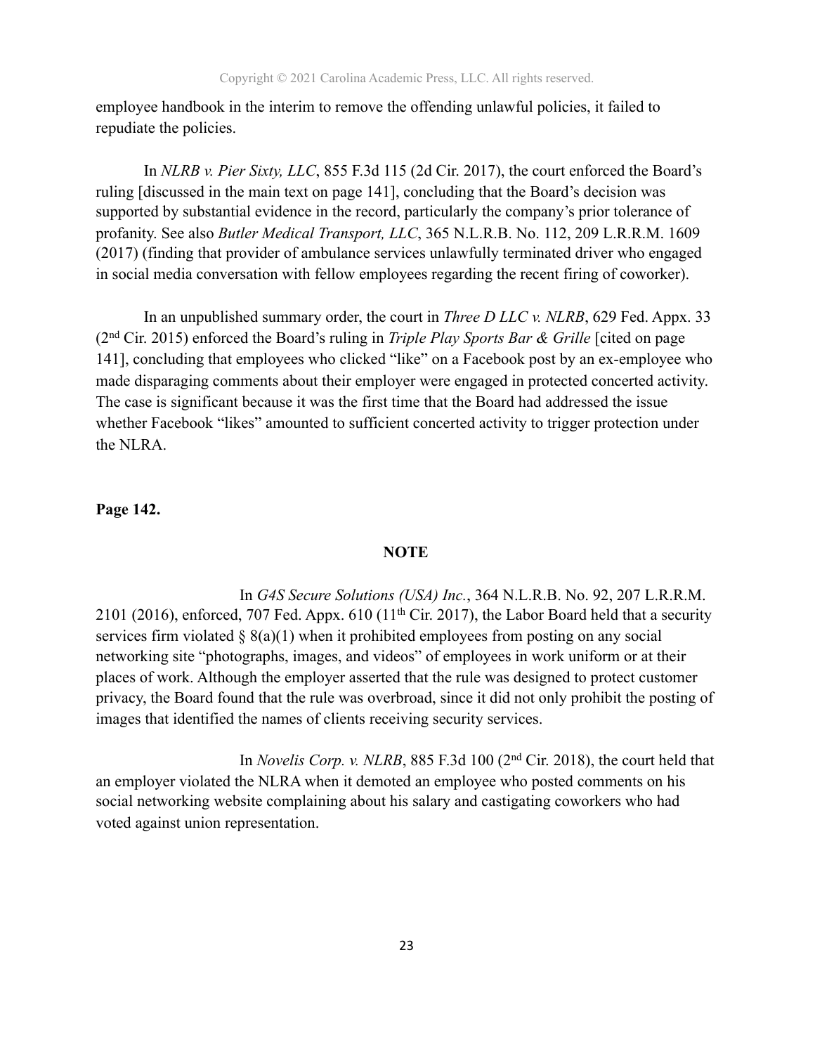employee handbook in the interim to remove the offending unlawful policies, it failed to repudiate the policies.

In *NLRB v. Pier Sixty, LLC*, 855 F.3d 115 (2d Cir. 2017), the court enforced the Board's ruling [discussed in the main text on page 141], concluding that the Board's decision was supported by substantial evidence in the record, particularly the company's prior tolerance of profanity. See also *Butler Medical Transport, LLC*, 365 N.L.R.B. No. 112, 209 L.R.R.M. 1609 (2017) (finding that provider of ambulance services unlawfully terminated driver who engaged in social media conversation with fellow employees regarding the recent firing of coworker).

In an unpublished summary order, the court in *Three D LLC v. NLRB*, 629 Fed. Appx. 33 (2nd Cir. 2015) enforced the Board's ruling in *Triple Play Sports Bar & Grille* [cited on page 141], concluding that employees who clicked "like" on a Facebook post by an ex-employee who made disparaging comments about their employer were engaged in protected concerted activity. The case is significant because it was the first time that the Board had addressed the issue whether Facebook "likes" amounted to sufficient concerted activity to trigger protection under the NLRA.

**Page 142.**

**NOTE**

In *G4S Secure Solutions (USA) Inc.*, 364 N.L.R.B. No. 92, 207 L.R.R.M. 2101 (2016), enforced, 707 Fed. Appx. 610 (11th Cir. 2017), the Labor Board held that a security services firm violated § 8(a)(1) when it prohibited employees from posting on any social networking site "photographs, images, and videos" of employees in work uniform or at their places of work. Although the employer asserted that the rule was designed to protect customer privacy, the Board found that the rule was overbroad, since it did not only prohibit the posting of images that identified the names of clients receiving security services.

In *Novelis Corp. v. NLRB*, 885 F.3d 100 (2nd Cir. 2018), the court held that an employer violated the NLRA when it demoted an employee who posted comments on his social networking website complaining about his salary and castigating coworkers who had voted against union representation.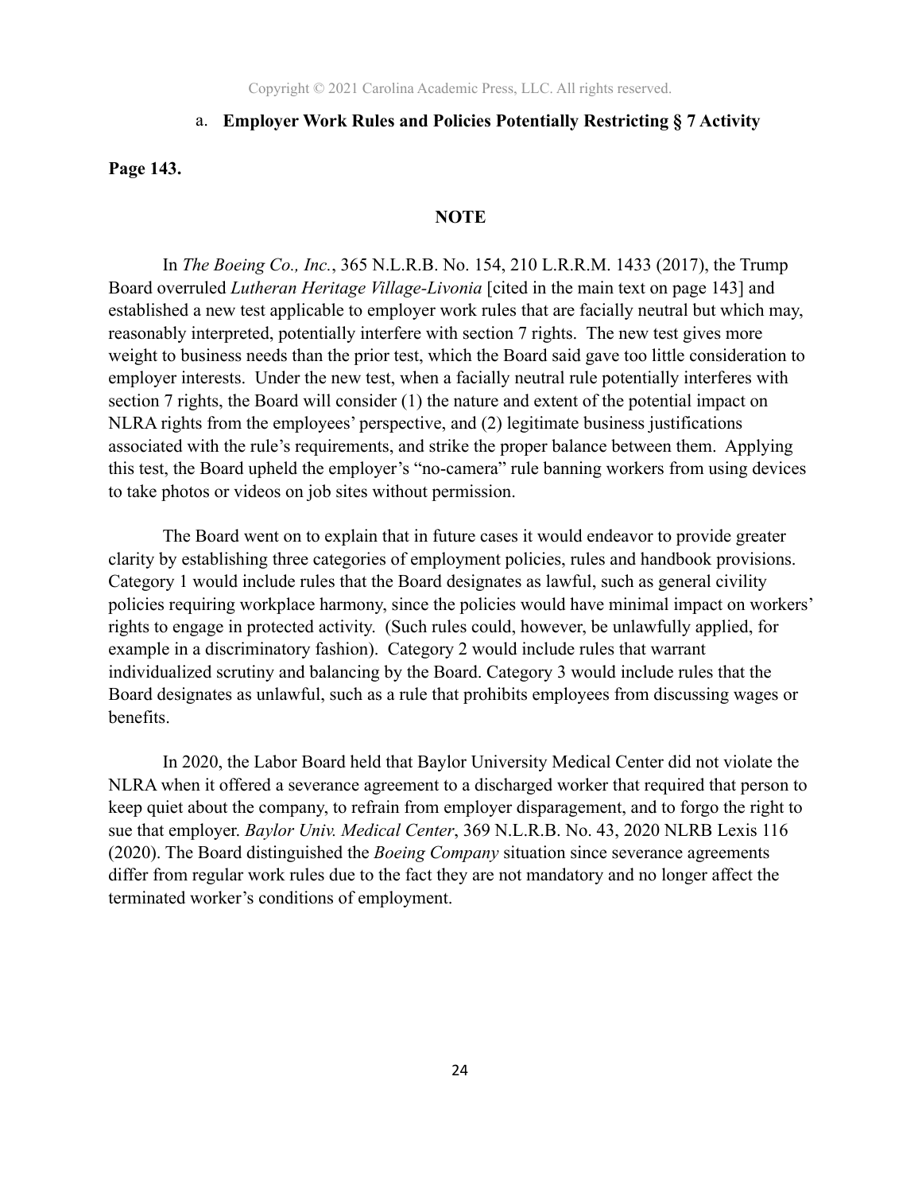### a. **Employer Work Rules and Policies Potentially Restricting § 7 Activity**

**Page 143.**

**NOTE**

In *The Boeing Co., Inc.*, 365 N.L.R.B. No. 154, 210 L.R.R.M. 1433 (2017), the Trump Board overruled *Lutheran Heritage Village-Livonia* [cited in the main text on page 143] and established a new test applicable to employer work rules that are facially neutral but which may, reasonably interpreted, potentially interfere with section 7 rights. The new test gives more weight to business needs than the prior test, which the Board said gave too little consideration to employer interests. Under the new test, when a facially neutral rule potentially interferes with section 7 rights, the Board will consider (1) the nature and extent of the potential impact on NLRA rights from the employees' perspective, and (2) legitimate business justifications associated with the rule's requirements, and strike the proper balance between them. Applying this test, the Board upheld the employer's "no-camera" rule banning workers from using devices to take photos or videos on job sites without permission.

The Board went on to explain that in future cases it would endeavor to provide greater clarity by establishing three categories of employment policies, rules and handbook provisions. Category 1 would include rules that the Board designates as lawful, such as general civility policies requiring workplace harmony, since the policies would have minimal impact on workers' rights to engage in protected activity. (Such rules could, however, be unlawfully applied, for example in a discriminatory fashion). Category 2 would include rules that warrant individualized scrutiny and balancing by the Board. Category 3 would include rules that the Board designates as unlawful, such as a rule that prohibits employees from discussing wages or benefits.

In 2020, the Labor Board held that Baylor University Medical Center did not violate the NLRA when it offered a severance agreement to a discharged worker that required that person to keep quiet about the company, to refrain from employer disparagement, and to forgo the right to sue that employer. *Baylor Univ. Medical Center*, 369 N.L.R.B. No. 43, 2020 NLRB Lexis 116 (2020). The Board distinguished the *Boeing Company* situation since severance agreements differ from regular work rules due to the fact they are not mandatory and no longer affect the terminated worker's conditions of employment.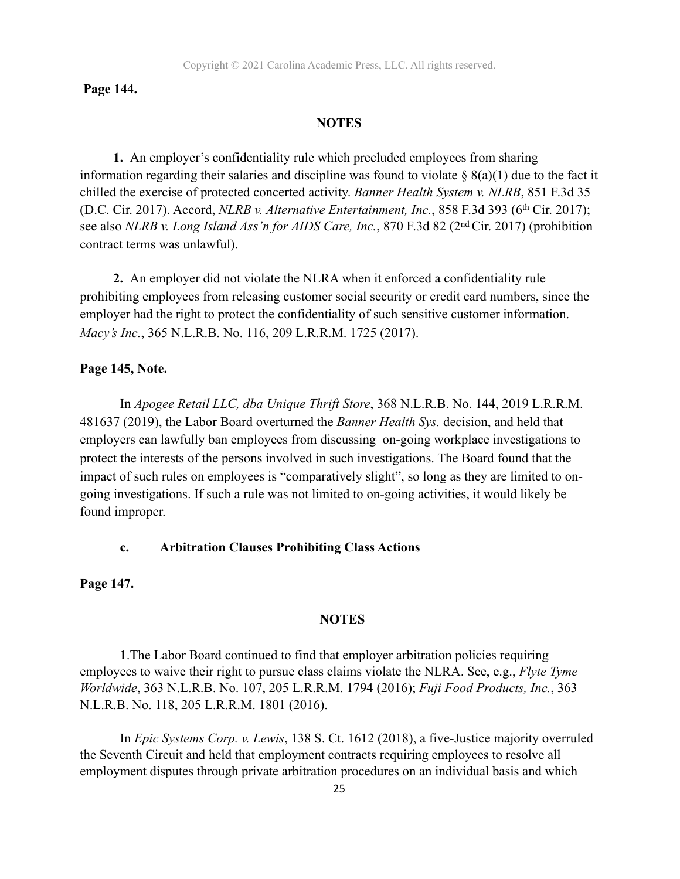**Page 144.**

**NOTES**

**1.** An employer's confidentiality rule which precluded employees from sharing information regarding their salaries and discipline was found to violate § 8(a)(1) due to the fact it chilled the exercise of protected concerted activity. *Banner Health System v. NLRB*, 851 F.3d 35 (D.C. Cir. 2017). Accord, *NLRB v. Alternative Entertainment, Inc.*, 858 F.3d 393 (6th Cir. 2017); see also *NLRB v. Long Island Ass'n for AIDS Care, Inc.*, 870 F.3d 82 (2nd Cir. 2017) (prohibition contract terms was unlawful).

**2.** An employer did not violate the NLRA when it enforced a confidentiality rule prohibiting employees from releasing customer social security or credit card numbers, since the employer had the right to protect the confidentiality of such sensitive customer information. *Macy's Inc.*, 365 N.L.R.B. No. 116, 209 L.R.R.M. 1725 (2017).

**Page 145, Note.**

In *Apogee Retail LLC, dba Unique Thrift Store*, 368 N.L.R.B. No. 144, 2019 L.R.R.M. 481637 (2019), the Labor Board overturned the *Banner Health Sys.* decision, and held that employers can lawfully ban employees from discussing on-going workplace investigations to protect the interests of the persons involved in such investigations. The Board found that the impact of such rules on employees is "comparatively slight", so long as they are limited to on-going investigations. If such a rule was not limited to on-going activities, it would likely be found improper.

**c. Arbitration Clauses Prohibiting Class Actions**

**Page 147.**

**NOTES**

**1**.The Labor Board continued to find that employer arbitration policies requiring employees to waive their right to pursue class claims violate the NLRA. See, e.g., *Flyte Tyme Worldwide*, 363 N.L.R.B. No. 107, 205 L.R.R.M. 1794 (2016); *Fuji Food Products, Inc.*, 363 N.L.R.B. No. 118, 205 L.R.R.M. 1801 (2016).

In *Epic Systems Corp. v. Lewis*, 138 S. Ct. 1612 (2018), a five-Justice majority overruled the Seventh Circuit and held that employment contracts requiring employees to resolve all employment disputes through private arbitration procedures on an individual basis and which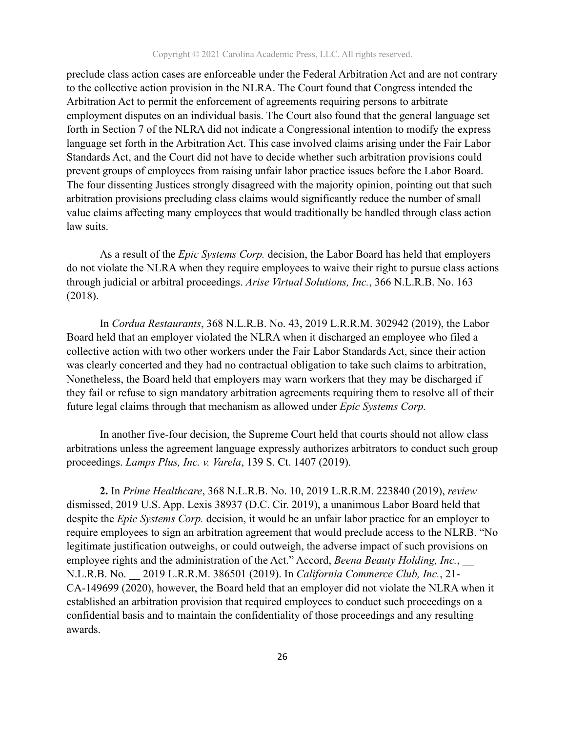preclude class action cases are enforceable under the Federal Arbitration Act and are not contrary to the collective action provision in the NLRA. The Court found that Congress intended the Arbitration Act to permit the enforcement of agreements requiring persons to arbitrate employment disputes on an individual basis. The Court also found that the general language set forth in Section 7 of the NLRA did not indicate a Congressional intention to modify the express language set forth in the Arbitration Act. This case involved claims arising under the Fair Labor Standards Act, and the Court did not have to decide whether such arbitration provisions could prevent groups of employees from raising unfair labor practice issues before the Labor Board. The four dissenting Justices strongly disagreed with the majority opinion, pointing out that such arbitration provisions precluding class claims would significantly reduce the number of small value claims affecting many employees that would traditionally be handled through class action law suits.

As a result of the *Epic Systems Corp.* decision, the Labor Board has held that employers do not violate the NLRA when they require employees to waive their right to pursue class actions through judicial or arbitral proceedings. *Arise Virtual Solutions, Inc.*, 366 N.L.R.B. No. 163 (2018).

In *Cordua Restaurants*, 368 N.L.R.B. No. 43, 2019 L.R.R.M. 302942 (2019), the Labor Board held that an employer violated the NLRA when it discharged an employee who filed a collective action with two other workers under the Fair Labor Standards Act, since their action was clearly concerted and they had no contractual obligation to take such claims to arbitration, Nonetheless, the Board held that employers may warn workers that they may be discharged if they fail or refuse to sign mandatory arbitration agreements requiring them to resolve all of their future legal claims through that mechanism as allowed under *Epic Systems Corp.*

In another five-four decision, the Supreme Court held that courts should not allow class arbitrations unless the agreement language expressly authorizes arbitrators to conduct such group proceedings. *Lamps Plus, Inc. v. Varela*, 139 S. Ct. 1407 (2019).

**2.** In *Prime Healthcare*, 368 N.L.R.B. No. 10, 2019 L.R.R.M. 223840 (2019), *review* dismissed, 2019 U.S. App. Lexis 38937 (D.C. Cir. 2019), a unanimous Labor Board held that despite the *Epic Systems Corp.* decision, it would be an unfair labor practice for an employer to require employees to sign an arbitration agreement that would preclude access to the NLRB. "No legitimate justification outweighs, or could outweigh, the adverse impact of such provisions on employee rights and the administration of the Act." Accord, *Beena Beauty Holding, Inc.*, __ N.L.R.B. No. __ 2019 L.R.R.M. 386501 (2019). In *California Commerce Club, Inc.*, 21-CA-149699 (2020), however, the Board held that an employer did not violate the NLRA when it established an arbitration provision that required employees to conduct such proceedings on a confidential basis and to maintain the confidentiality of those proceedings and any resulting awards.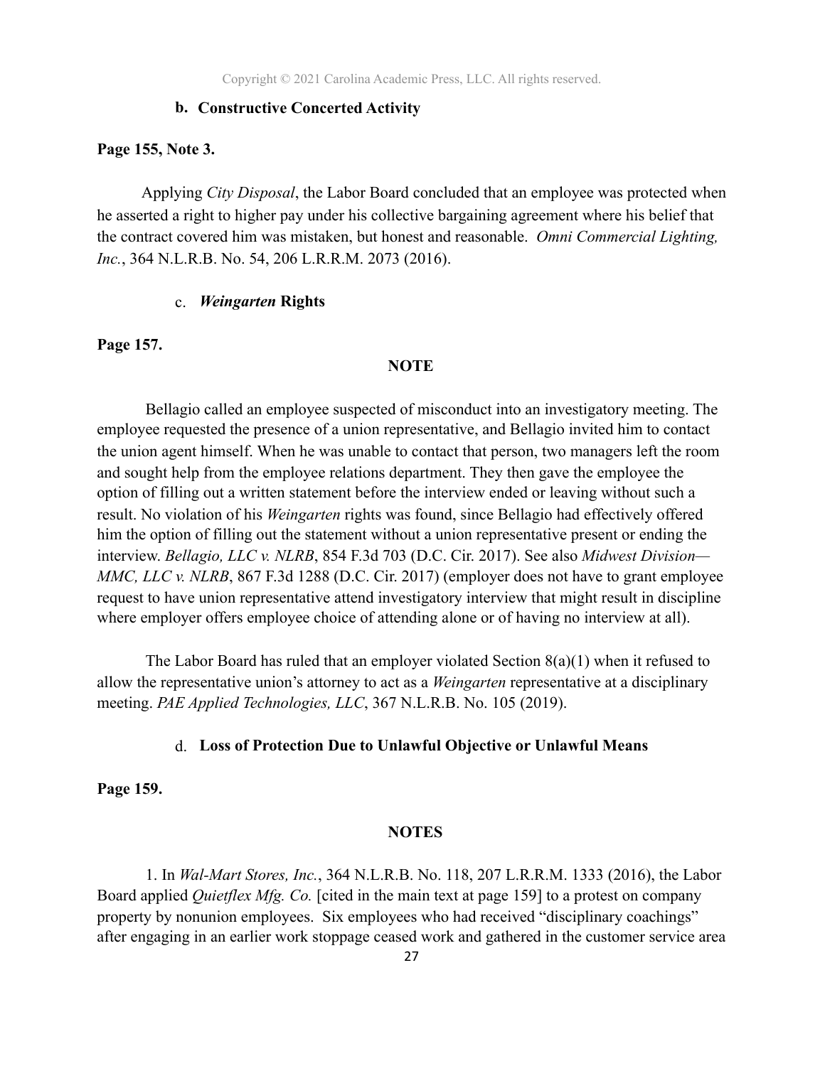### b. Constructive Concerted Activity

**Page 155, Note 3.**

Applying *City Disposal*, the Labor Board concluded that an employee was protected when he asserted a right to higher pay under his collective bargaining agreement where his belief that the contract covered him was mistaken, but honest and reasonable. *Omni Commercial Lighting, Inc.*, 364 N.L.R.B. No. 54, 206 L.R.R.M. 2073 (2016).

### c. *Weingarten* Rights

**Page 157.**

**NOTE**

Bellagio called an employee suspected of misconduct into an investigatory meeting. The employee requested the presence of a union representative, and Bellagio invited him to contact the union agent himself. When he was unable to contact that person, two managers left the room and sought help from the employee relations department. They then gave the employee the option of filling out a written statement before the interview ended or leaving without such a result. No violation of his *Weingarten* rights was found, since Bellagio had effectively offered him the option of filling out the statement without a union representative present or ending the interview. *Bellagio, LLC v. NLRB*, 854 F.3d 703 (D.C. Cir. 2017). See also *Midwest Division—MMC, LLC v. NLRB*, 867 F.3d 1288 (D.C. Cir. 2017) (employer does not have to grant employee request to have union representative attend investigatory interview that might result in discipline where employer offers employee choice of attending alone or of having no interview at all).

The Labor Board has ruled that an employer violated Section 8(a)(1) when it refused to allow the representative union's attorney to act as a *Weingarten* representative at a disciplinary meeting. *PAE Applied Technologies, LLC*, 367 N.L.R.B. No. 105 (2019).

### d. Loss of Protection Due to Unlawful Objective or Unlawful Means

**Page 159.**

**NOTES**

1. In *Wal-Mart Stores, Inc.*, 364 N.L.R.B. No. 118, 207 L.R.R.M. 1333 (2016), the Labor Board applied *Quietflex Mfg. Co.* [cited in the main text at page 159] to a protest on company property by nonunion employees. Six employees who had received "disciplinary coachings" after engaging in an earlier work stoppage ceased work and gathered in the customer service area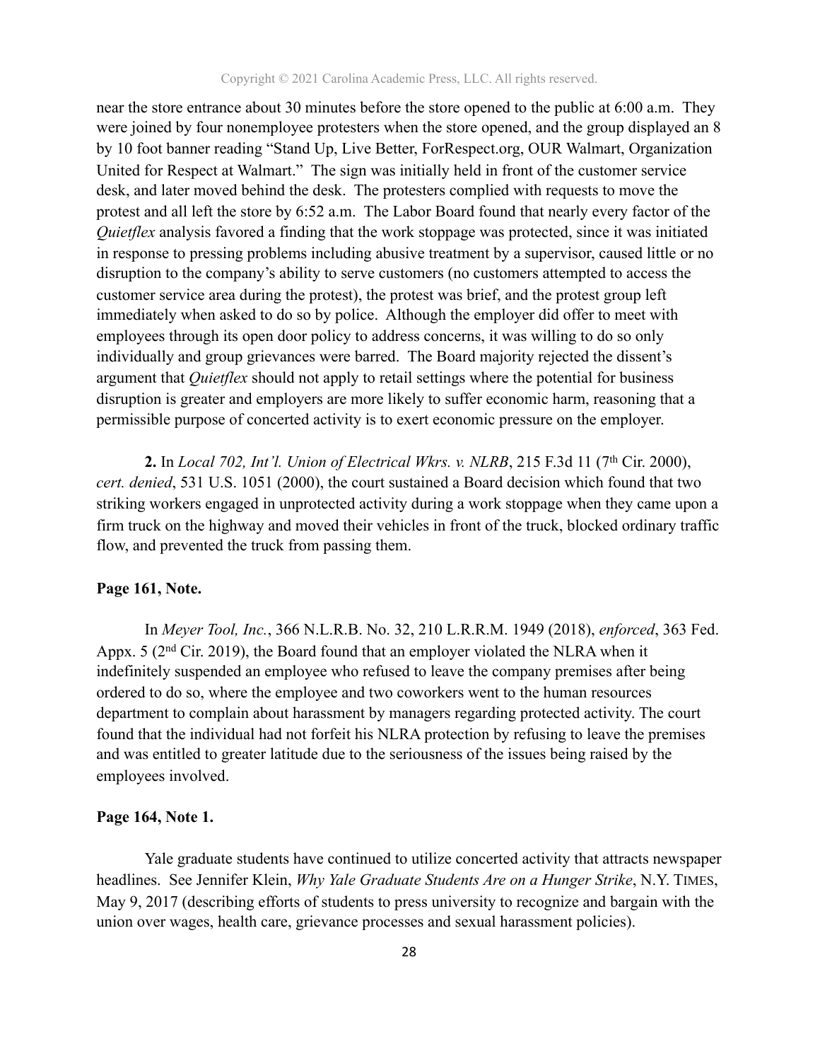near the store entrance about 30 minutes before the store opened to the public at 6:00 a.m. They were joined by four nonemployee protesters when the store opened, and the group displayed an 8 by 10 foot banner reading "Stand Up, Live Better, ForRespect.org, OUR Walmart, Organization United for Respect at Walmart." The sign was initially held in front of the customer service desk, and later moved behind the desk. The protesters complied with requests to move the protest and all left the store by 6:52 a.m. The Labor Board found that nearly every factor of the *Quietflex* analysis favored a finding that the work stoppage was protected, since it was initiated in response to pressing problems including abusive treatment by a supervisor, caused little or no disruption to the company's ability to serve customers (no customers attempted to access the customer service area during the protest), the protest was brief, and the protest group left immediately when asked to do so by police. Although the employer did offer to meet with employees through its open door policy to address concerns, it was willing to do so only individually and group grievances were barred. The Board majority rejected the dissent's argument that *Quietflex* should not apply to retail settings where the potential for business disruption is greater and employers are more likely to suffer economic harm, reasoning that a permissible purpose of concerted activity is to exert economic pressure on the employer.

**2.** In *Local 702, Int'l. Union of Electrical Wkrs. v. NLRB*, 215 F.3d 11 (7th Cir. 2000), *cert. denied*, 531 U.S. 1051 (2000), the court sustained a Board decision which found that two striking workers engaged in unprotected activity during a work stoppage when they came upon a firm truck on the highway and moved their vehicles in front of the truck, blocked ordinary traffic flow, and prevented the truck from passing them.

**Page 161, Note.**

In *Meyer Tool, Inc.*, 366 N.L.R.B. No. 32, 210 L.R.R.M. 1949 (2018), *enforced*, 363 Fed. Appx. 5 (2nd Cir. 2019), the Board found that an employer violated the NLRA when it indefinitely suspended an employee who refused to leave the company premises after being ordered to do so, where the employee and two coworkers went to the human resources department to complain about harassment by managers regarding protected activity. The court found that the individual had not forfeit his NLRA protection by refusing to leave the premises and was entitled to greater latitude due to the seriousness of the issues being raised by the employees involved.

**Page 164, Note 1.**

Yale graduate students have continued to utilize concerted activity that attracts newspaper headlines. See Jennifer Klein, *Why Yale Graduate Students Are on a Hunger Strike*, N.Y. TIMES, May 9, 2017 (describing efforts of students to press university to recognize and bargain with the union over wages, health care, grievance processes and sexual harassment policies).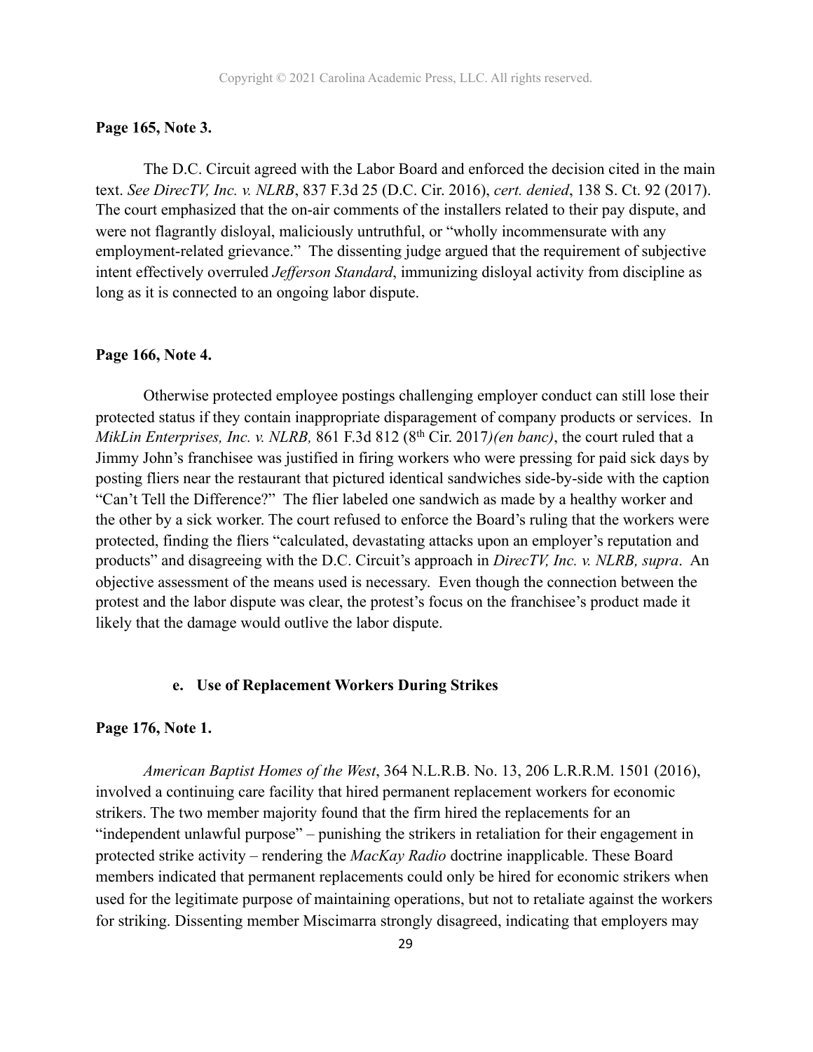**Page 165, Note 3.**

The D.C. Circuit agreed with the Labor Board and enforced the decision cited in the main text. *See DirecTV, Inc. v. NLRB*, 837 F.3d 25 (D.C. Cir. 2016), *cert. denied*, 138 S. Ct. 92 (2017). The court emphasized that the on-air comments of the installers related to their pay dispute, and were not flagrantly disloyal, maliciously untruthful, or "wholly incommensurate with any employment-related grievance." The dissenting judge argued that the requirement of subjective intent effectively overruled *Jefferson Standard*, immunizing disloyal activity from discipline as long as it is connected to an ongoing labor dispute.

**Page 166, Note 4.**

Otherwise protected employee postings challenging employer conduct can still lose their protected status if they contain inappropriate disparagement of company products or services. In *MikLin Enterprises, Inc. v. NLRB,* 861 F.3d 812 (8th Cir. 2017*)(en banc)*, the court ruled that a Jimmy John's franchisee was justified in firing workers who were pressing for paid sick days by posting fliers near the restaurant that pictured identical sandwiches side-by-side with the caption "Can't Tell the Difference?" The flier labeled one sandwich as made by a healthy worker and the other by a sick worker. The court refused to enforce the Board's ruling that the workers were protected, finding the fliers "calculated, devastating attacks upon an employer's reputation and products" and disagreeing with the D.C. Circuit's approach in *DirecTV, Inc. v. NLRB, supra*. An objective assessment of the means used is necessary. Even though the connection between the protest and the labor dispute was clear, the protest's focus on the franchisee's product made it likely that the damage would outlive the labor dispute.

### e. Use of Replacement Workers During Strikes

**Page 176, Note 1.**

*American Baptist Homes of the West*, 364 N.L.R.B. No. 13, 206 L.R.R.M. 1501 (2016), involved a continuing care facility that hired permanent replacement workers for economic strikers. The two member majority found that the firm hired the replacements for an "independent unlawful purpose" – punishing the strikers in retaliation for their engagement in protected strike activity – rendering the *MacKay Radio* doctrine inapplicable. These Board members indicated that permanent replacements could only be hired for economic strikers when used for the legitimate purpose of maintaining operations, but not to retaliate against the workers for striking. Dissenting member Miscimarra strongly disagreed, indicating that employers may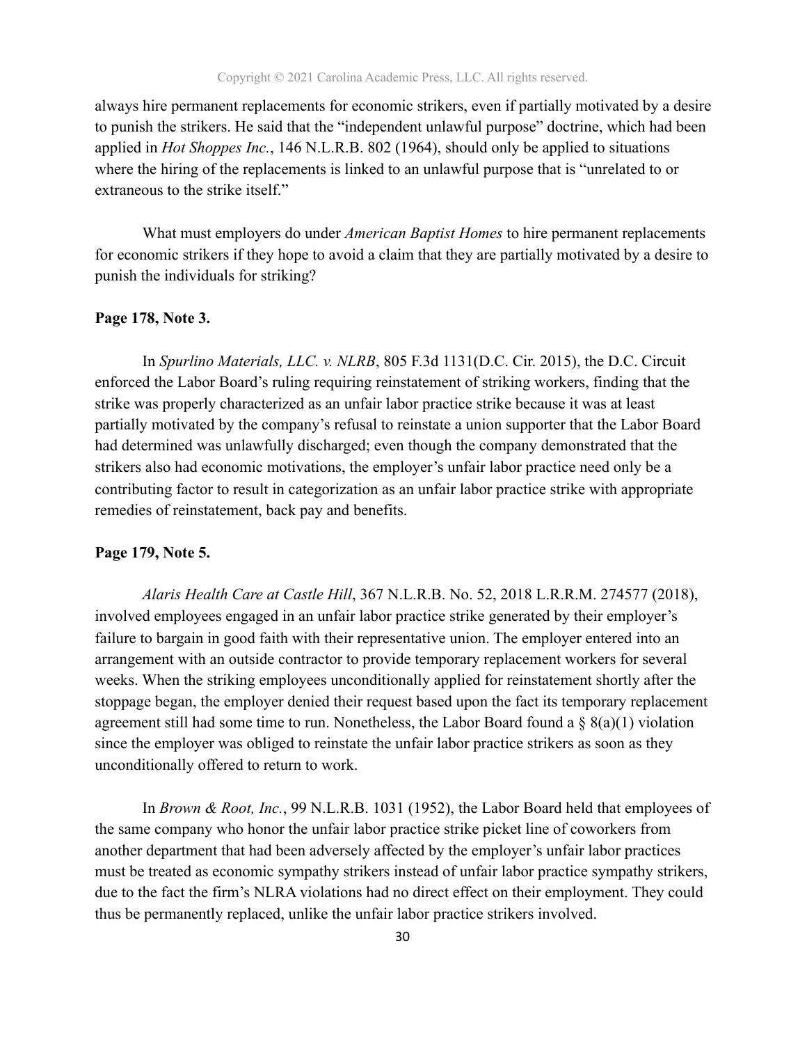always hire permanent replacements for economic strikers, even if partially motivated by a desire to punish the strikers. He said that the "independent unlawful purpose" doctrine, which had been applied in *Hot Shoppes Inc.*, 146 N.L.R.B. 802 (1964), should only be applied to situations where the hiring of the replacements is linked to an unlawful purpose that is "unrelated to or extraneous to the strike itself."

What must employers do under *American Baptist Homes* to hire permanent replacements for economic strikers if they hope to avoid a claim that they are partially motivated by a desire to punish the individuals for striking?

**Page 178, Note 3.**

In *Spurlino Materials, LLC. v. NLRB*, 805 F.3d 1131(D.C. Cir. 2015), the D.C. Circuit enforced the Labor Board's ruling requiring reinstatement of striking workers, finding that the strike was properly characterized as an unfair labor practice strike because it was at least partially motivated by the company's refusal to reinstate a union supporter that the Labor Board had determined was unlawfully discharged; even though the company demonstrated that the strikers also had economic motivations, the employer's unfair labor practice need only be a contributing factor to result in categorization as an unfair labor practice strike with appropriate remedies of reinstatement, back pay and benefits.

**Page 179, Note 5.**

*Alaris Health Care at Castle Hill*, 367 N.L.R.B. No. 52, 2018 L.R.R.M. 274577 (2018), involved employees engaged in an unfair labor practice strike generated by their employer's failure to bargain in good faith with their representative union. The employer entered into an arrangement with an outside contractor to provide temporary replacement workers for several weeks. When the striking employees unconditionally applied for reinstatement shortly after the stoppage began, the employer denied their request based upon the fact its temporary replacement agreement still had some time to run. Nonetheless, the Labor Board found a § 8(a)(1) violation since the employer was obliged to reinstate the unfair labor practice strikers as soon as they unconditionally offered to return to work.

In *Brown & Root, Inc.*, 99 N.L.R.B. 1031 (1952), the Labor Board held that employees of the same company who honor the unfair labor practice strike picket line of coworkers from another department that had been adversely affected by the employer's unfair labor practices must be treated as economic sympathy strikers instead of unfair labor practice sympathy strikers, due to the fact the firm's NLRA violations had no direct effect on their employment. They could thus be permanently replaced, unlike the unfair labor practice strikers involved.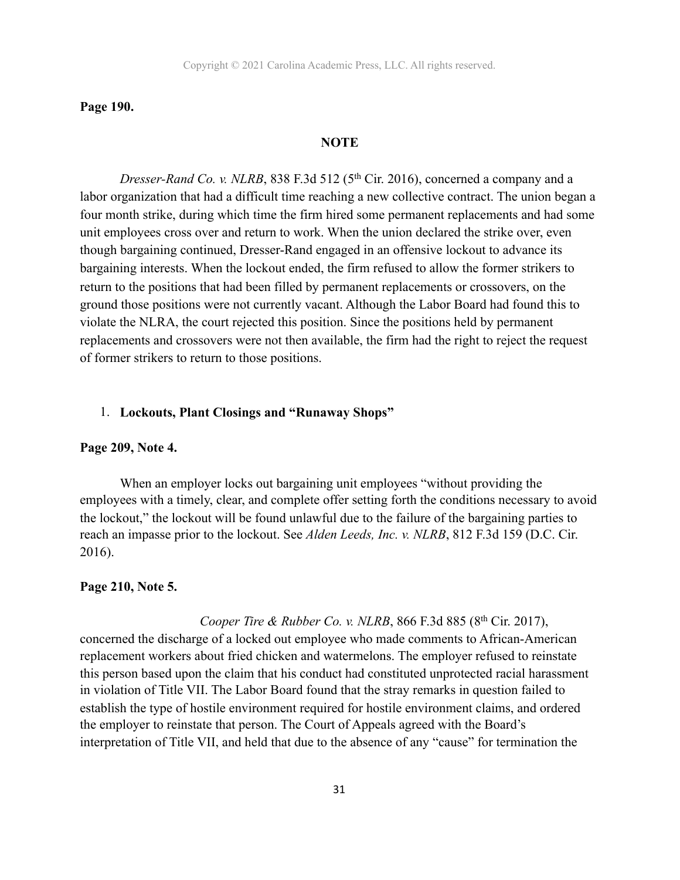**Page 190.**

**NOTE**

*Dresser-Rand Co. v. NLRB*, 838 F.3d 512 (5th Cir. 2016), concerned a company and a labor organization that had a difficult time reaching a new collective contract. The union began a four month strike, during which time the firm hired some permanent replacements and had some unit employees cross over and return to work. When the union declared the strike over, even though bargaining continued, Dresser-Rand engaged in an offensive lockout to advance its bargaining interests. When the lockout ended, the firm refused to allow the former strikers to return to the positions that had been filled by permanent replacements or crossovers, on the ground those positions were not currently vacant. Although the Labor Board had found this to violate the NLRA, the court rejected this position. Since the positions held by permanent replacements and crossovers were not then available, the firm had the right to reject the request of former strikers to return to those positions.

1. **Lockouts, Plant Closings and "Runaway Shops"**

**Page 209, Note 4.**

When an employer locks out bargaining unit employees "without providing the employees with a timely, clear, and complete offer setting forth the conditions necessary to avoid the lockout," the lockout will be found unlawful due to the failure of the bargaining parties to reach an impasse prior to the lockout. See *Alden Leeds, Inc. v. NLRB*, 812 F.3d 159 (D.C. Cir. 2016).

**Page 210, Note 5.**

*Cooper Tire & Rubber Co. v. NLRB*, 866 F.3d 885 (8th Cir. 2017), concerned the discharge of a locked out employee who made comments to African-American replacement workers about fried chicken and watermelons. The employer refused to reinstate this person based upon the claim that his conduct had constituted unprotected racial harassment in violation of Title VII. The Labor Board found that the stray remarks in question failed to establish the type of hostile environment required for hostile environment claims, and ordered the employer to reinstate that person. The Court of Appeals agreed with the Board's interpretation of Title VII, and held that due to the absence of any "cause" for termination the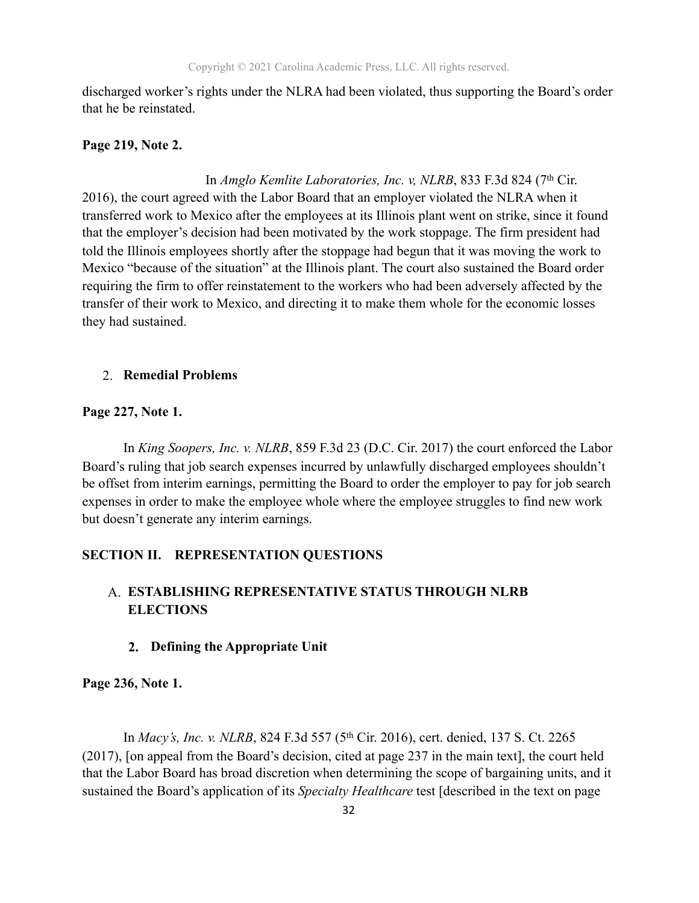discharged worker's rights under the NLRA had been violated, thus supporting the Board's order that he be reinstated.

**Page 219, Note 2.**

In *Amglo Kemlite Laboratories, Inc. v, NLRB*, 833 F.3d 824 (7th Cir. 2016), the court agreed with the Labor Board that an employer violated the NLRA when it transferred work to Mexico after the employees at its Illinois plant went on strike, since it found that the employer's decision had been motivated by the work stoppage. The firm president had told the Illinois employees shortly after the stoppage had begun that it was moving the work to Mexico "because of the situation" at the Illinois plant. The court also sustained the Board order requiring the firm to offer reinstatement to the workers who had been adversely affected by the transfer of their work to Mexico, and directing it to make them whole for the economic losses they had sustained.

### 2. Remedial Problems

**Page 227, Note 1.**

In *King Soopers, Inc. v. NLRB*, 859 F.3d 23 (D.C. Cir. 2017) the court enforced the Labor Board's ruling that job search expenses incurred by unlawfully discharged employees shouldn't be offset from interim earnings, permitting the Board to order the employer to pay for job search expenses in order to make the employee whole where the employee struggles to find new work but doesn't generate any interim earnings.

## SECTION II. REPRESENTATION QUESTIONS

### A. ESTABLISHING REPRESENTATIVE STATUS THROUGH NLRB ELECTIONS

#### 2. Defining the Appropriate Unit

**Page 236, Note 1.**

In *Macy's, Inc. v. NLRB*, 824 F.3d 557 (5th Cir. 2016), cert. denied, 137 S. Ct. 2265 (2017), [on appeal from the Board's decision, cited at page 237 in the main text], the court held that the Labor Board has broad discretion when determining the scope of bargaining units, and it sustained the Board's application of its *Specialty Healthcare* test [described in the text on page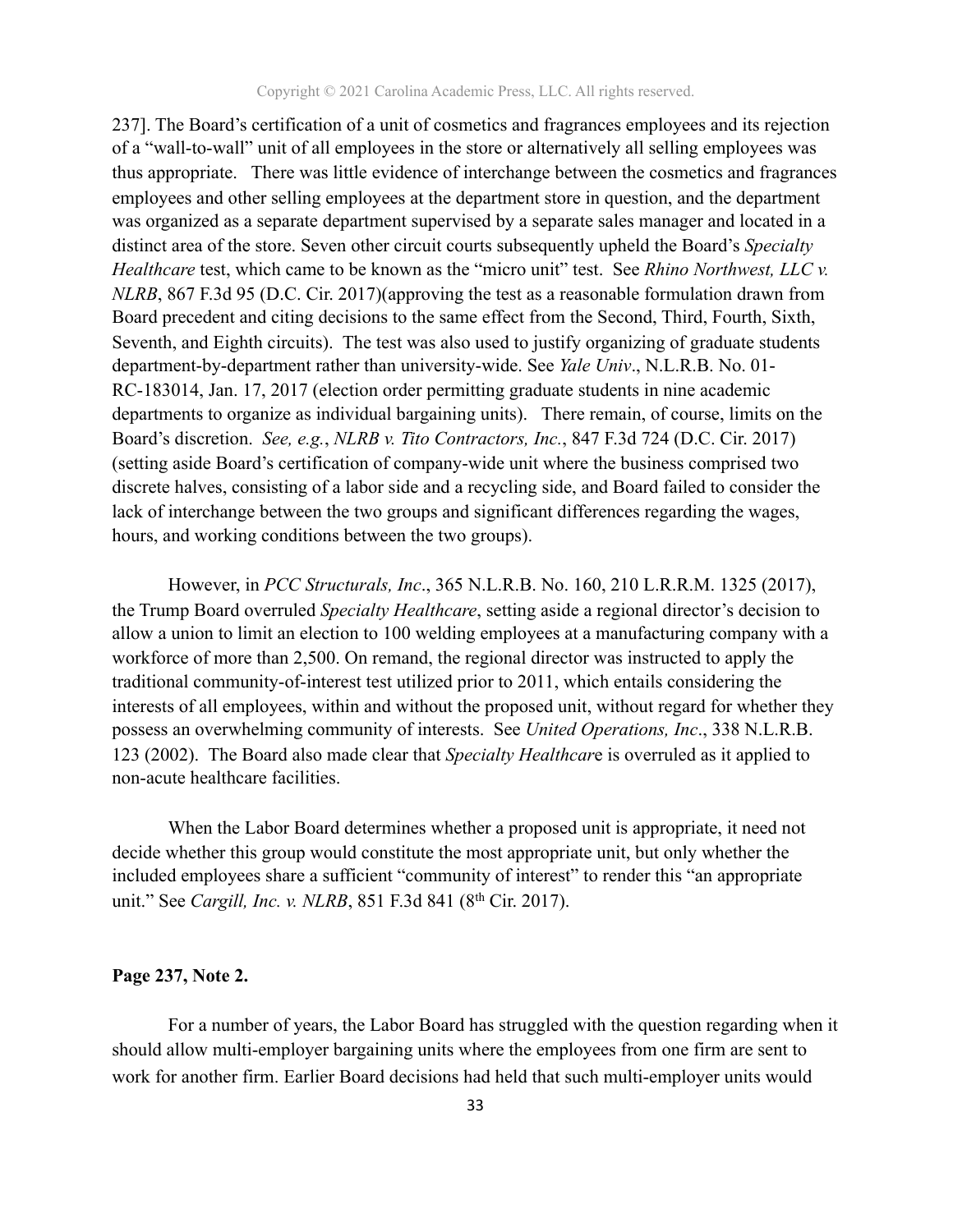237]. The Board's certification of a unit of cosmetics and fragrances employees and its rejection of a "wall-to-wall" unit of all employees in the store or alternatively all selling employees was thus appropriate. There was little evidence of interchange between the cosmetics and fragrances employees and other selling employees at the department store in question, and the department was organized as a separate department supervised by a separate sales manager and located in a distinct area of the store. Seven other circuit courts subsequently upheld the Board's *Specialty Healthcare* test, which came to be known as the "micro unit" test. See *Rhino Northwest, LLC v. NLRB*, 867 F.3d 95 (D.C. Cir. 2017)(approving the test as a reasonable formulation drawn from Board precedent and citing decisions to the same effect from the Second, Third, Fourth, Sixth, Seventh, and Eighth circuits). The test was also used to justify organizing of graduate students department-by-department rather than university-wide. See *Yale Univ*., N.L.R.B. No. 01-RC-183014, Jan. 17, 2017 (election order permitting graduate students in nine academic departments to organize as individual bargaining units). There remain, of course, limits on the Board's discretion. *See, e.g.*, *NLRB v. Tito Contractors, Inc.*, 847 F.3d 724 (D.C. Cir. 2017) (setting aside Board's certification of company-wide unit where the business comprised two discrete halves, consisting of a labor side and a recycling side, and Board failed to consider the lack of interchange between the two groups and significant differences regarding the wages, hours, and working conditions between the two groups).

However, in *PCC Structurals, Inc*., 365 N.L.R.B. No. 160, 210 L.R.R.M. 1325 (2017), the Trump Board overruled *Specialty Healthcare*, setting aside a regional director's decision to allow a union to limit an election to 100 welding employees at a manufacturing company with a workforce of more than 2,500. On remand, the regional director was instructed to apply the traditional community-of-interest test utilized prior to 2011, which entails considering the interests of all employees, within and without the proposed unit, without regard for whether they possess an overwhelming community of interests. See *United Operations, Inc*., 338 N.L.R.B. 123 (2002). The Board also made clear that *Specialty Healthcare* is overruled as it applied to non-acute healthcare facilities.

When the Labor Board determines whether a proposed unit is appropriate, it need not decide whether this group would constitute the most appropriate unit, but only whether the included employees share a sufficient "community of interest" to render this "an appropriate unit." See *Cargill, Inc. v. NLRB*, 851 F.3d 841 (8th Cir. 2017).

**Page 237, Note 2.**

For a number of years, the Labor Board has struggled with the question regarding when it should allow multi-employer bargaining units where the employees from one firm are sent to work for another firm. Earlier Board decisions had held that such multi-employer units would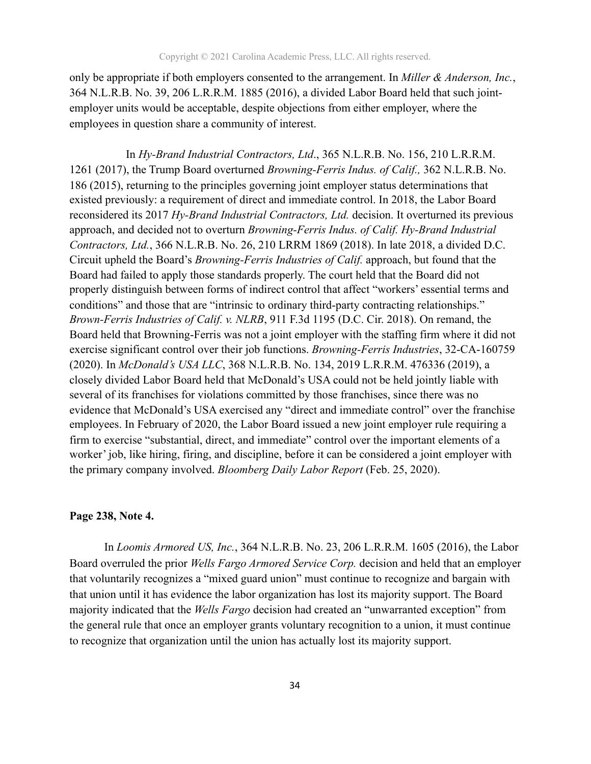only be appropriate if both employers consented to the arrangement. In *Miller & Anderson, Inc.*, 364 N.L.R.B. No. 39, 206 L.R.R.M. 1885 (2016), a divided Labor Board held that such joint-employer units would be acceptable, despite objections from either employer, where the employees in question share a community of interest.

In *Hy-Brand Industrial Contractors, Ltd*., 365 N.L.R.B. No. 156, 210 L.R.R.M. 1261 (2017), the Trump Board overturned *Browning-Ferris Indus. of Calif.,* 362 N.L.R.B. No. 186 (2015), returning to the principles governing joint employer status determinations that existed previously: a requirement of direct and immediate control. In 2018, the Labor Board reconsidered its 2017 *Hy-Brand Industrial Contractors, Ltd.* decision. It overturned its previous approach, and decided not to overturn *Browning-Ferris Indus. of Calif. Hy-Brand Industrial Contractors, Ltd.*, 366 N.L.R.B. No. 26, 210 LRRM 1869 (2018). In late 2018, a divided D.C. Circuit upheld the Board's *Browning-Ferris Industries of Calif.* approach, but found that the Board had failed to apply those standards properly. The court held that the Board did not properly distinguish between forms of indirect control that affect "workers' essential terms and conditions" and those that are "intrinsic to ordinary third-party contracting relationships." *Brown-Ferris Industries of Calif. v. NLRB*, 911 F.3d 1195 (D.C. Cir. 2018). On remand, the Board held that Browning-Ferris was not a joint employer with the staffing firm where it did not exercise significant control over their job functions. *Browning-Ferris Industries*, 32-CA-160759 (2020). In *McDonald's USA LLC*, 368 N.L.R.B. No. 134, 2019 L.R.R.M. 476336 (2019), a closely divided Labor Board held that McDonald's USA could not be held jointly liable with several of its franchises for violations committed by those franchises, since there was no evidence that McDonald's USA exercised any "direct and immediate control" over the franchise employees. In February of 2020, the Labor Board issued a new joint employer rule requiring a firm to exercise "substantial, direct, and immediate" control over the important elements of a worker' job, like hiring, firing, and discipline, before it can be considered a joint employer with the primary company involved. *Bloomberg Daily Labor Report* (Feb. 25, 2020).

**Page 238, Note 4.**

In *Loomis Armored US, Inc.*, 364 N.L.R.B. No. 23, 206 L.R.R.M. 1605 (2016), the Labor Board overruled the prior *Wells Fargo Armored Service Corp.* decision and held that an employer that voluntarily recognizes a "mixed guard union" must continue to recognize and bargain with that union until it has evidence the labor organization has lost its majority support. The Board majority indicated that the *Wells Fargo* decision had created an "unwarranted exception" from the general rule that once an employer grants voluntary recognition to a union, it must continue to recognize that organization until the union has actually lost its majority support.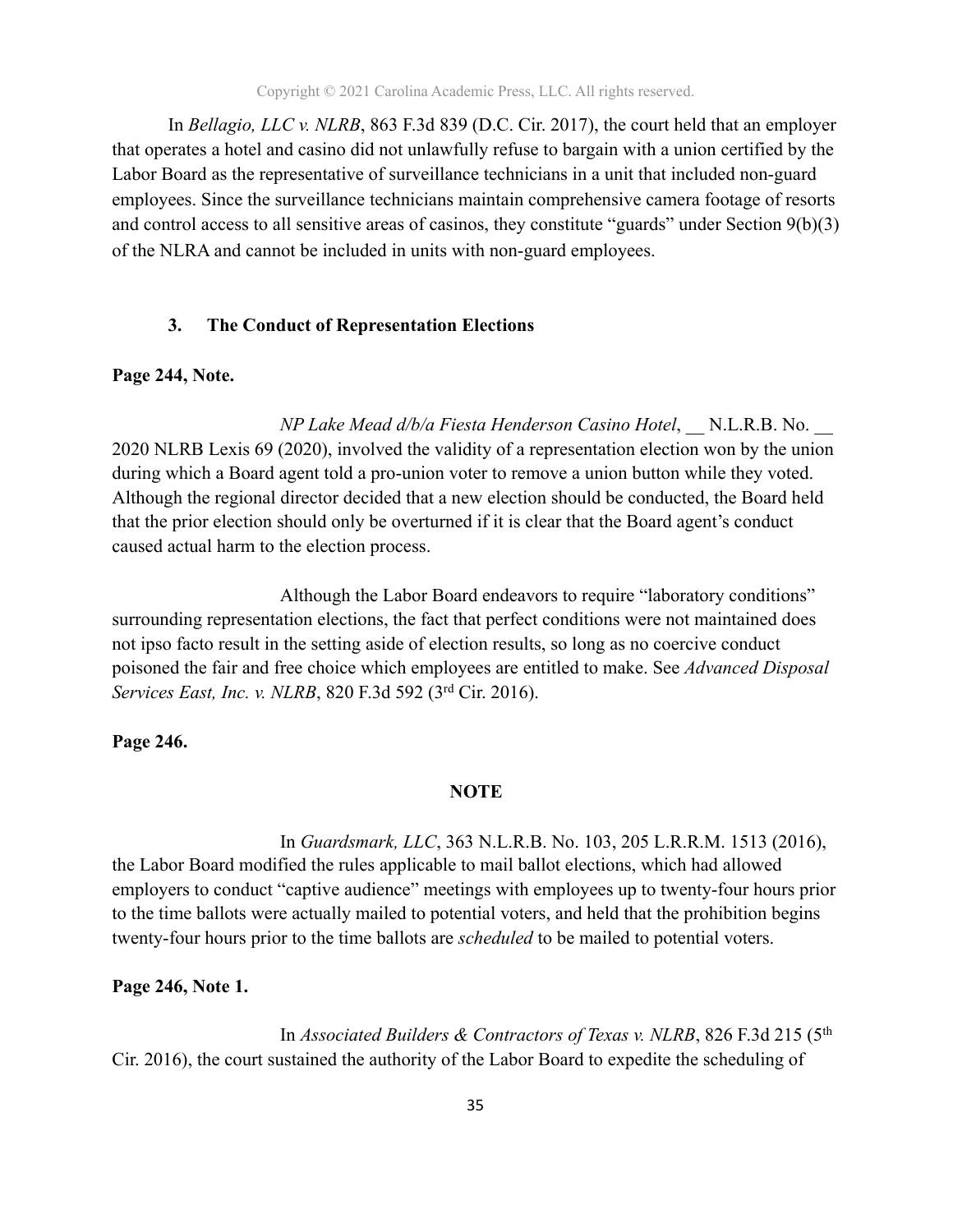In *Bellagio, LLC v. NLRB*, 863 F.3d 839 (D.C. Cir. 2017), the court held that an employer that operates a hotel and casino did not unlawfully refuse to bargain with a union certified by the Labor Board as the representative of surveillance technicians in a unit that included non-guard employees. Since the surveillance technicians maintain comprehensive camera footage of resorts and control access to all sensitive areas of casinos, they constitute "guards" under Section 9(b)(3) of the NLRA and cannot be included in units with non-guard employees.

### 3. The Conduct of Representation Elections

**Page 244, Note.**

*NP Lake Mead d/b/a Fiesta Henderson Casino Hotel*, __ N.L.R.B. No. __ 2020 NLRB Lexis 69 (2020), involved the validity of a representation election won by the union during which a Board agent told a pro-union voter to remove a union button while they voted. Although the regional director decided that a new election should be conducted, the Board held that the prior election should only be overturned if it is clear that the Board agent's conduct caused actual harm to the election process.

Although the Labor Board endeavors to require "laboratory conditions" surrounding representation elections, the fact that perfect conditions were not maintained does not ipso facto result in the setting aside of election results, so long as no coercive conduct poisoned the fair and free choice which employees are entitled to make. See *Advanced Disposal Services East, Inc. v. NLRB*, 820 F.3d 592 (3rd Cir. 2016).

**Page 246.**

**NOTE**

In *Guardsmark, LLC*, 363 N.L.R.B. No. 103, 205 L.R.R.M. 1513 (2016), the Labor Board modified the rules applicable to mail ballot elections, which had allowed employers to conduct "captive audience" meetings with employees up to twenty-four hours prior to the time ballots were actually mailed to potential voters, and held that the prohibition begins twenty-four hours prior to the time ballots are *scheduled* to be mailed to potential voters.

**Page 246, Note 1.**

In *Associated Builders & Contractors of Texas v. NLRB*, 826 F.3d 215 (5th Cir. 2016), the court sustained the authority of the Labor Board to expedite the scheduling of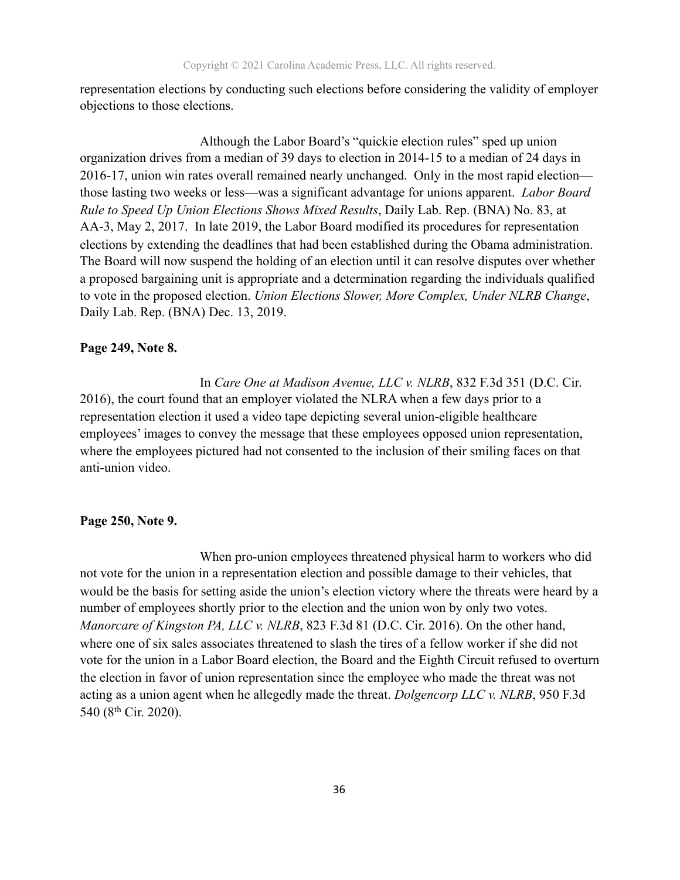representation elections by conducting such elections before considering the validity of employer objections to those elections.

Although the Labor Board's "quickie election rules" sped up union organization drives from a median of 39 days to election in 2014-15 to a median of 24 days in 2016-17, union win rates overall remained nearly unchanged. Only in the most rapid election—those lasting two weeks or less—was a significant advantage for unions apparent. *Labor Board Rule to Speed Up Union Elections Shows Mixed Results*, Daily Lab. Rep. (BNA) No. 83, at AA-3, May 2, 2017. In late 2019, the Labor Board modified its procedures for representation elections by extending the deadlines that had been established during the Obama administration. The Board will now suspend the holding of an election until it can resolve disputes over whether a proposed bargaining unit is appropriate and a determination regarding the individuals qualified to vote in the proposed election. *Union Elections Slower, More Complex, Under NLRB Change*, Daily Lab. Rep. (BNA) Dec. 13, 2019.

**Page 249, Note 8.**

In *Care One at Madison Avenue, LLC v. NLRB*, 832 F.3d 351 (D.C. Cir. 2016), the court found that an employer violated the NLRA when a few days prior to a representation election it used a video tape depicting several union-eligible healthcare employees' images to convey the message that these employees opposed union representation, where the employees pictured had not consented to the inclusion of their smiling faces on that anti-union video.

**Page 250, Note 9.**

When pro-union employees threatened physical harm to workers who did not vote for the union in a representation election and possible damage to their vehicles, that would be the basis for setting aside the union's election victory where the threats were heard by a number of employees shortly prior to the election and the union won by only two votes. *Manorcare of Kingston PA, LLC v. NLRB*, 823 F.3d 81 (D.C. Cir. 2016). On the other hand, where one of six sales associates threatened to slash the tires of a fellow worker if she did not vote for the union in a Labor Board election, the Board and the Eighth Circuit refused to overturn the election in favor of union representation since the employee who made the threat was not acting as a union agent when he allegedly made the threat. *Dolgencorp LLC v. NLRB*, 950 F.3d 540 (8th Cir. 2020).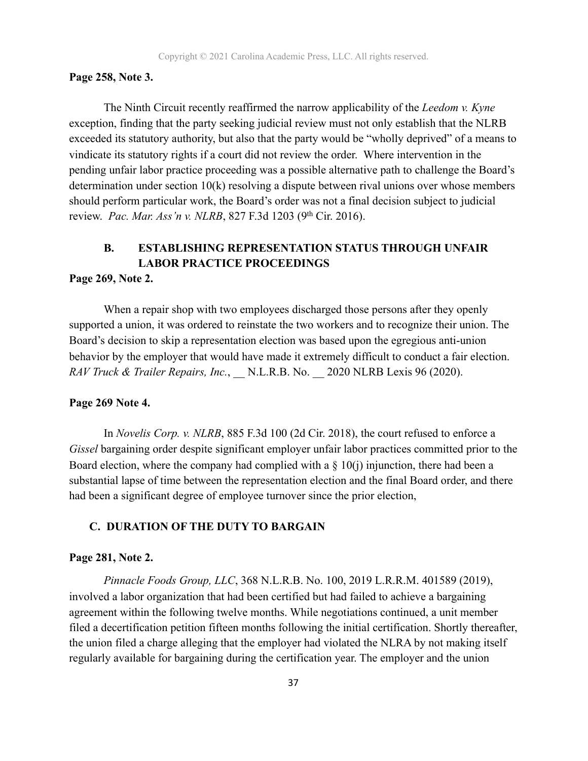**Page 258, Note 3.**

The Ninth Circuit recently reaffirmed the narrow applicability of the *Leedom v. Kyne* exception, finding that the party seeking judicial review must not only establish that the NLRB exceeded its statutory authority, but also that the party would be "wholly deprived" of a means to vindicate its statutory rights if a court did not review the order. Where intervention in the pending unfair labor practice proceeding was a possible alternative path to challenge the Board's determination under section 10(k) resolving a dispute between rival unions over whose members should perform particular work, the Board's order was not a final decision subject to judicial review. *Pac. Mar. Ass'n v. NLRB*, 827 F.3d 1203 (9th Cir. 2016).

## B. ESTABLISHING REPRESENTATION STATUS THROUGH UNFAIR LABOR PRACTICE PROCEEDINGS

**Page 269, Note 2.**

When a repair shop with two employees discharged those persons after they openly supported a union, it was ordered to reinstate the two workers and to recognize their union. The Board's decision to skip a representation election was based upon the egregious anti-union behavior by the employer that would have made it extremely difficult to conduct a fair election. *RAV Truck & Trailer Repairs, Inc.*, __ N.L.R.B. No. __ 2020 NLRB Lexis 96 (2020).

**Page 269 Note 4.**

In *Novelis Corp. v. NLRB*, 885 F.3d 100 (2d Cir. 2018), the court refused to enforce a *Gissel* bargaining order despite significant employer unfair labor practices committed prior to the Board election, where the company had complied with a § 10(j) injunction, there had been a substantial lapse of time between the representation election and the final Board order, and there had been a significant degree of employee turnover since the prior election,

## C. DURATION OF THE DUTY TO BARGAIN

**Page 281, Note 2.**

*Pinnacle Foods Group, LLC*, 368 N.L.R.B. No. 100, 2019 L.R.R.M. 401589 (2019), involved a labor organization that had been certified but had failed to achieve a bargaining agreement within the following twelve months. While negotiations continued, a unit member filed a decertification petition fifteen months following the initial certification. Shortly thereafter, the union filed a charge alleging that the employer had violated the NLRA by not making itself regularly available for bargaining during the certification year. The employer and the union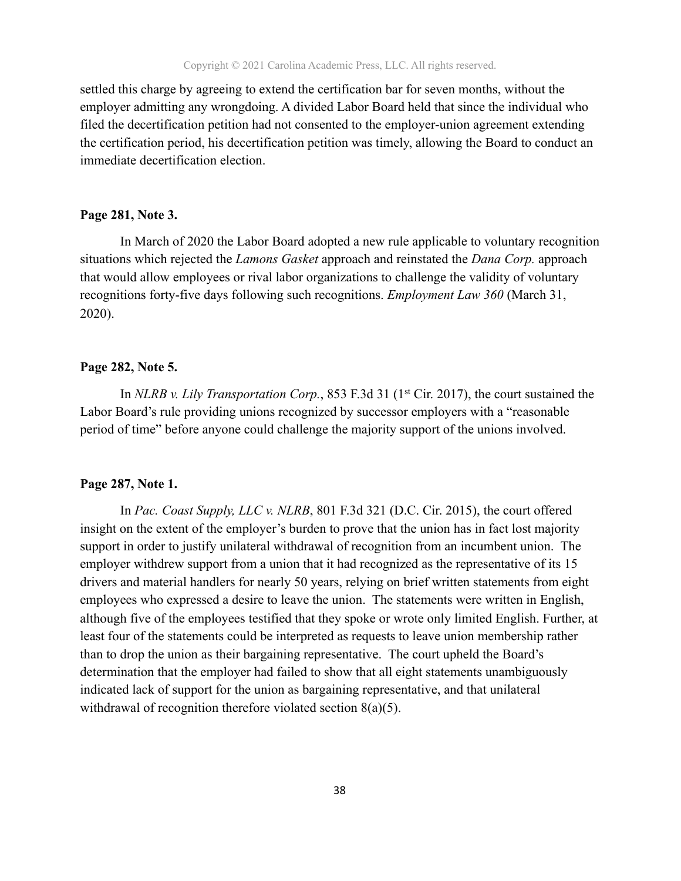settled this charge by agreeing to extend the certification bar for seven months, without the employer admitting any wrongdoing. A divided Labor Board held that since the individual who filed the decertification petition had not consented to the employer-union agreement extending the certification period, his decertification petition was timely, allowing the Board to conduct an immediate decertification election.

**Page 281, Note 3.**

In March of 2020 the Labor Board adopted a new rule applicable to voluntary recognition situations which rejected the *Lamons Gasket* approach and reinstated the *Dana Corp.* approach that would allow employees or rival labor organizations to challenge the validity of voluntary recognitions forty-five days following such recognitions. *Employment Law 360* (March 31, 2020).

**Page 282, Note 5.**

In *NLRB v. Lily Transportation Corp.*, 853 F.3d 31 (1st Cir. 2017), the court sustained the Labor Board's rule providing unions recognized by successor employers with a "reasonable period of time" before anyone could challenge the majority support of the unions involved.

**Page 287, Note 1.**

In *Pac. Coast Supply, LLC v. NLRB*, 801 F.3d 321 (D.C. Cir. 2015), the court offered insight on the extent of the employer's burden to prove that the union has in fact lost majority support in order to justify unilateral withdrawal of recognition from an incumbent union. The employer withdrew support from a union that it had recognized as the representative of its 15 drivers and material handlers for nearly 50 years, relying on brief written statements from eight employees who expressed a desire to leave the union. The statements were written in English, although five of the employees testified that they spoke or wrote only limited English. Further, at least four of the statements could be interpreted as requests to leave union membership rather than to drop the union as their bargaining representative. The court upheld the Board's determination that the employer had failed to show that all eight statements unambiguously indicated lack of support for the union as bargaining representative, and that unilateral withdrawal of recognition therefore violated section 8(a)(5).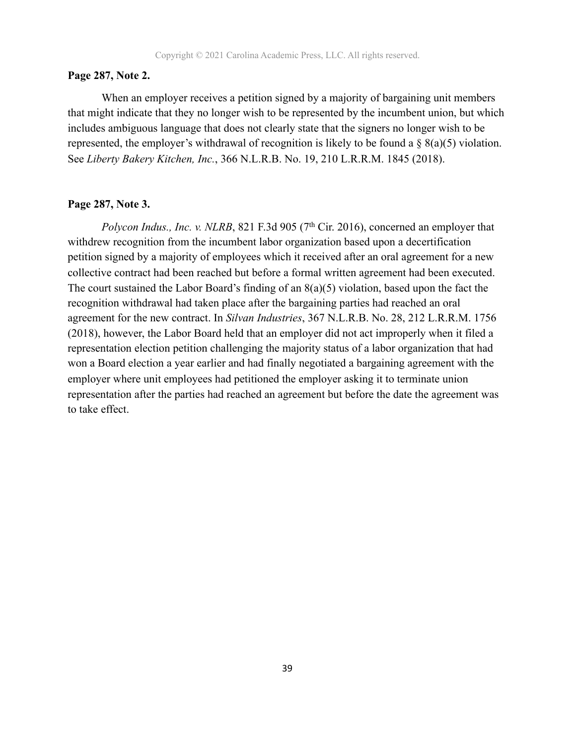**Page 287, Note 2.**

When an employer receives a petition signed by a majority of bargaining unit members that might indicate that they no longer wish to be represented by the incumbent union, but which includes ambiguous language that does not clearly state that the signers no longer wish to be represented, the employer's withdrawal of recognition is likely to be found a § 8(a)(5) violation. See *Liberty Bakery Kitchen, Inc.*, 366 N.L.R.B. No. 19, 210 L.R.R.M. 1845 (2018).

**Page 287, Note 3.**

*Polycon Indus., Inc. v. NLRB*, 821 F.3d 905 (7th Cir. 2016), concerned an employer that withdrew recognition from the incumbent labor organization based upon a decertification petition signed by a majority of employees which it received after an oral agreement for a new collective contract had been reached but before a formal written agreement had been executed. The court sustained the Labor Board's finding of an 8(a)(5) violation, based upon the fact the recognition withdrawal had taken place after the bargaining parties had reached an oral agreement for the new contract. In *Silvan Industries*, 367 N.L.R.B. No. 28, 212 L.R.R.M. 1756 (2018), however, the Labor Board held that an employer did not act improperly when it filed a representation election petition challenging the majority status of a labor organization that had won a Board election a year earlier and had finally negotiated a bargaining agreement with the employer where unit employees had petitioned the employer asking it to terminate union representation after the parties had reached an agreement but before the date the agreement was to take effect.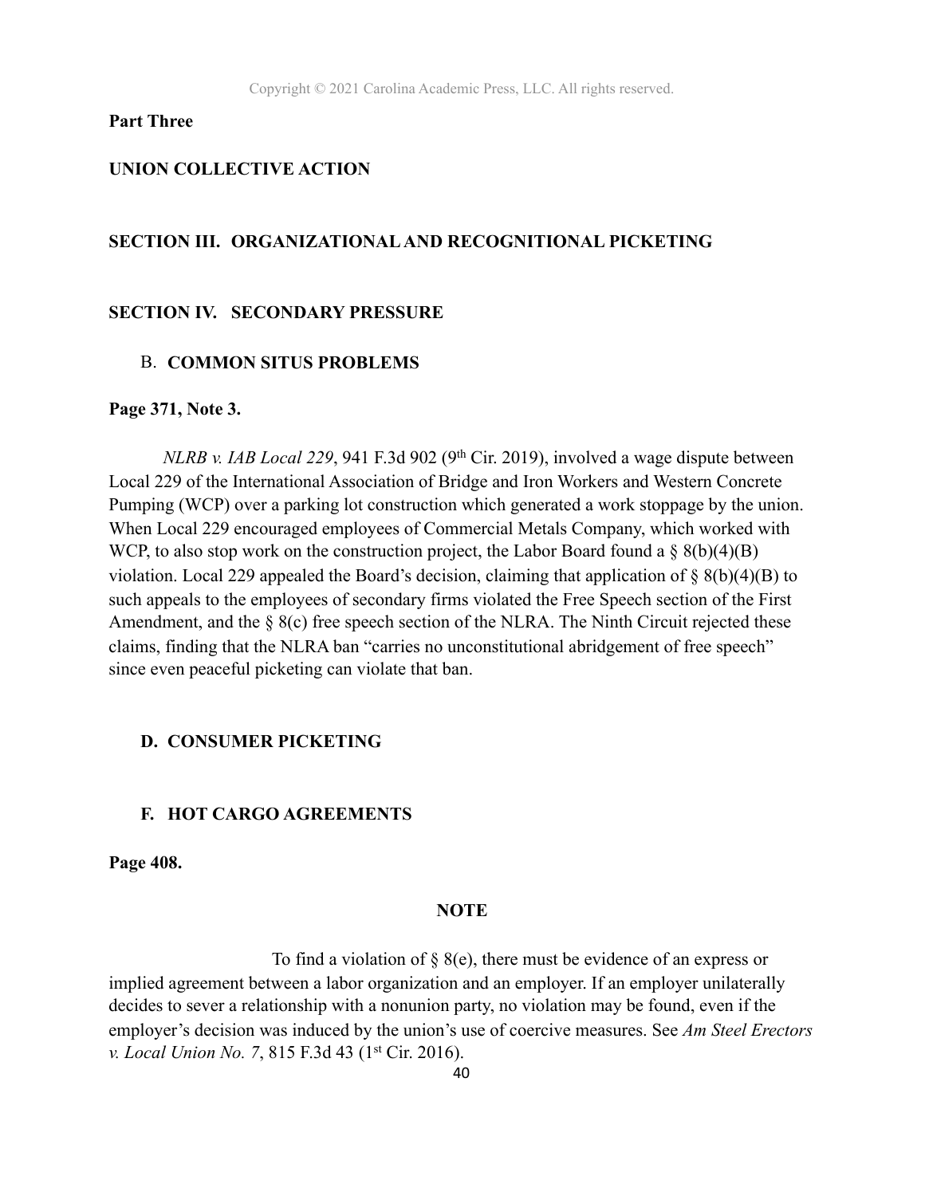**Part Three**

**UNION COLLECTIVE ACTION**

**SECTION III. ORGANIZATIONAL AND RECOGNITIONAL PICKETING**

**SECTION IV. SECONDARY PRESSURE**

B. **COMMON SITUS PROBLEMS**

**Page 371, Note 3.**

*NLRB v. IAB Local 229*, 941 F.3d 902 (9th Cir. 2019), involved a wage dispute between Local 229 of the International Association of Bridge and Iron Workers and Western Concrete Pumping (WCP) over a parking lot construction which generated a work stoppage by the union. When Local 229 encouraged employees of Commercial Metals Company, which worked with WCP, to also stop work on the construction project, the Labor Board found a § 8(b)(4)(B) violation. Local 229 appealed the Board's decision, claiming that application of § 8(b)(4)(B) to such appeals to the employees of secondary firms violated the Free Speech section of the First Amendment, and the § 8(c) free speech section of the NLRA. The Ninth Circuit rejected these claims, finding that the NLRA ban "carries no unconstitutional abridgement of free speech" since even peaceful picketing can violate that ban.

**D. CONSUMER PICKETING**

**F. HOT CARGO AGREEMENTS**

**Page 408.**

**NOTE**

To find a violation of § 8(e), there must be evidence of an express or implied agreement between a labor organization and an employer. If an employer unilaterally decides to sever a relationship with a nonunion party, no violation may be found, even if the employer's decision was induced by the union's use of coercive measures. See *Am Steel Erectors v. Local Union No. 7*, 815 F.3d 43 (1st Cir. 2016).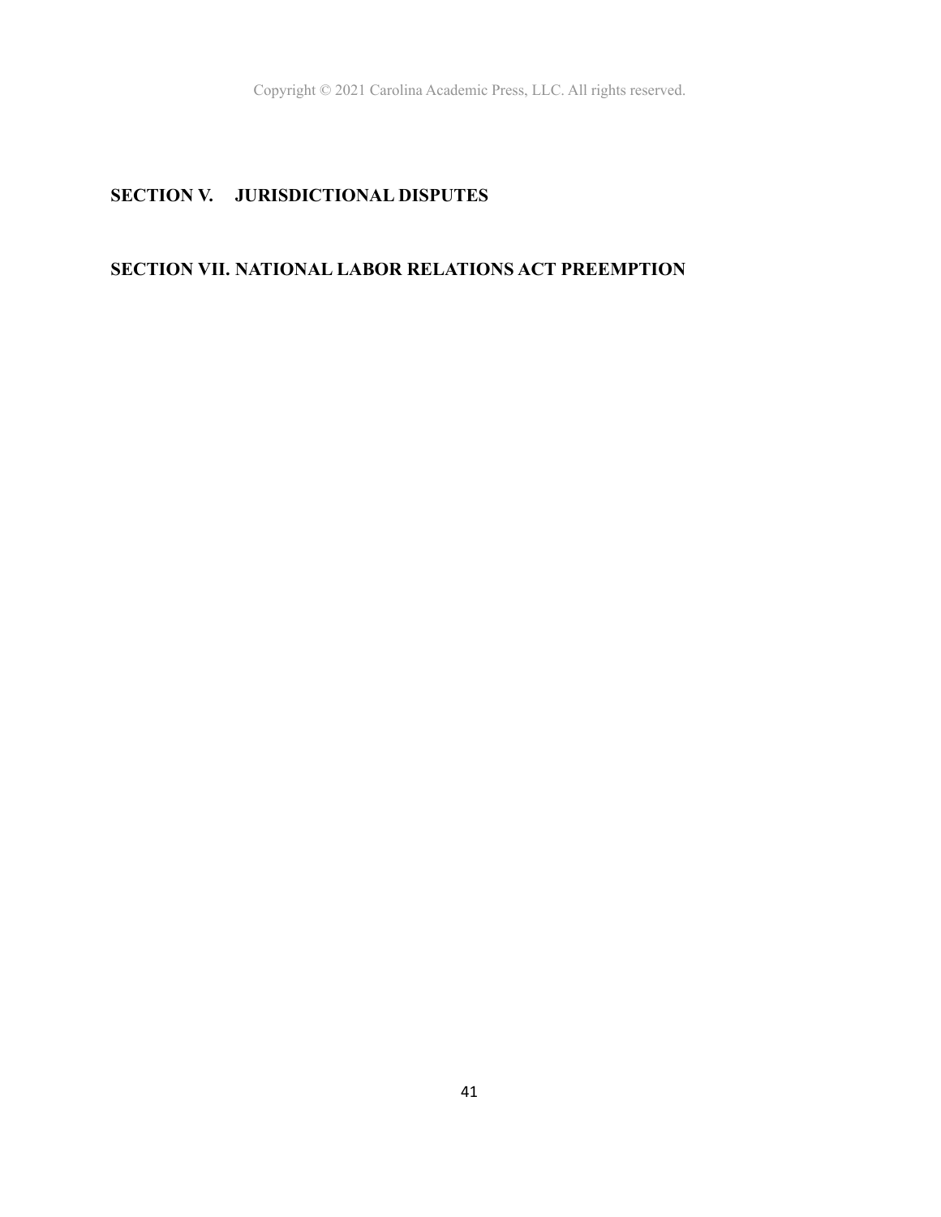## SECTION V. JURISDICTIONAL DISPUTES

## SECTION VII. NATIONAL LABOR RELATIONS ACT PREEMPTION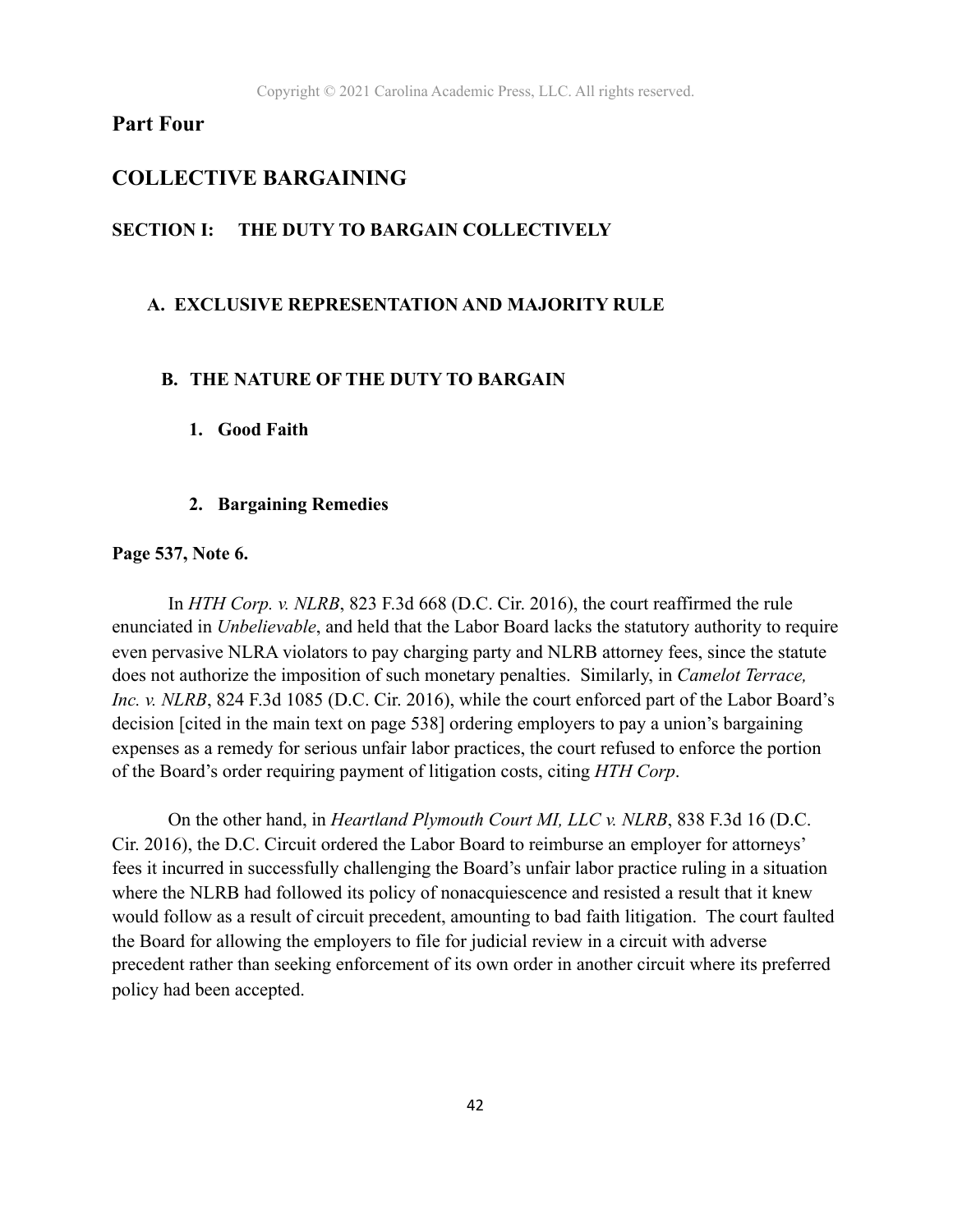# Part Four

# COLLECTIVE BARGAINING

## SECTION I: THE DUTY TO BARGAIN COLLECTIVELY

### A. EXCLUSIVE REPRESENTATION AND MAJORITY RULE

### B. THE NATURE OF THE DUTY TO BARGAIN

#### 1. Good Faith

#### 2. Bargaining Remedies

**Page 537, Note 6.**

In *HTH Corp. v. NLRB*, 823 F.3d 668 (D.C. Cir. 2016), the court reaffirmed the rule enunciated in *Unbelievable*, and held that the Labor Board lacks the statutory authority to require even pervasive NLRA violators to pay charging party and NLRB attorney fees, since the statute does not authorize the imposition of such monetary penalties. Similarly, in *Camelot Terrace, Inc. v. NLRB*, 824 F.3d 1085 (D.C. Cir. 2016), while the court enforced part of the Labor Board's decision [cited in the main text on page 538] ordering employers to pay a union's bargaining expenses as a remedy for serious unfair labor practices, the court refused to enforce the portion of the Board's order requiring payment of litigation costs, citing *HTH Corp*.

On the other hand, in *Heartland Plymouth Court MI, LLC v. NLRB*, 838 F.3d 16 (D.C. Cir. 2016), the D.C. Circuit ordered the Labor Board to reimburse an employer for attorneys' fees it incurred in successfully challenging the Board's unfair labor practice ruling in a situation where the NLRB had followed its policy of nonacquiescence and resisted a result that it knew would follow as a result of circuit precedent, amounting to bad faith litigation. The court faulted the Board for allowing the employers to file for judicial review in a circuit with adverse precedent rather than seeking enforcement of its own order in another circuit where its preferred policy had been accepted.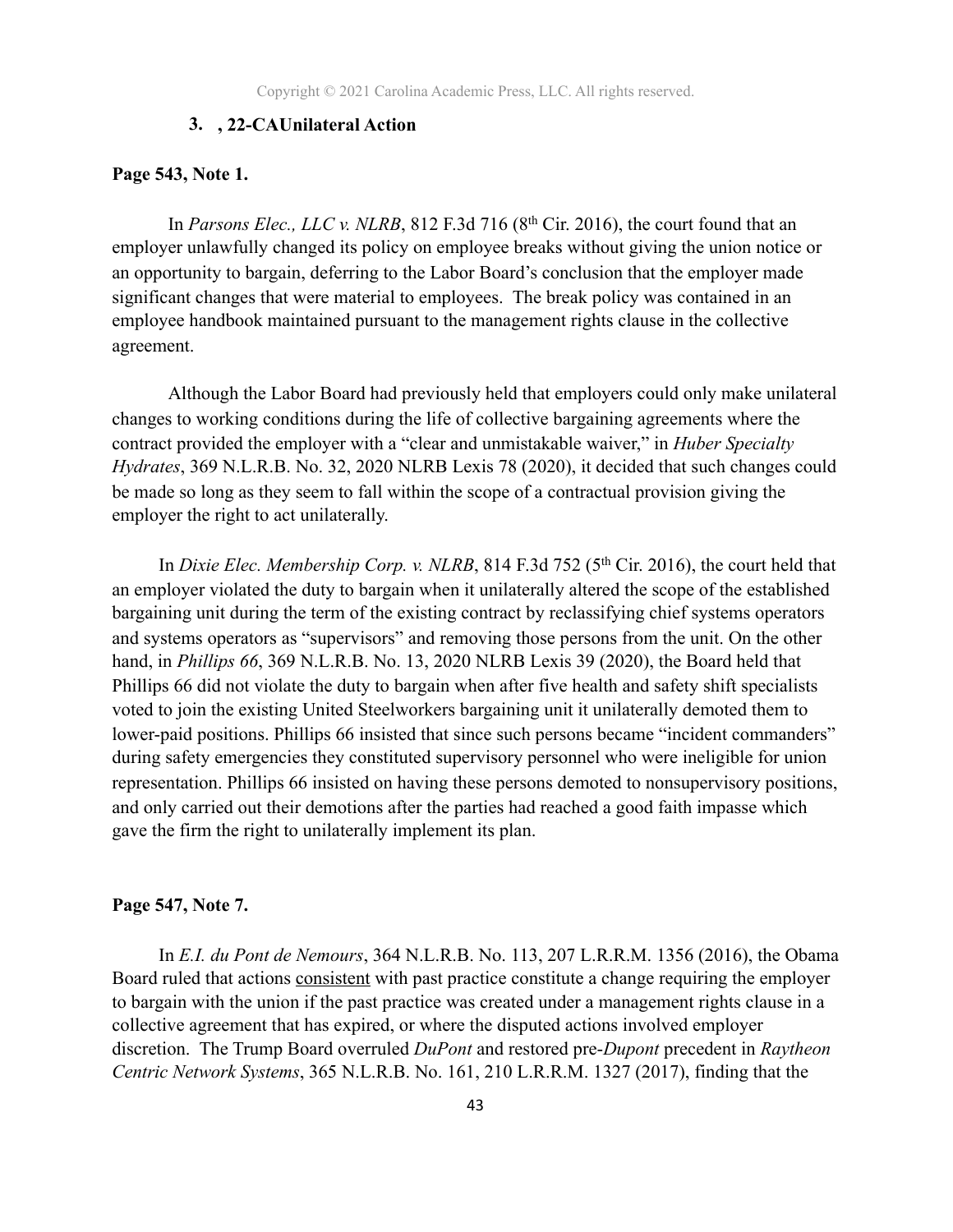### 3. , 22-CAUnilateral Action

**Page 543, Note 1.**

In *Parsons Elec., LLC v. NLRB*, 812 F.3d 716 (8th Cir. 2016), the court found that an employer unlawfully changed its policy on employee breaks without giving the union notice or an opportunity to bargain, deferring to the Labor Board's conclusion that the employer made significant changes that were material to employees. The break policy was contained in an employee handbook maintained pursuant to the management rights clause in the collective agreement.

Although the Labor Board had previously held that employers could only make unilateral changes to working conditions during the life of collective bargaining agreements where the contract provided the employer with a "clear and unmistakable waiver," in *Huber Specialty Hydrates*, 369 N.L.R.B. No. 32, 2020 NLRB Lexis 78 (2020), it decided that such changes could be made so long as they seem to fall within the scope of a contractual provision giving the employer the right to act unilaterally.

In *Dixie Elec. Membership Corp. v. NLRB*, 814 F.3d 752 (5th Cir. 2016), the court held that an employer violated the duty to bargain when it unilaterally altered the scope of the established bargaining unit during the term of the existing contract by reclassifying chief systems operators and systems operators as "supervisors" and removing those persons from the unit. On the other hand, in *Phillips 66*, 369 N.L.R.B. No. 13, 2020 NLRB Lexis 39 (2020), the Board held that Phillips 66 did not violate the duty to bargain when after five health and safety shift specialists voted to join the existing United Steelworkers bargaining unit it unilaterally demoted them to lower-paid positions. Phillips 66 insisted that since such persons became "incident commanders" during safety emergencies they constituted supervisory personnel who were ineligible for union representation. Phillips 66 insisted on having these persons demoted to nonsupervisory positions, and only carried out their demotions after the parties had reached a good faith impasse which gave the firm the right to unilaterally implement its plan.

**Page 547, Note 7.**

In *E.I. du Pont de Nemours*, 364 N.L.R.B. No. 113, 207 L.R.R.M. 1356 (2016), the Obama Board ruled that actions <u>consistent</u> with past practice constitute a change requiring the employer to bargain with the union if the past practice was created under a management rights clause in a collective agreement that has expired, or where the disputed actions involved employer discretion. The Trump Board overruled *DuPont* and restored pre-*Dupont* precedent in *Raytheon Centric Network Systems*, 365 N.L.R.B. No. 161, 210 L.R.R.M. 1327 (2017), finding that the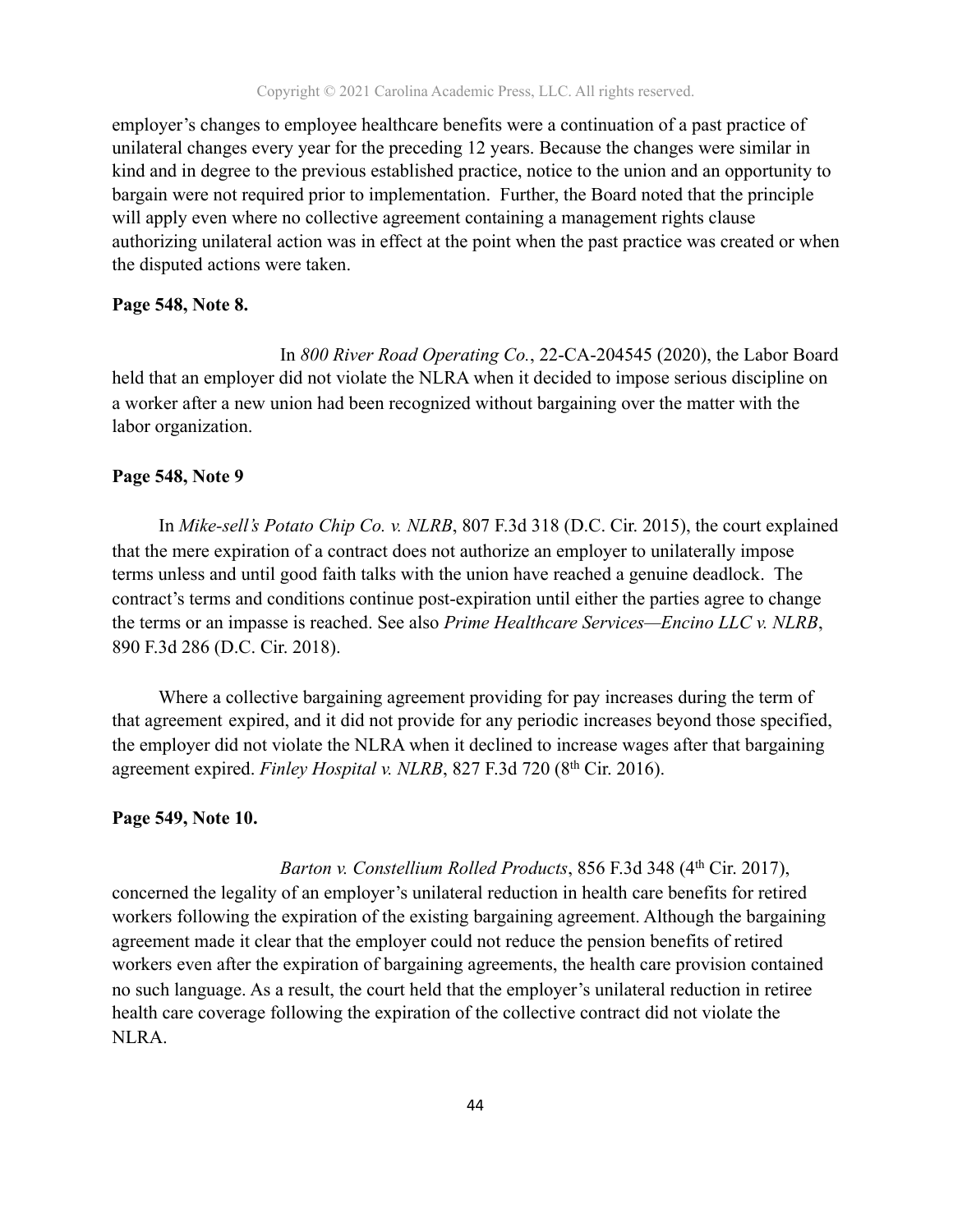employer's changes to employee healthcare benefits were a continuation of a past practice of unilateral changes every year for the preceding 12 years. Because the changes were similar in kind and in degree to the previous established practice, notice to the union and an opportunity to bargain were not required prior to implementation. Further, the Board noted that the principle will apply even where no collective agreement containing a management rights clause authorizing unilateral action was in effect at the point when the past practice was created or when the disputed actions were taken.

**Page 548, Note 8.**

In *800 River Road Operating Co.*, 22-CA-204545 (2020), the Labor Board held that an employer did not violate the NLRA when it decided to impose serious discipline on a worker after a new union had been recognized without bargaining over the matter with the labor organization.

**Page 548, Note 9**

In *Mike-sell's Potato Chip Co. v. NLRB*, 807 F.3d 318 (D.C. Cir. 2015), the court explained that the mere expiration of a contract does not authorize an employer to unilaterally impose terms unless and until good faith talks with the union have reached a genuine deadlock. The contract's terms and conditions continue post-expiration until either the parties agree to change the terms or an impasse is reached. See also *Prime Healthcare Services—Encino LLC v. NLRB*, 890 F.3d 286 (D.C. Cir. 2018).

Where a collective bargaining agreement providing for pay increases during the term of that agreement expired, and it did not provide for any periodic increases beyond those specified, the employer did not violate the NLRA when it declined to increase wages after that bargaining agreement expired. *Finley Hospital v. NLRB*, 827 F.3d 720 (8th Cir. 2016).

**Page 549, Note 10.**

*Barton v. Constellium Rolled Products*, 856 F.3d 348 (4th Cir. 2017), concerned the legality of an employer's unilateral reduction in health care benefits for retired workers following the expiration of the existing bargaining agreement. Although the bargaining agreement made it clear that the employer could not reduce the pension benefits of retired workers even after the expiration of bargaining agreements, the health care provision contained no such language. As a result, the court held that the employer's unilateral reduction in retiree health care coverage following the expiration of the collective contract did not violate the NLRA.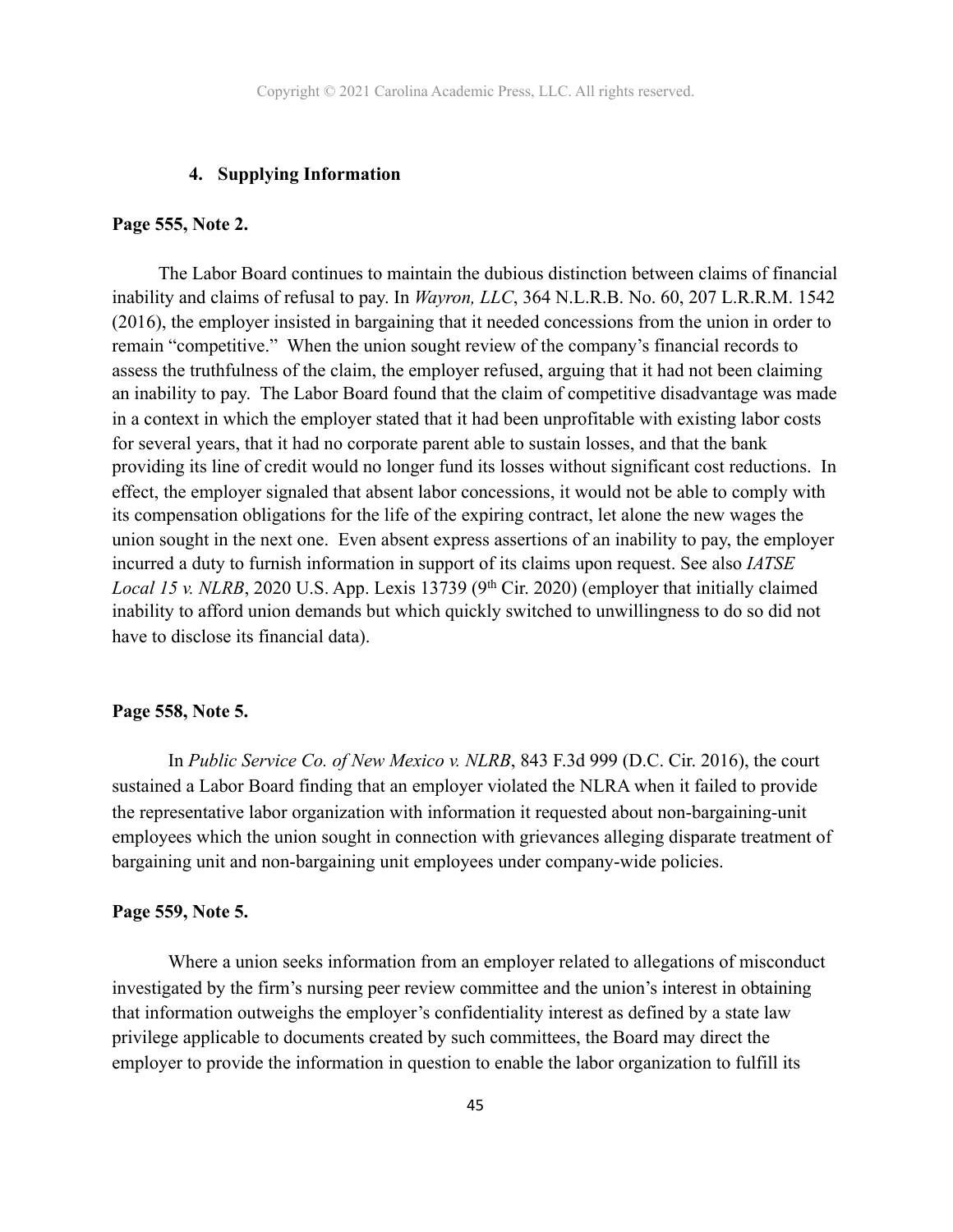### 4. Supplying Information

**Page 555, Note 2.**

The Labor Board continues to maintain the dubious distinction between claims of financial inability and claims of refusal to pay. In *Wayron, LLC*, 364 N.L.R.B. No. 60, 207 L.R.R.M. 1542 (2016), the employer insisted in bargaining that it needed concessions from the union in order to remain "competitive." When the union sought review of the company's financial records to assess the truthfulness of the claim, the employer refused, arguing that it had not been claiming an inability to pay. The Labor Board found that the claim of competitive disadvantage was made in a context in which the employer stated that it had been unprofitable with existing labor costs for several years, that it had no corporate parent able to sustain losses, and that the bank providing its line of credit would no longer fund its losses without significant cost reductions. In effect, the employer signaled that absent labor concessions, it would not be able to comply with its compensation obligations for the life of the expiring contract, let alone the new wages the union sought in the next one. Even absent express assertions of an inability to pay, the employer incurred a duty to furnish information in support of its claims upon request. See also *IATSE Local 15 v. NLRB*, 2020 U.S. App. Lexis 13739 (9th Cir. 2020) (employer that initially claimed inability to afford union demands but which quickly switched to unwillingness to do so did not have to disclose its financial data).

**Page 558, Note 5.**

In *Public Service Co. of New Mexico v. NLRB*, 843 F.3d 999 (D.C. Cir. 2016), the court sustained a Labor Board finding that an employer violated the NLRA when it failed to provide the representative labor organization with information it requested about non-bargaining-unit employees which the union sought in connection with grievances alleging disparate treatment of bargaining unit and non-bargaining unit employees under company-wide policies.

**Page 559, Note 5.**

Where a union seeks information from an employer related to allegations of misconduct investigated by the firm's nursing peer review committee and the union's interest in obtaining that information outweighs the employer's confidentiality interest as defined by a state law privilege applicable to documents created by such committees, the Board may direct the employer to provide the information in question to enable the labor organization to fulfill its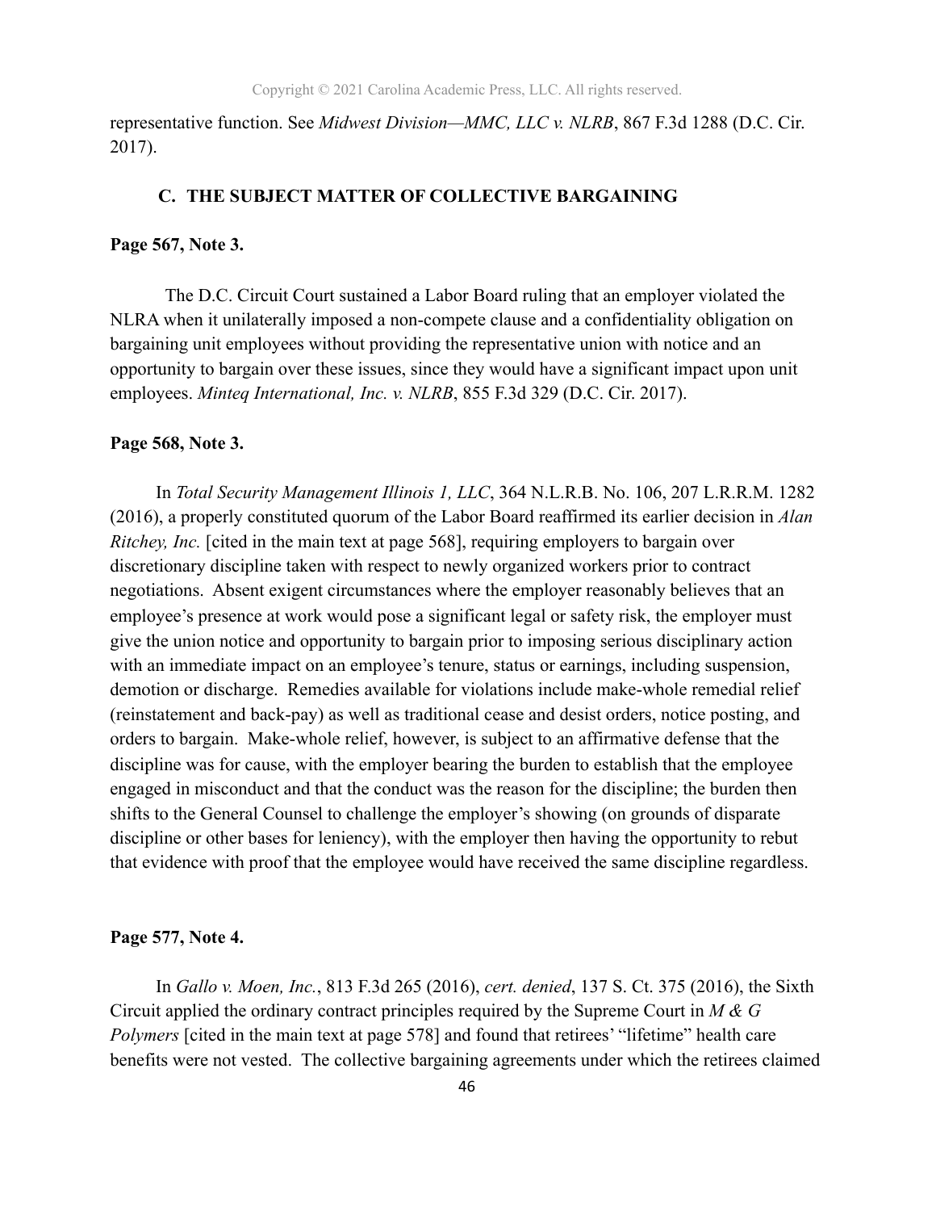representative function. See *Midwest Division—MMC, LLC v. NLRB*, 867 F.3d 1288 (D.C. Cir. 2017).

## C. THE SUBJECT MATTER OF COLLECTIVE BARGAINING

**Page 567, Note 3.**

The D.C. Circuit Court sustained a Labor Board ruling that an employer violated the NLRA when it unilaterally imposed a non-compete clause and a confidentiality obligation on bargaining unit employees without providing the representative union with notice and an opportunity to bargain over these issues, since they would have a significant impact upon unit employees. *Minteq International, Inc. v. NLRB*, 855 F.3d 329 (D.C. Cir. 2017).

**Page 568, Note 3.**

In *Total Security Management Illinois 1, LLC*, 364 N.L.R.B. No. 106, 207 L.R.R.M. 1282 (2016), a properly constituted quorum of the Labor Board reaffirmed its earlier decision in *Alan Ritchey, Inc.* [cited in the main text at page 568], requiring employers to bargain over discretionary discipline taken with respect to newly organized workers prior to contract negotiations. Absent exigent circumstances where the employer reasonably believes that an employee's presence at work would pose a significant legal or safety risk, the employer must give the union notice and opportunity to bargain prior to imposing serious disciplinary action with an immediate impact on an employee's tenure, status or earnings, including suspension, demotion or discharge. Remedies available for violations include make-whole remedial relief (reinstatement and back-pay) as well as traditional cease and desist orders, notice posting, and orders to bargain. Make-whole relief, however, is subject to an affirmative defense that the discipline was for cause, with the employer bearing the burden to establish that the employee engaged in misconduct and that the conduct was the reason for the discipline; the burden then shifts to the General Counsel to challenge the employer's showing (on grounds of disparate discipline or other bases for leniency), with the employer then having the opportunity to rebut that evidence with proof that the employee would have received the same discipline regardless.

**Page 577, Note 4.**

In *Gallo v. Moen, Inc.*, 813 F.3d 265 (2016), *cert. denied*, 137 S. Ct. 375 (2016), the Sixth Circuit applied the ordinary contract principles required by the Supreme Court in *M & G Polymers* [cited in the main text at page 578] and found that retirees' "lifetime" health care benefits were not vested. The collective bargaining agreements under which the retirees claimed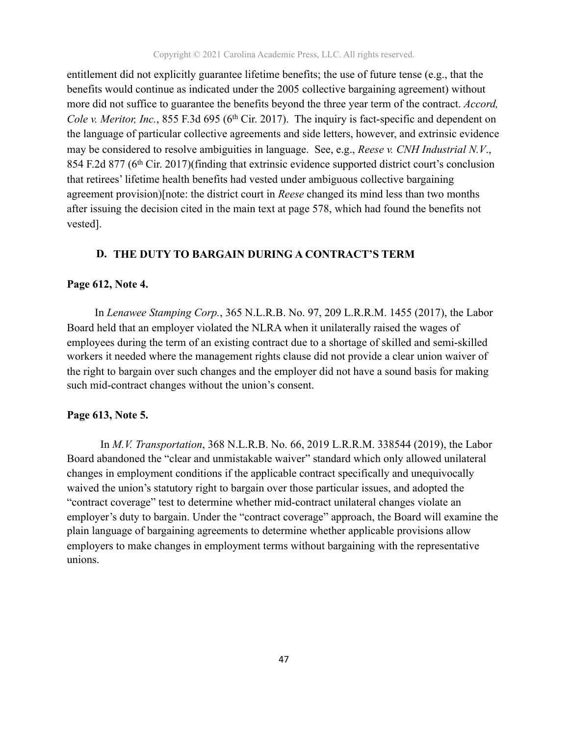entitlement did not explicitly guarantee lifetime benefits; the use of future tense (e.g., that the benefits would continue as indicated under the 2005 collective bargaining agreement) without more did not suffice to guarantee the benefits beyond the three year term of the contract. *Accord, Cole v. Meritor, Inc.*, 855 F.3d 695 (6th Cir. 2017). The inquiry is fact-specific and dependent on the language of particular collective agreements and side letters, however, and extrinsic evidence may be considered to resolve ambiguities in language. See, e.g., *Reese v. CNH Industrial N.V*., 854 F.2d 877 (6th Cir. 2017)(finding that extrinsic evidence supported district court's conclusion that retirees' lifetime health benefits had vested under ambiguous collective bargaining agreement provision)[note: the district court in *Reese* changed its mind less than two months after issuing the decision cited in the main text at page 578, which had found the benefits not vested].

## D. THE DUTY TO BARGAIN DURING A CONTRACT'S TERM

**Page 612, Note 4.**

In *Lenawee Stamping Corp.*, 365 N.L.R.B. No. 97, 209 L.R.R.M. 1455 (2017), the Labor Board held that an employer violated the NLRA when it unilaterally raised the wages of employees during the term of an existing contract due to a shortage of skilled and semi-skilled workers it needed where the management rights clause did not provide a clear union waiver of the right to bargain over such changes and the employer did not have a sound basis for making such mid-contract changes without the union's consent.

**Page 613, Note 5.**

In *M.V. Transportation*, 368 N.L.R.B. No. 66, 2019 L.R.R.M. 338544 (2019), the Labor Board abandoned the "clear and unmistakable waiver" standard which only allowed unilateral changes in employment conditions if the applicable contract specifically and unequivocally waived the union's statutory right to bargain over those particular issues, and adopted the "contract coverage" test to determine whether mid-contract unilateral changes violate an employer's duty to bargain. Under the "contract coverage" approach, the Board will examine the plain language of bargaining agreements to determine whether applicable provisions allow employers to make changes in employment terms without bargaining with the representative unions.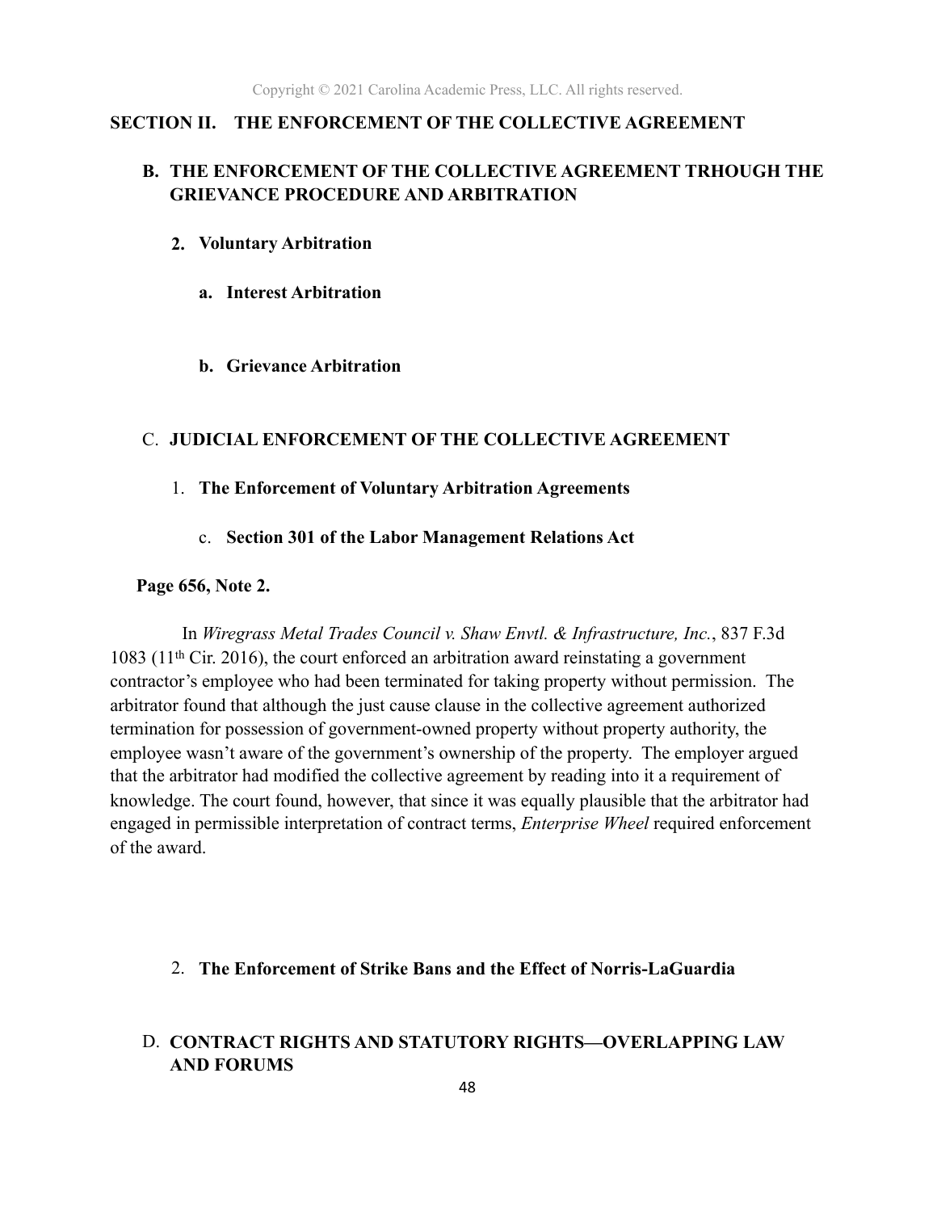## SECTION II. THE ENFORCEMENT OF THE COLLECTIVE AGREEMENT

### B. THE ENFORCEMENT OF THE COLLECTIVE AGREEMENT TRHOUGH THE GRIEVANCE PROCEDURE AND ARBITRATION

#### 2. Voluntary Arbitration

##### a. Interest Arbitration

##### b. Grievance Arbitration

### C. JUDICIAL ENFORCEMENT OF THE COLLECTIVE AGREEMENT

#### 1. The Enforcement of Voluntary Arbitration Agreements

##### c. Section 301 of the Labor Management Relations Act

**Page 656, Note 2.**

In *Wiregrass Metal Trades Council v. Shaw Envtl. & Infrastructure, Inc.*, 837 F.3d 1083 (11th Cir. 2016), the court enforced an arbitration award reinstating a government contractor's employee who had been terminated for taking property without permission. The arbitrator found that although the just cause clause in the collective agreement authorized termination for possession of government-owned property without property authority, the employee wasn't aware of the government's ownership of the property. The employer argued that the arbitrator had modified the collective agreement by reading into it a requirement of knowledge. The court found, however, that since it was equally plausible that the arbitrator had engaged in permissible interpretation of contract terms, *Enterprise Wheel* required enforcement of the award.

#### 2. The Enforcement of Strike Bans and the Effect of Norris-LaGuardia

### D. CONTRACT RIGHTS AND STATUTORY RIGHTS—OVERLAPPING LAW AND FORUMS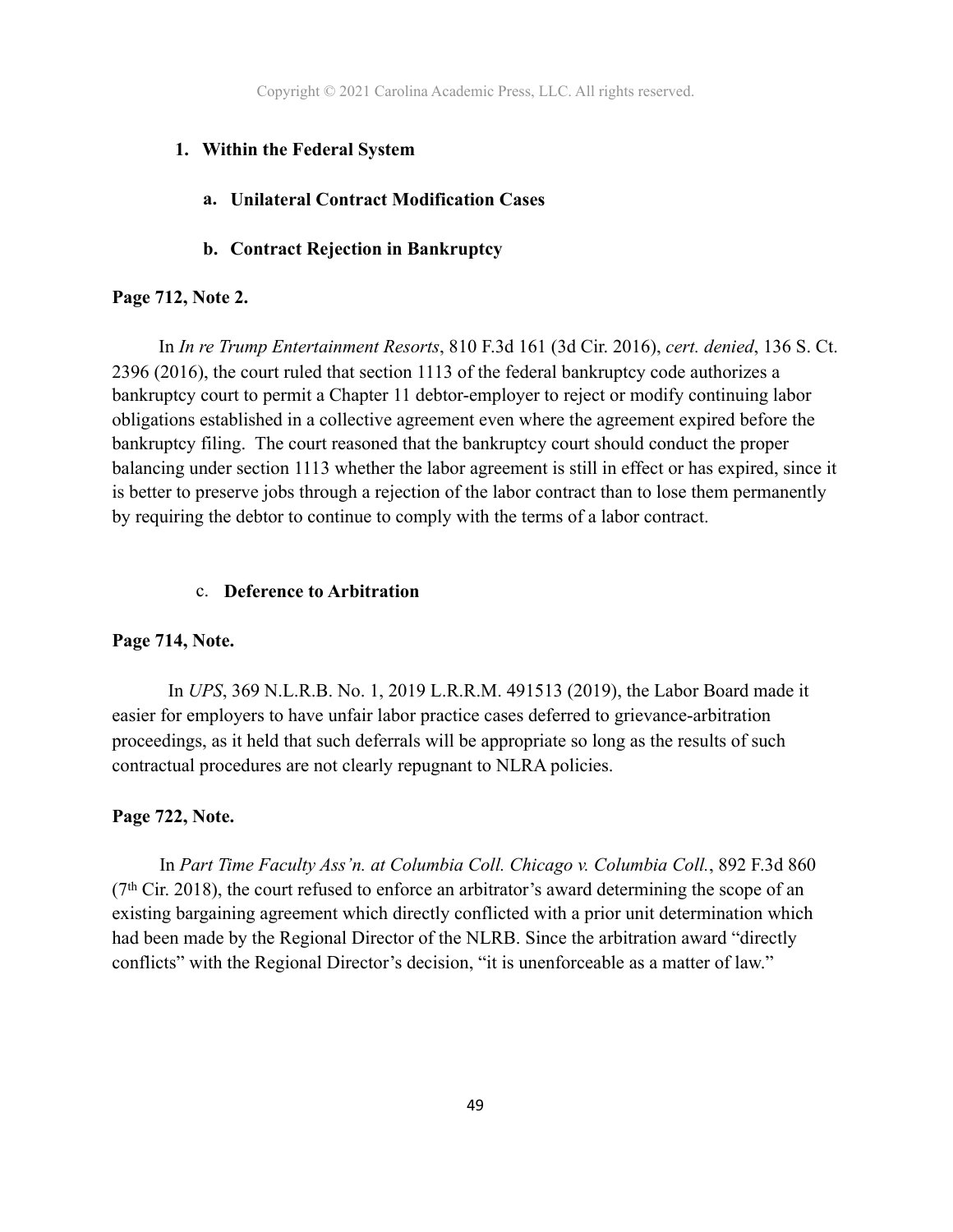### 1. Within the Federal System

#### a. Unilateral Contract Modification Cases

#### b. Contract Rejection in Bankruptcy

**Page 712, Note 2.**

In *In re Trump Entertainment Resorts*, 810 F.3d 161 (3d Cir. 2016), *cert. denied*, 136 S. Ct. 2396 (2016), the court ruled that section 1113 of the federal bankruptcy code authorizes a bankruptcy court to permit a Chapter 11 debtor-employer to reject or modify continuing labor obligations established in a collective agreement even where the agreement expired before the bankruptcy filing. The court reasoned that the bankruptcy court should conduct the proper balancing under section 1113 whether the labor agreement is still in effect or has expired, since it is better to preserve jobs through a rejection of the labor contract than to lose them permanently by requiring the debtor to continue to comply with the terms of a labor contract.

#### c. Deference to Arbitration

**Page 714, Note.**

In *UPS*, 369 N.L.R.B. No. 1, 2019 L.R.R.M. 491513 (2019), the Labor Board made it easier for employers to have unfair labor practice cases deferred to grievance-arbitration proceedings, as it held that such deferrals will be appropriate so long as the results of such contractual procedures are not clearly repugnant to NLRA policies.

**Page 722, Note.**

In *Part Time Faculty Ass'n. at Columbia Coll. Chicago v. Columbia Coll.*, 892 F.3d 860 (7th Cir. 2018), the court refused to enforce an arbitrator's award determining the scope of an existing bargaining agreement which directly conflicted with a prior unit determination which had been made by the Regional Director of the NLRB. Since the arbitration award "directly conflicts" with the Regional Director's decision, "it is unenforceable as a matter of law."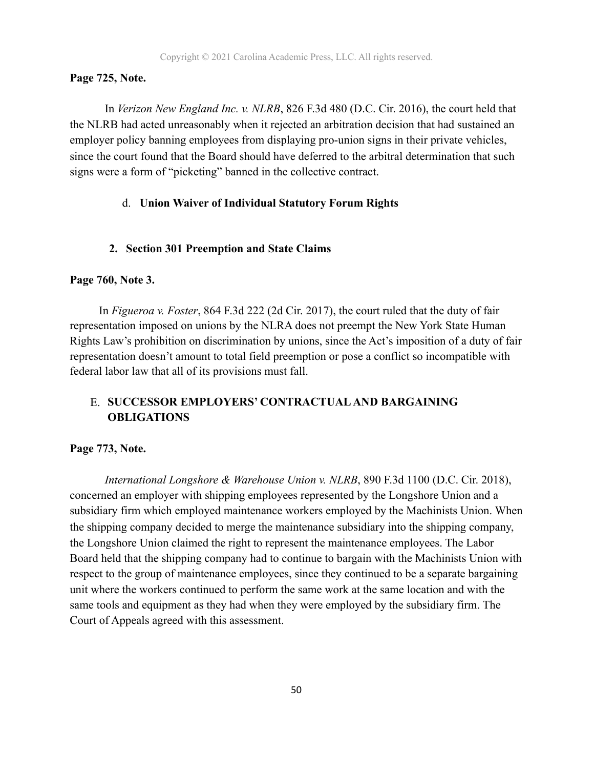**Page 725, Note.**

In *Verizon New England Inc. v. NLRB*, 826 F.3d 480 (D.C. Cir. 2016), the court held that the NLRB had acted unreasonably when it rejected an arbitration decision that had sustained an employer policy banning employees from displaying pro-union signs in their private vehicles, since the court found that the Board should have deferred to the arbitral determination that such signs were a form of "picketing" banned in the collective contract.

d. **Union Waiver of Individual Statutory Forum Rights**

**2. Section 301 Preemption and State Claims**

**Page 760, Note 3.**

In *Figueroa v. Foster*, 864 F.3d 222 (2d Cir. 2017), the court ruled that the duty of fair representation imposed on unions by the NLRA does not preempt the New York State Human Rights Law's prohibition on discrimination by unions, since the Act's imposition of a duty of fair representation doesn't amount to total field preemption or pose a conflict so incompatible with federal labor law that all of its provisions must fall.

## E. SUCCESSOR EMPLOYERS' CONTRACTUAL AND BARGAINING OBLIGATIONS

**Page 773, Note.**

*International Longshore & Warehouse Union v. NLRB*, 890 F.3d 1100 (D.C. Cir. 2018), concerned an employer with shipping employees represented by the Longshore Union and a subsidiary firm which employed maintenance workers employed by the Machinists Union. When the shipping company decided to merge the maintenance subsidiary into the shipping company, the Longshore Union claimed the right to represent the maintenance employees. The Labor Board held that the shipping company had to continue to bargain with the Machinists Union with respect to the group of maintenance employees, since they continued to be a separate bargaining unit where the workers continued to perform the same work at the same location and with the same tools and equipment as they had when they were employed by the subsidiary firm. The Court of Appeals agreed with this assessment.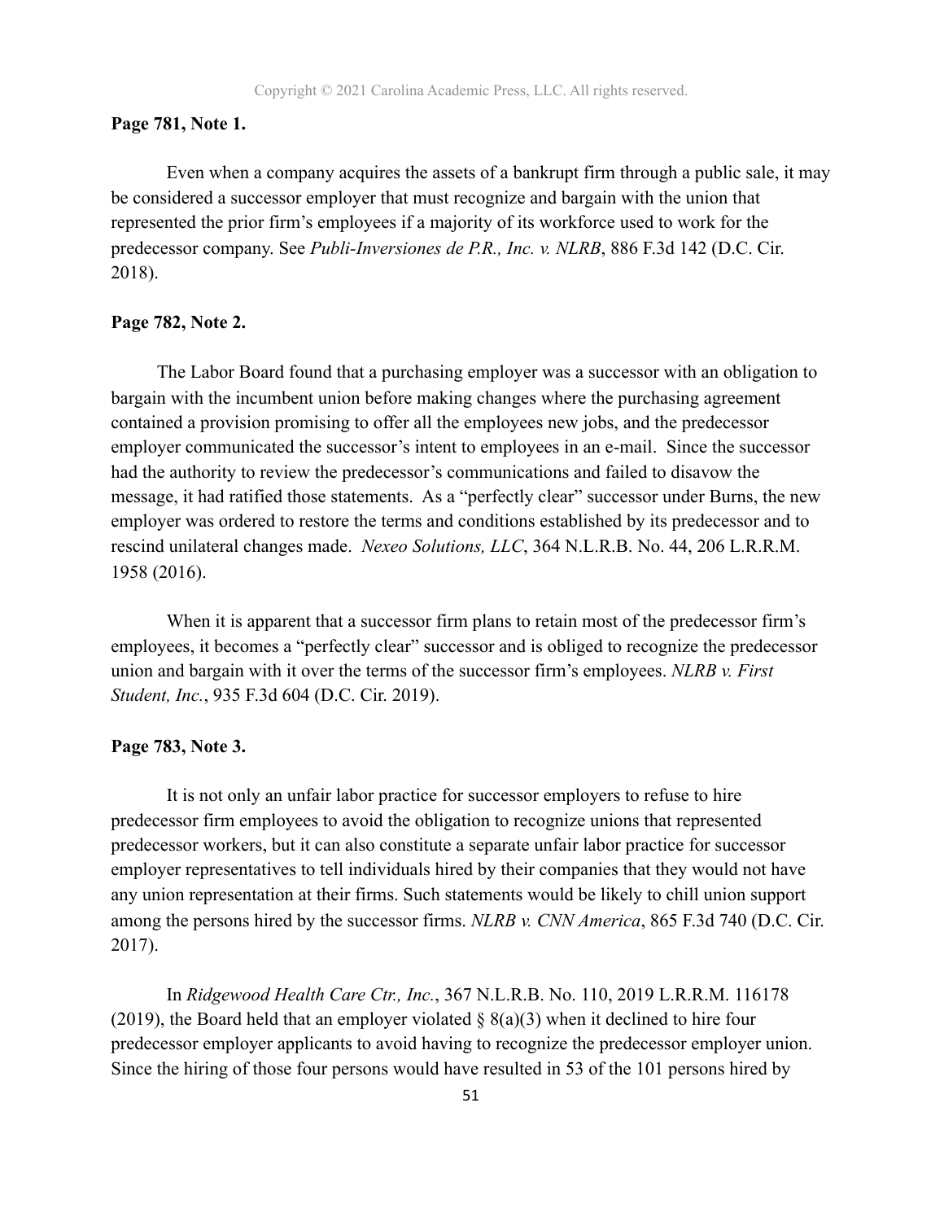**Page 781, Note 1.**

Even when a company acquires the assets of a bankrupt firm through a public sale, it may be considered a successor employer that must recognize and bargain with the union that represented the prior firm's employees if a majority of its workforce used to work for the predecessor company. See *Publi-Inversiones de P.R., Inc. v. NLRB*, 886 F.3d 142 (D.C. Cir. 2018).

**Page 782, Note 2.**

The Labor Board found that a purchasing employer was a successor with an obligation to bargain with the incumbent union before making changes where the purchasing agreement contained a provision promising to offer all the employees new jobs, and the predecessor employer communicated the successor's intent to employees in an e-mail. Since the successor had the authority to review the predecessor's communications and failed to disavow the message, it had ratified those statements. As a "perfectly clear" successor under Burns, the new employer was ordered to restore the terms and conditions established by its predecessor and to rescind unilateral changes made. *Nexeo Solutions, LLC*, 364 N.L.R.B. No. 44, 206 L.R.R.M. 1958 (2016).

When it is apparent that a successor firm plans to retain most of the predecessor firm's employees, it becomes a "perfectly clear" successor and is obliged to recognize the predecessor union and bargain with it over the terms of the successor firm's employees. *NLRB v. First Student, Inc.*, 935 F.3d 604 (D.C. Cir. 2019).

**Page 783, Note 3.**

It is not only an unfair labor practice for successor employers to refuse to hire predecessor firm employees to avoid the obligation to recognize unions that represented predecessor workers, but it can also constitute a separate unfair labor practice for successor employer representatives to tell individuals hired by their companies that they would not have any union representation at their firms. Such statements would be likely to chill union support among the persons hired by the successor firms. *NLRB v. CNN America*, 865 F.3d 740 (D.C. Cir. 2017).

In *Ridgewood Health Care Ctr., Inc.*, 367 N.L.R.B. No. 110, 2019 L.R.R.M. 116178 (2019), the Board held that an employer violated § 8(a)(3) when it declined to hire four predecessor employer applicants to avoid having to recognize the predecessor employer union. Since the hiring of those four persons would have resulted in 53 of the 101 persons hired by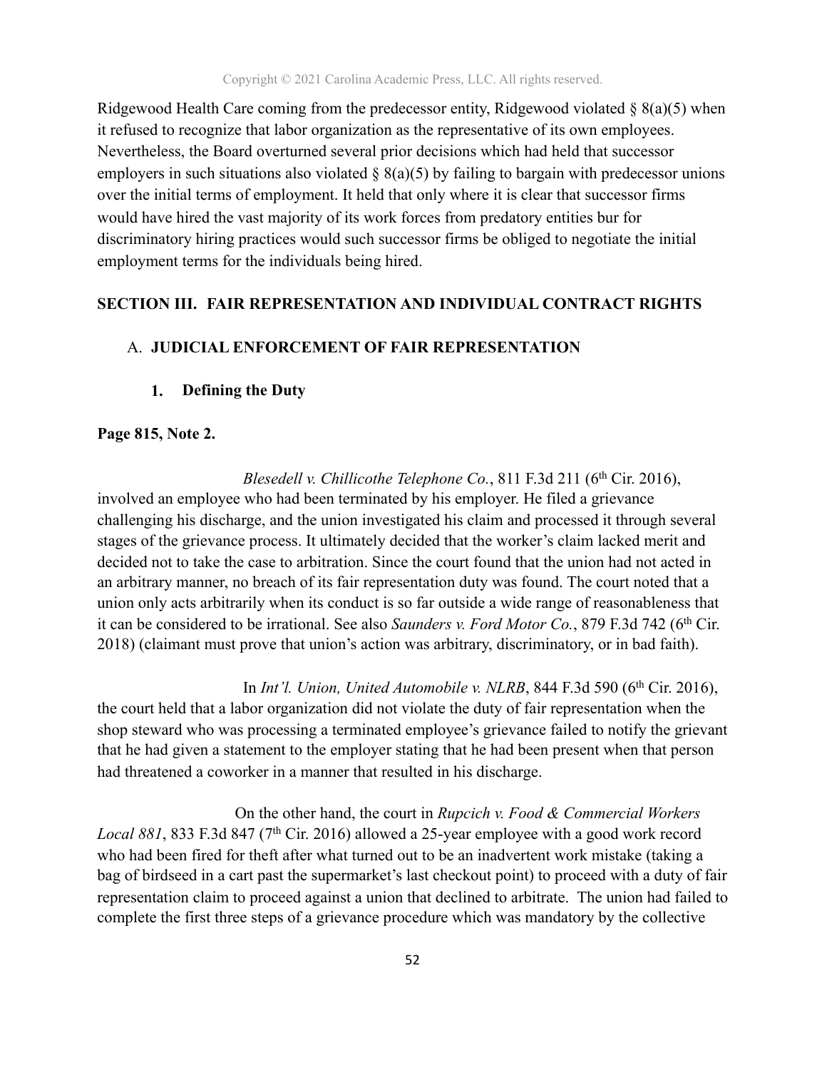Ridgewood Health Care coming from the predecessor entity, Ridgewood violated § 8(a)(5) when it refused to recognize that labor organization as the representative of its own employees. Nevertheless, the Board overturned several prior decisions which had held that successor employers in such situations also violated § 8(a)(5) by failing to bargain with predecessor unions over the initial terms of employment. It held that only where it is clear that successor firms would have hired the vast majority of its work forces from predatory entities bur for discriminatory hiring practices would such successor firms be obliged to negotiate the initial employment terms for the individuals being hired.

## SECTION III. FAIR REPRESENTATION AND INDIVIDUAL CONTRACT RIGHTS

### A. JUDICIAL ENFORCEMENT OF FAIR REPRESENTATION

#### 1. Defining the Duty

**Page 815, Note 2.**

*Blesedell v. Chillicothe Telephone Co.*, 811 F.3d 211 (6th Cir. 2016), involved an employee who had been terminated by his employer. He filed a grievance challenging his discharge, and the union investigated his claim and processed it through several stages of the grievance process. It ultimately decided that the worker's claim lacked merit and decided not to take the case to arbitration. Since the court found that the union had not acted in an arbitrary manner, no breach of its fair representation duty was found. The court noted that a union only acts arbitrarily when its conduct is so far outside a wide range of reasonableness that it can be considered to be irrational. See also *Saunders v. Ford Motor Co.*, 879 F.3d 742 (6th Cir. 2018) (claimant must prove that union's action was arbitrary, discriminatory, or in bad faith).

In *Int'l. Union, United Automobile v. NLRB*, 844 F.3d 590 (6th Cir. 2016), the court held that a labor organization did not violate the duty of fair representation when the shop steward who was processing a terminated employee's grievance failed to notify the grievant that he had given a statement to the employer stating that he had been present when that person had threatened a coworker in a manner that resulted in his discharge.

On the other hand, the court in *Rupcich v. Food & Commercial Workers Local 881*, 833 F.3d 847 (7th Cir. 2016) allowed a 25-year employee with a good work record who had been fired for theft after what turned out to be an inadvertent work mistake (taking a bag of birdseed in a cart past the supermarket's last checkout point) to proceed with a duty of fair representation claim to proceed against a union that declined to arbitrate. The union had failed to complete the first three steps of a grievance procedure which was mandatory by the collective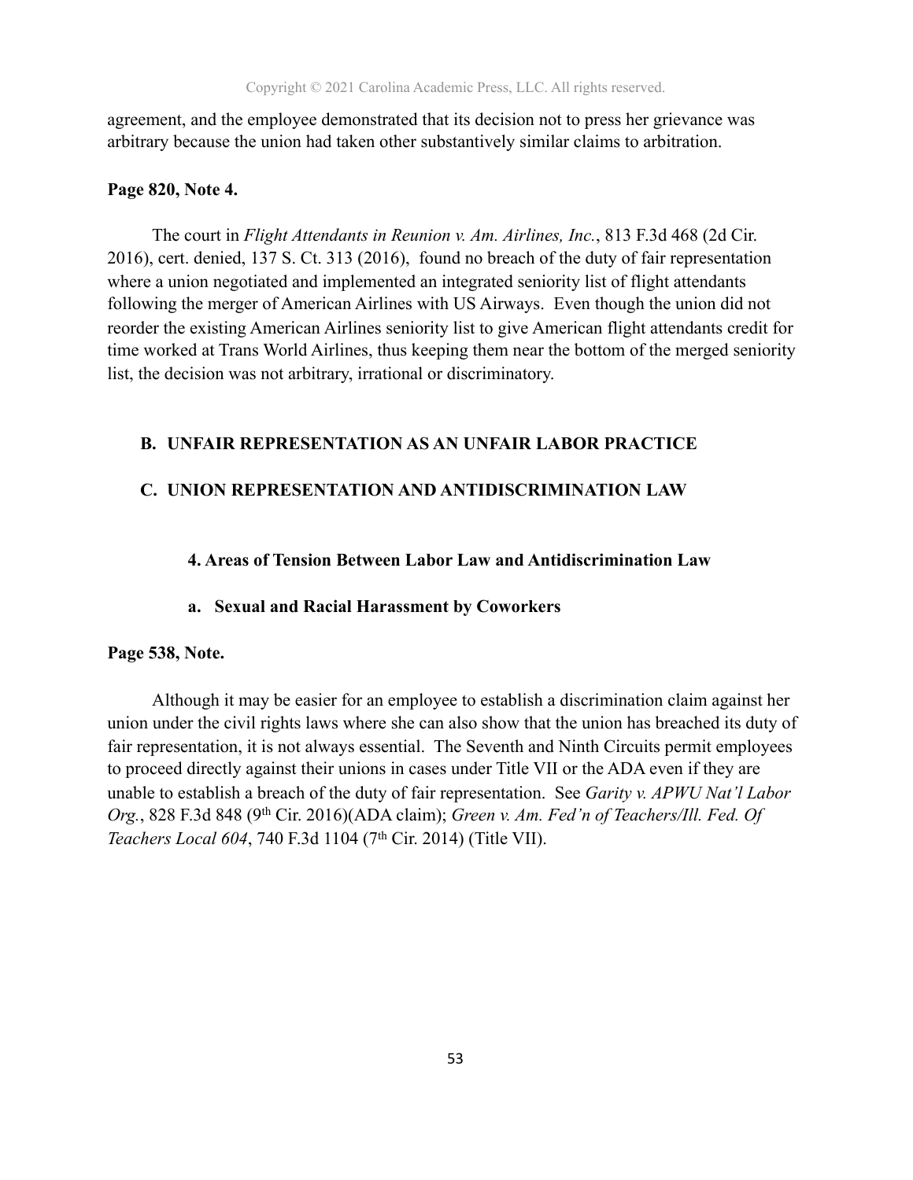agreement, and the employee demonstrated that its decision not to press her grievance was arbitrary because the union had taken other substantively similar claims to arbitration.

**Page 820, Note 4.**

The court in *Flight Attendants in Reunion v. Am. Airlines, Inc.*, 813 F.3d 468 (2d Cir. 2016), cert. denied, 137 S. Ct. 313 (2016), found no breach of the duty of fair representation where a union negotiated and implemented an integrated seniority list of flight attendants following the merger of American Airlines with US Airways. Even though the union did not reorder the existing American Airlines seniority list to give American flight attendants credit for time worked at Trans World Airlines, thus keeping them near the bottom of the merged seniority list, the decision was not arbitrary, irrational or discriminatory.

## B. UNFAIR REPRESENTATION AS AN UNFAIR LABOR PRACTICE

## C. UNION REPRESENTATION AND ANTIDISCRIMINATION LAW

### 4. Areas of Tension Between Labor Law and Antidiscrimination Law

#### a. Sexual and Racial Harassment by Coworkers

**Page 538, Note.**

Although it may be easier for an employee to establish a discrimination claim against her union under the civil rights laws where she can also show that the union has breached its duty of fair representation, it is not always essential. The Seventh and Ninth Circuits permit employees to proceed directly against their unions in cases under Title VII or the ADA even if they are unable to establish a breach of the duty of fair representation. See *Garity v. APWU Nat'l Labor Org.*, 828 F.3d 848 (9th Cir. 2016)(ADA claim); *Green v. Am. Fed'n of Teachers/Ill. Fed. Of Teachers Local 604*, 740 F.3d 1104 (7th Cir. 2014) (Title VII).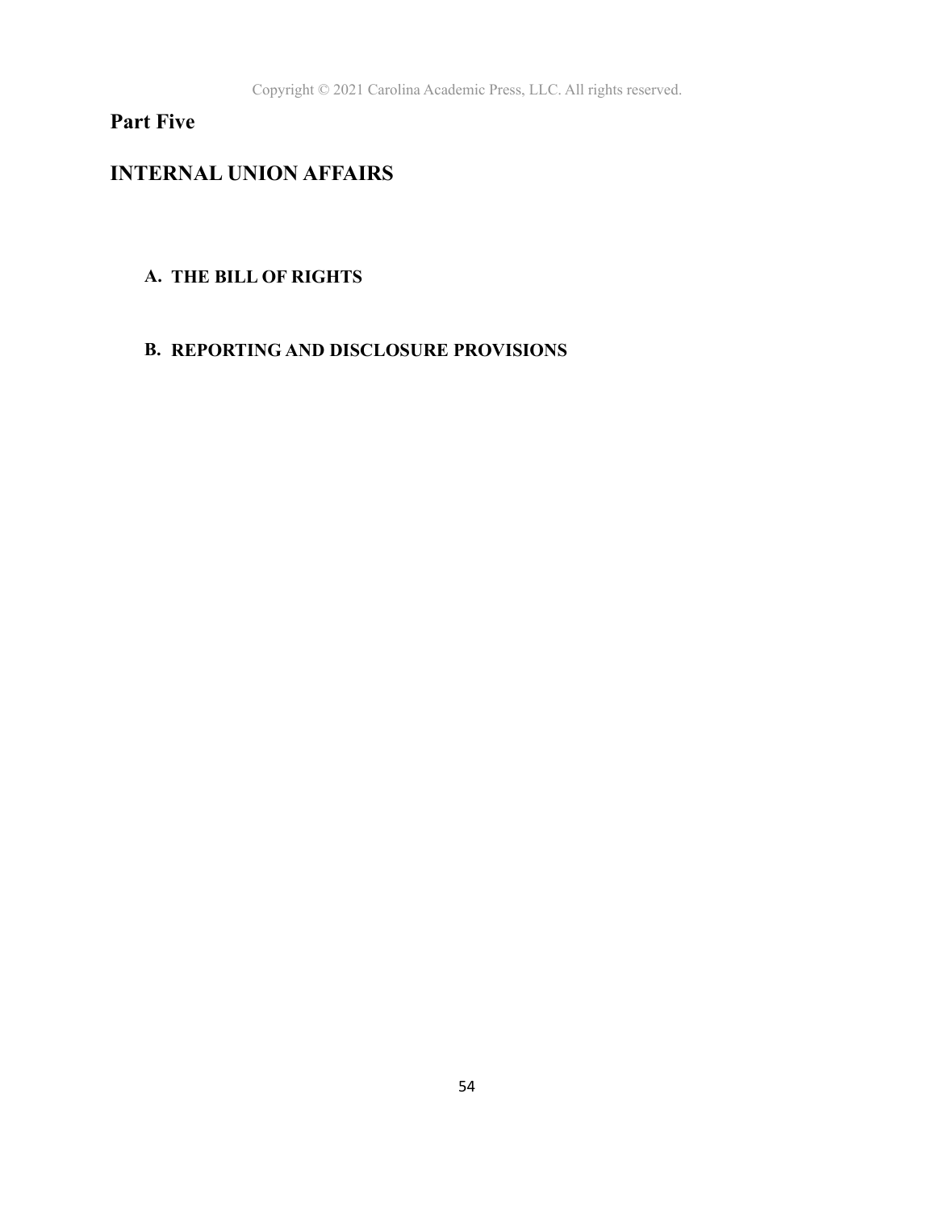# Part Five

## INTERNAL UNION AFFAIRS

### A. THE BILL OF RIGHTS

### B. REPORTING AND DISCLOSURE PROVISIONS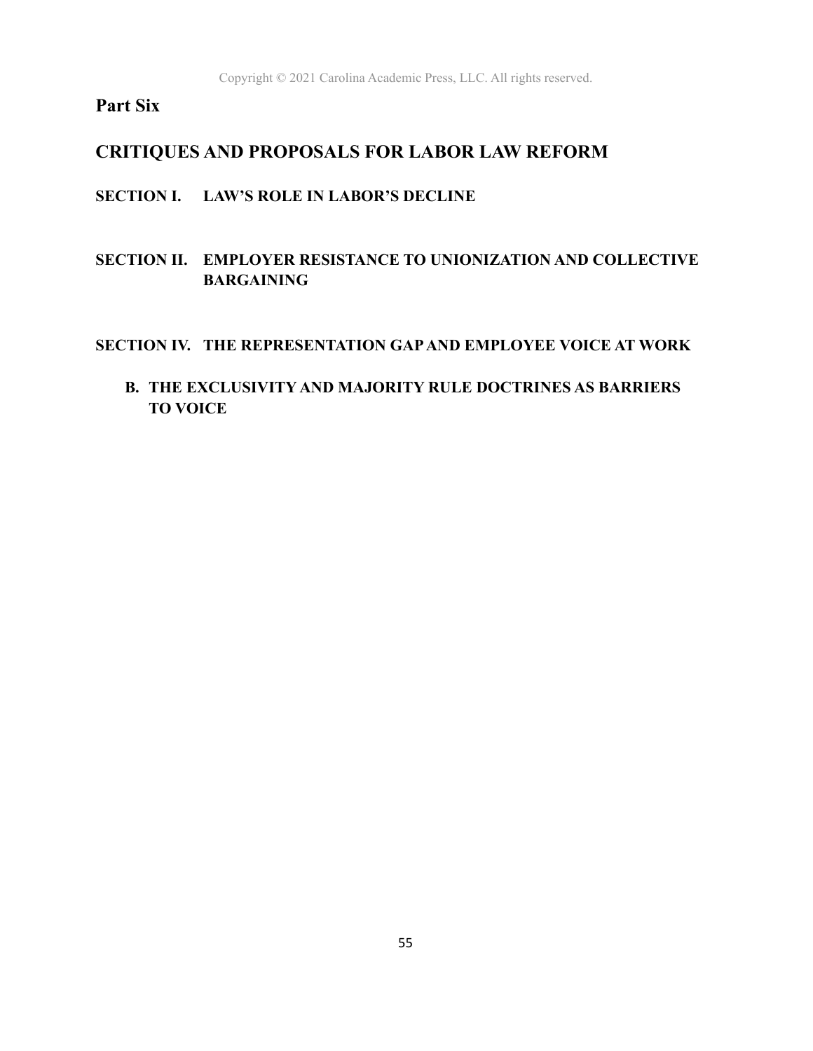## Part Six

## CRITIQUES AND PROPOSALS FOR LABOR LAW REFORM

### SECTION I. LAW'S ROLE IN LABOR'S DECLINE

### SECTION II. EMPLOYER RESISTANCE TO UNIONIZATION AND COLLECTIVE BARGAINING

### SECTION IV. THE REPRESENTATION GAP AND EMPLOYEE VOICE AT WORK

#### B. THE EXCLUSIVITY AND MAJORITY RULE DOCTRINES AS BARRIERS TO VOICE